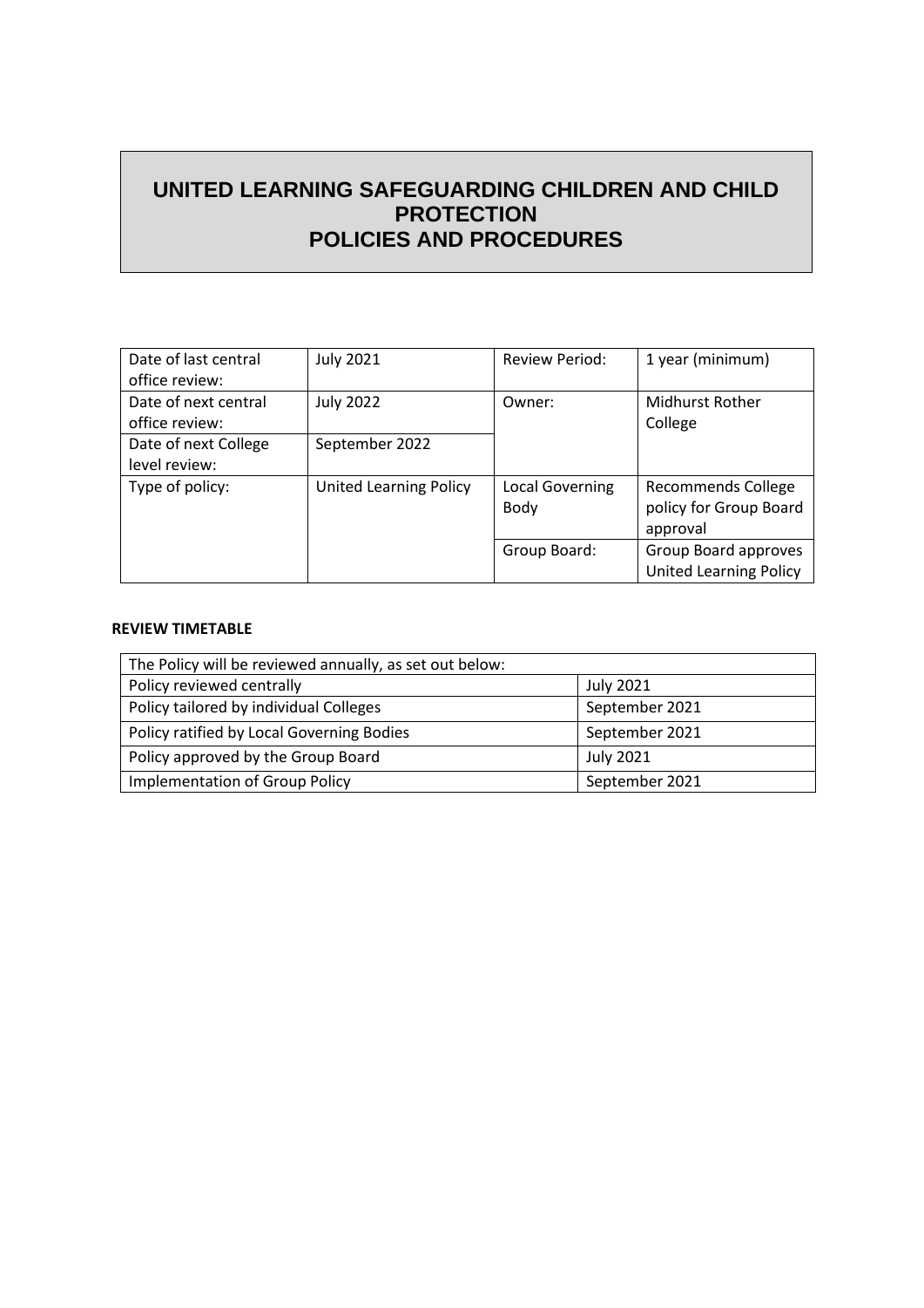# UNITED LEARNING SAFEGUARDING CHILDREN AND CHILD PROTECTION POLICIES AND PROCEDURES

| Date of last central office review: | July 2021 | Review Period: | 1 year (minimum) |
|---|---|---|---|
| Date of next central office review: | July 2022 | Owner: | Midhurst Rother College |
| Date of next College level review: | September 2022 | | |
| Type of policy: | United Learning Policy | Local Governing Body | Recommends College policy for Group Board approval |
| | | Group Board: | Group Board approves United Learning Policy |

**REVIEW TIMETABLE**

| The Policy will be reviewed annually, as set out below: | |
|---|---|
| Policy reviewed centrally | July 2021 |
| Policy tailored by individual Colleges | September 2021 |
| Policy ratified by Local Governing Bodies | September 2021 |
| Policy approved by the Group Board | July 2021 |
| Implementation of Group Policy | September 2021 |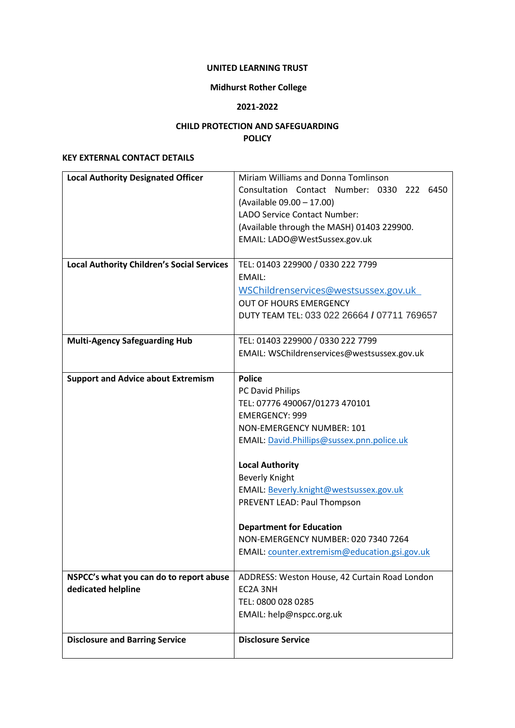**UNITED LEARNING TRUST**

**Midhurst Rother College**

**2021-2022**

**CHILD PROTECTION AND SAFEGUARDING POLICY**

**KEY EXTERNAL CONTACT DETAILS**

| | |
|---|---|
| **Local Authority Designated Officer** | Miriam Williams and Donna Tomlinson<br>Consultation Contact Number: 0330 222 6450 (Available 09.00 – 17.00)<br>LADO Service Contact Number:<br>(Available through the MASH) 01403 229900.<br>EMAIL: LADO@WestSussex.gov.uk |
| **Local Authority Children's Social Services** | TEL: 01403 229900 / 0330 222 7799<br>EMAIL:<br>WSChildrenservices@westsussex.gov.uk<br>OUT OF HOURS EMERGENCY<br>DUTY TEAM TEL: 033 022 26664 / 07711 769657 |
| **Multi-Agency Safeguarding Hub** | TEL: 01403 229900 / 0330 222 7799<br>EMAIL: WSChildrenservices@westsussex.gov.uk |
| **Support and Advice about Extremism** | **Police**<br>PC David Philips<br>TEL: 07776 490067/01273 470101<br>EMERGENCY: 999<br>NON-EMERGENCY NUMBER: 101<br>EMAIL: David.Phillips@sussex.pnn.police.uk<br><br>**Local Authority**<br>Beverly Knight<br>EMAIL: Beverly.knight@westsussex.gov.uk<br>PREVENT LEAD: Paul Thompson<br><br>**Department for Education**<br>NON-EMERGENCY NUMBER: 020 7340 7264<br>EMAIL: counter.extremism@education.gsi.gov.uk |
| **NSPCC's what you can do to report abuse dedicated helpline** | ADDRESS: Weston House, 42 Curtain Road London EC2A 3NH<br>TEL: 0800 028 0285<br>EMAIL: help@nspcc.org.uk |
| **Disclosure and Barring Service** | **Disclosure Service** |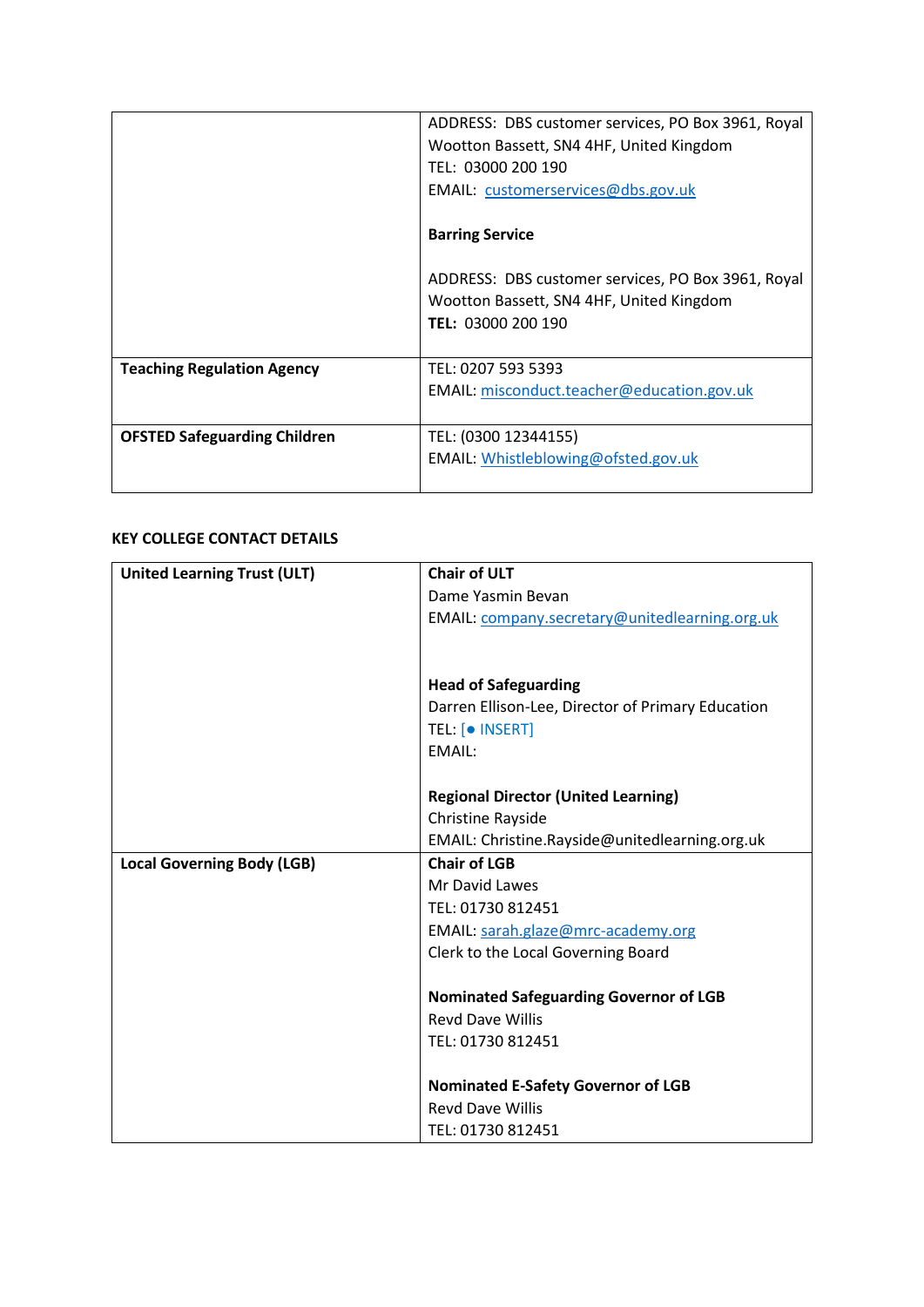| | |
|---|---|
| | ADDRESS: DBS customer services, PO Box 3961, Royal Wootton Bassett, SN4 4HF, United Kingdom<br>TEL: 03000 200 190<br>EMAIL: customerservices@dbs.gov.uk<br><br>**Barring Service**<br><br>ADDRESS: DBS customer services, PO Box 3961, Royal Wootton Bassett, SN4 4HF, United Kingdom<br>**TEL:** 03000 200 190 |
| **Teaching Regulation Agency** | TEL: 0207 593 5393<br>EMAIL: misconduct.teacher@education.gov.uk |
| **OFSTED Safeguarding Children** | TEL: (0300 12344155)<br>EMAIL: Whistleblowing@ofsted.gov.uk |

**KEY COLLEGE CONTACT DETAILS**

| | |
|---|---|
| **United Learning Trust (ULT)** | **Chair of ULT**<br>Dame Yasmin Bevan<br>EMAIL: company.secretary@unitedlearning.org.uk<br><br>**Head of Safeguarding**<br>Darren Ellison-Lee, Director of Primary Education<br>TEL: [● INSERT]<br>EMAIL:<br><br>**Regional Director (United Learning)**<br>Christine Rayside<br>EMAIL: Christine.Rayside@unitedlearning.org.uk |
| **Local Governing Body (LGB)** | **Chair of LGB**<br>Mr David Lawes<br>TEL: 01730 812451<br>EMAIL: sarah.glaze@mrc-academy.org<br>Clerk to the Local Governing Board<br><br>**Nominated Safeguarding Governor of LGB**<br>Revd Dave Willis<br>TEL: 01730 812451<br><br>**Nominated E-Safety Governor of LGB**<br>Revd Dave Willis<br>TEL: 01730 812451 |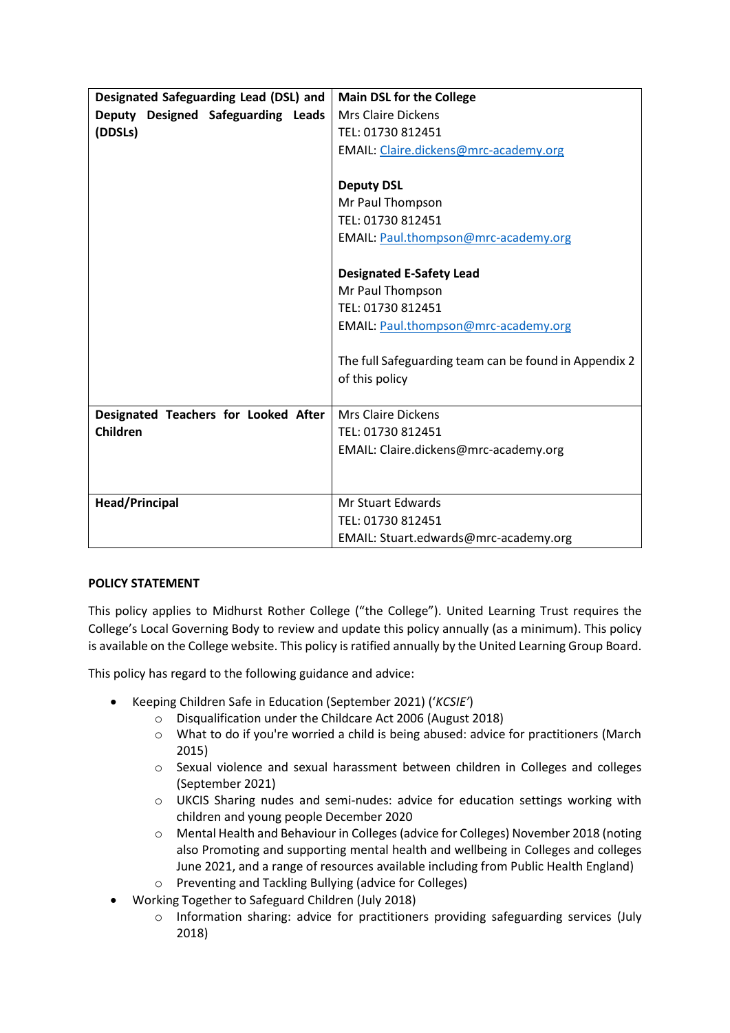| **Designated Safeguarding Lead (DSL) and Deputy Designed Safeguarding Leads (DDSLs)** | **Main DSL for the College**<br>Mrs Claire Dickens<br>TEL: 01730 812451<br>EMAIL: Claire.dickens@mrc-academy.org<br><br>**Deputy DSL**<br>Mr Paul Thompson<br>TEL: 01730 812451<br>EMAIL: Paul.thompson@mrc-academy.org<br><br>**Designated E-Safety Lead**<br>Mr Paul Thompson<br>TEL: 01730 812451<br>EMAIL: Paul.thompson@mrc-academy.org<br><br>The full Safeguarding team can be found in Appendix 2 of this policy |
|---|---|
| **Designated Teachers for Looked After Children** | Mrs Claire Dickens<br>TEL: 01730 812451<br>EMAIL: Claire.dickens@mrc-academy.org |
| **Head/Principal** | Mr Stuart Edwards<br>TEL: 01730 812451<br>EMAIL: Stuart.edwards@mrc-academy.org |

**POLICY STATEMENT**

This policy applies to Midhurst Rother College ("the College"). United Learning Trust requires the College's Local Governing Body to review and update this policy annually (as a minimum). This policy is available on the College website. This policy is ratified annually by the United Learning Group Board.

This policy has regard to the following guidance and advice:

- Keeping Children Safe in Education (September 2021) ('*KCSIE'*)
    - Disqualification under the Childcare Act 2006 (August 2018)
    - What to do if you're worried a child is being abused: advice for practitioners (March 2015)
    - Sexual violence and sexual harassment between children in Colleges and colleges (September 2021)
    - UKCIS Sharing nudes and semi-nudes: advice for education settings working with children and young people December 2020
    - Mental Health and Behaviour in Colleges (advice for Colleges) November 2018 (noting also Promoting and supporting mental health and wellbeing in Colleges and colleges June 2021, and a range of resources available including from Public Health England)
    - Preventing and Tackling Bullying (advice for Colleges)
- Working Together to Safeguard Children (July 2018)
    - Information sharing: advice for practitioners providing safeguarding services (July 2018)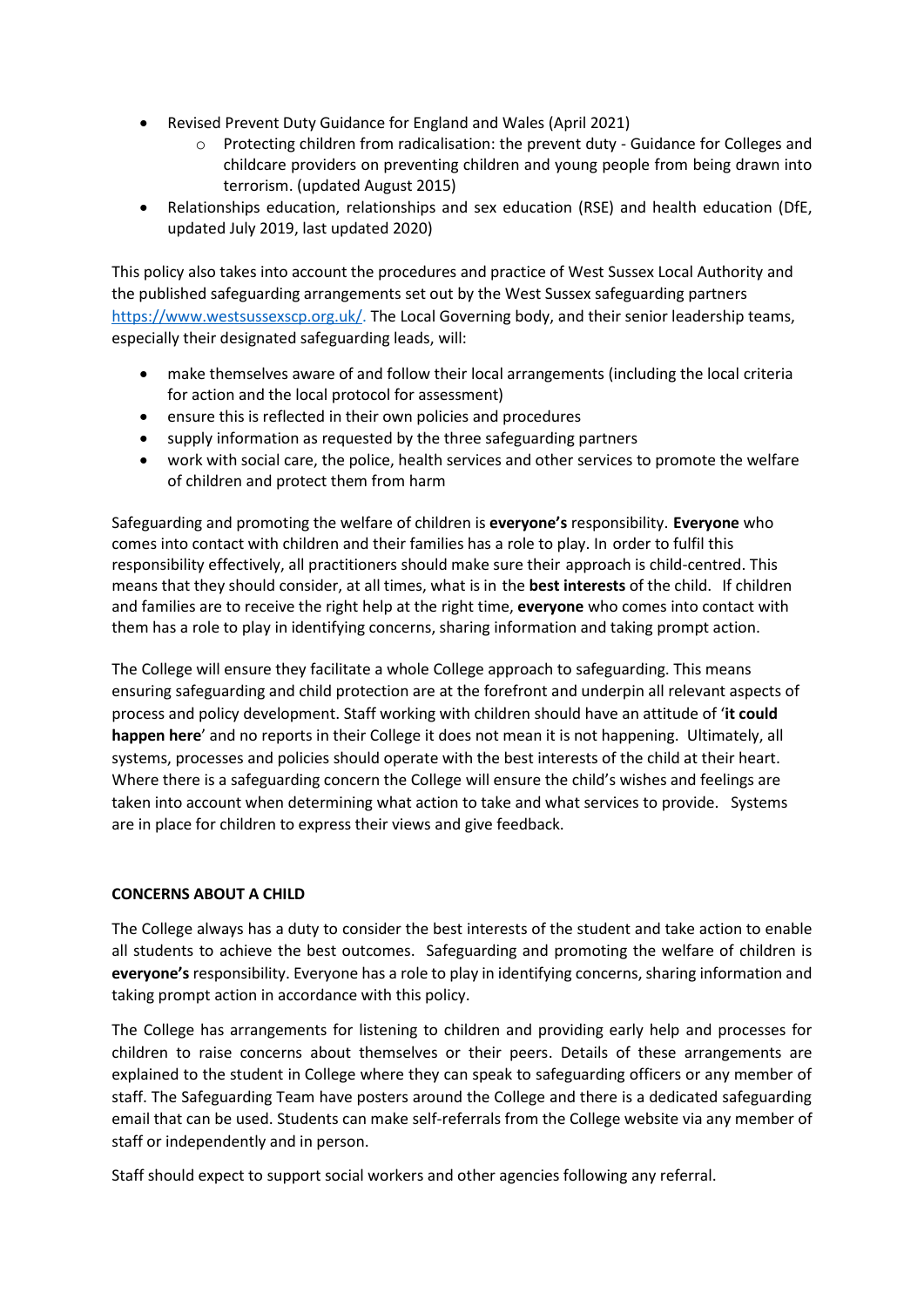- Revised Prevent Duty Guidance for England and Wales (April 2021)
    - Protecting children from radicalisation: the prevent duty - Guidance for Colleges and childcare providers on preventing children and young people from being drawn into terrorism. (updated August 2015)
- Relationships education, relationships and sex education (RSE) and health education (DfE, updated July 2019, last updated 2020)

This policy also takes into account the procedures and practice of West Sussex Local Authority and the published safeguarding arrangements set out by the West Sussex safeguarding partners [https://www.westsussexscp.org.uk/](https://www.westsussexscp.org.uk/). The Local Governing body, and their senior leadership teams, especially their designated safeguarding leads, will:

- make themselves aware of and follow their local arrangements (including the local criteria for action and the local protocol for assessment)
- ensure this is reflected in their own policies and procedures
- supply information as requested by the three safeguarding partners
- work with social care, the police, health services and other services to promote the welfare of children and protect them from harm

Safeguarding and promoting the welfare of children is **everyone's** responsibility. **Everyone** who comes into contact with children and their families has a role to play. In order to fulfil this responsibility effectively, all practitioners should make sure their approach is child-centred. This means that they should consider, at all times, what is in the **best interests** of the child. If children and families are to receive the right help at the right time, **everyone** who comes into contact with them has a role to play in identifying concerns, sharing information and taking prompt action.

The College will ensure they facilitate a whole College approach to safeguarding. This means ensuring safeguarding and child protection are at the forefront and underpin all relevant aspects of process and policy development. Staff working with children should have an attitude of '**it could happen here**' and no reports in their College it does not mean it is not happening. Ultimately, all systems, processes and policies should operate with the best interests of the child at their heart. Where there is a safeguarding concern the College will ensure the child's wishes and feelings are taken into account when determining what action to take and what services to provide. Systems are in place for children to express their views and give feedback.

**CONCERNS ABOUT A CHILD**

The College always has a duty to consider the best interests of the student and take action to enable all students to achieve the best outcomes. Safeguarding and promoting the welfare of children is **everyone's** responsibility. Everyone has a role to play in identifying concerns, sharing information and taking prompt action in accordance with this policy.

The College has arrangements for listening to children and providing early help and processes for children to raise concerns about themselves or their peers. Details of these arrangements are explained to the student in College where they can speak to safeguarding officers or any member of staff. The Safeguarding Team have posters around the College and there is a dedicated safeguarding email that can be used. Students can make self-referrals from the College website via any member of staff or independently and in person.

Staff should expect to support social workers and other agencies following any referral.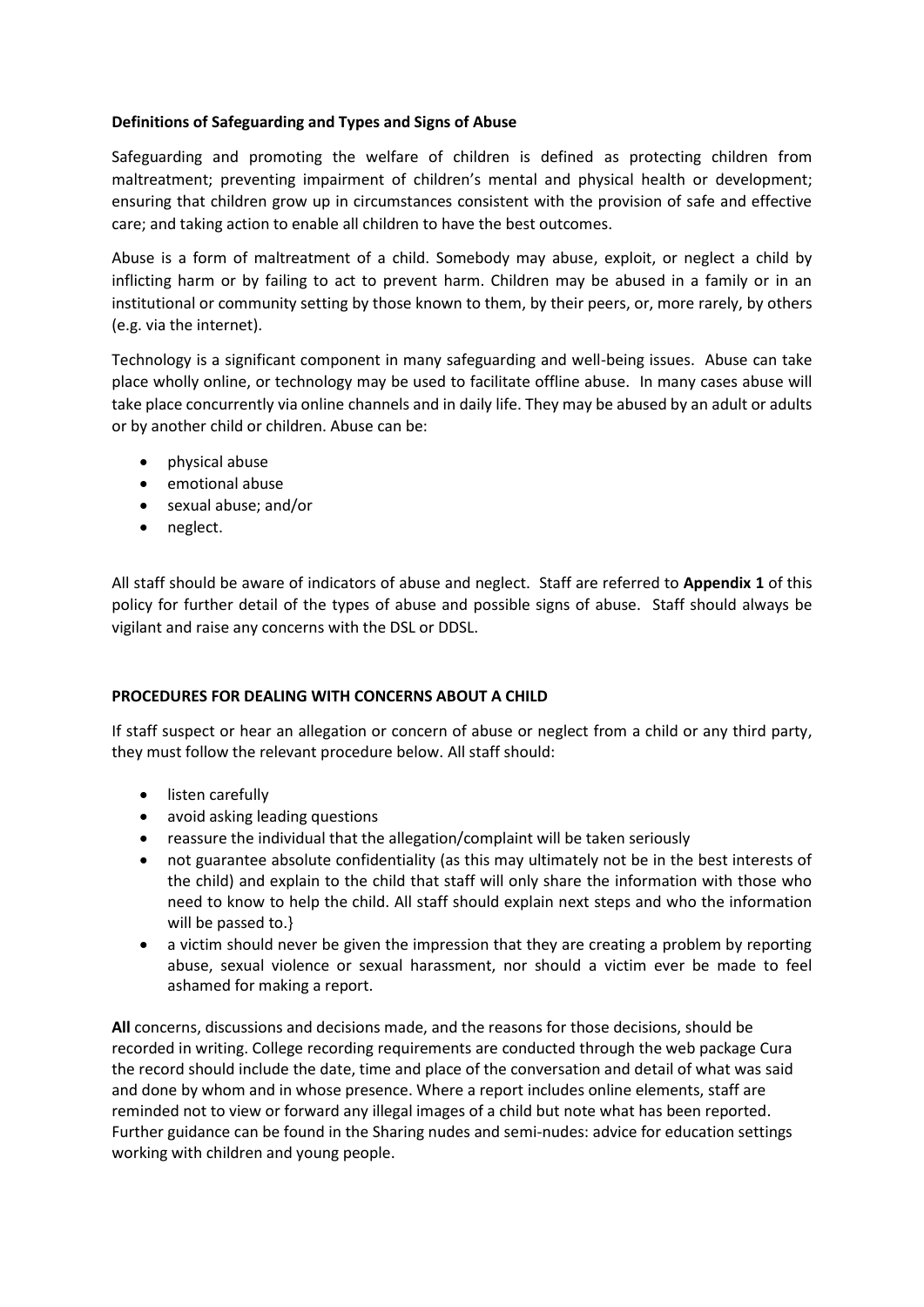**Definitions of Safeguarding and Types and Signs of Abuse**

Safeguarding and promoting the welfare of children is defined as protecting children from maltreatment; preventing impairment of children's mental and physical health or development; ensuring that children grow up in circumstances consistent with the provision of safe and effective care; and taking action to enable all children to have the best outcomes.

Abuse is a form of maltreatment of a child. Somebody may abuse, exploit, or neglect a child by inflicting harm or by failing to act to prevent harm. Children may be abused in a family or in an institutional or community setting by those known to them, by their peers, or, more rarely, by others (e.g. via the internet).

Technology is a significant component in many safeguarding and well-being issues. Abuse can take place wholly online, or technology may be used to facilitate offline abuse. In many cases abuse will take place concurrently via online channels and in daily life. They may be abused by an adult or adults or by another child or children. Abuse can be:

- physical abuse
- emotional abuse
- sexual abuse; and/or
- neglect.

All staff should be aware of indicators of abuse and neglect. Staff are referred to **Appendix 1** of this policy for further detail of the types of abuse and possible signs of abuse. Staff should always be vigilant and raise any concerns with the DSL or DDSL.

**PROCEDURES FOR DEALING WITH CONCERNS ABOUT A CHILD**

If staff suspect or hear an allegation or concern of abuse or neglect from a child or any third party, they must follow the relevant procedure below. All staff should:

- listen carefully
- avoid asking leading questions
- reassure the individual that the allegation/complaint will be taken seriously
- not guarantee absolute confidentiality (as this may ultimately not be in the best interests of the child) and explain to the child that staff will only share the information with those who need to know to help the child. All staff should explain next steps and who the information will be passed to.}
- a victim should never be given the impression that they are creating a problem by reporting abuse, sexual violence or sexual harassment, nor should a victim ever be made to feel ashamed for making a report.

**All** concerns, discussions and decisions made, and the reasons for those decisions, should be recorded in writing. College recording requirements are conducted through the web package Cura the record should include the date, time and place of the conversation and detail of what was said and done by whom and in whose presence. Where a report includes online elements, staff are reminded not to view or forward any illegal images of a child but note what has been reported. Further guidance can be found in the Sharing nudes and semi-nudes: advice for education settings working with children and young people.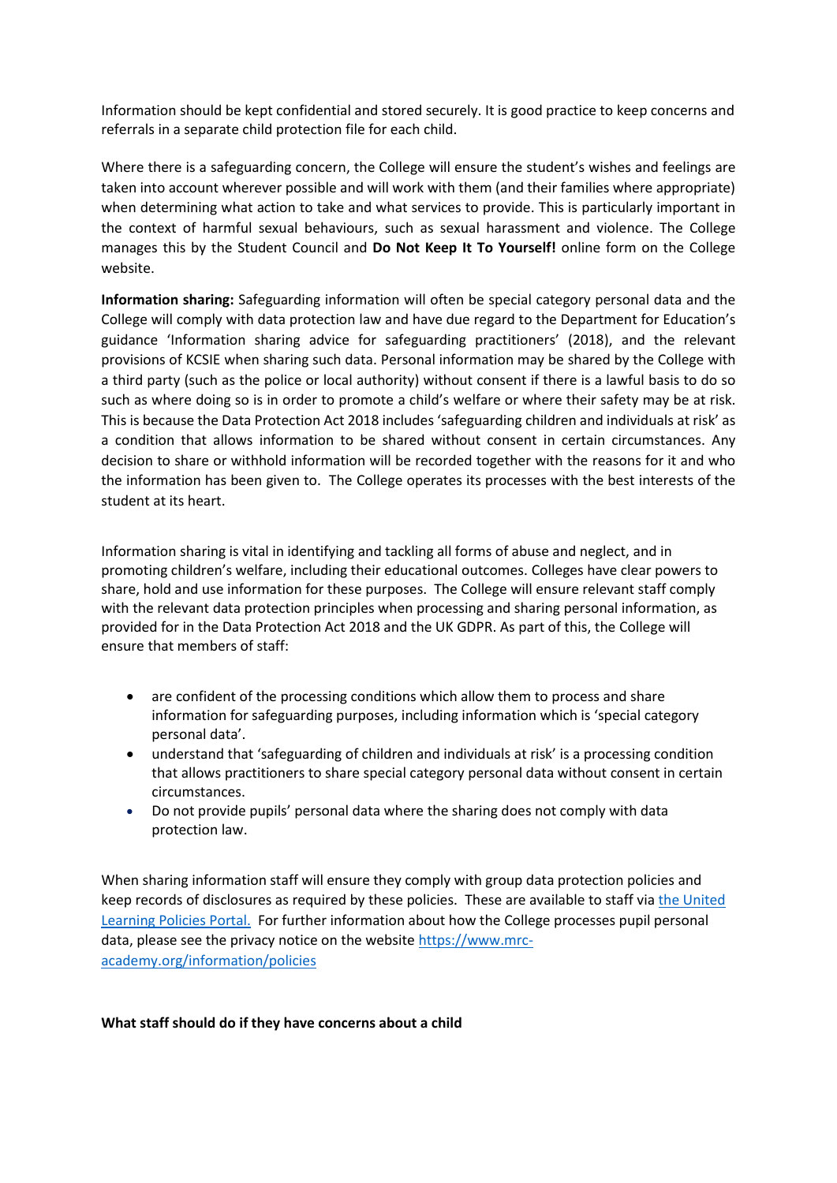Information should be kept confidential and stored securely. It is good practice to keep concerns and referrals in a separate child protection file for each child.

Where there is a safeguarding concern, the College will ensure the student's wishes and feelings are taken into account wherever possible and will work with them (and their families where appropriate) when determining what action to take and what services to provide. This is particularly important in the context of harmful sexual behaviours, such as sexual harassment and violence. The College manages this by the Student Council and **Do Not Keep It To Yourself!** online form on the College website.

**Information sharing:** Safeguarding information will often be special category personal data and the College will comply with data protection law and have due regard to the Department for Education's guidance 'Information sharing advice for safeguarding practitioners' (2018), and the relevant provisions of KCSIE when sharing such data. Personal information may be shared by the College with a third party (such as the police or local authority) without consent if there is a lawful basis to do so such as where doing so is in order to promote a child's welfare or where their safety may be at risk. This is because the Data Protection Act 2018 includes 'safeguarding children and individuals at risk' as a condition that allows information to be shared without consent in certain circumstances. Any decision to share or withhold information will be recorded together with the reasons for it and who the information has been given to. The College operates its processes with the best interests of the student at its heart.

Information sharing is vital in identifying and tackling all forms of abuse and neglect, and in promoting children's welfare, including their educational outcomes. Colleges have clear powers to share, hold and use information for these purposes. The College will ensure relevant staff comply with the relevant data protection principles when processing and sharing personal information, as provided for in the Data Protection Act 2018 and the UK GDPR. As part of this, the College will ensure that members of staff:

- are confident of the processing conditions which allow them to process and share information for safeguarding purposes, including information which is 'special category personal data'.
- understand that 'safeguarding of children and individuals at risk' is a processing condition that allows practitioners to share special category personal data without consent in certain circumstances.
- Do not provide pupils' personal data where the sharing does not comply with data protection law.

When sharing information staff will ensure they comply with group data protection policies and keep records of disclosures as required by these policies. These are available to staff via [the United Learning Policies Portal.]() For further information about how the College processes pupil personal data, please see the privacy notice on the website https://www.mrc-academy.org/information/policies

**What staff should do if they have concerns about a child**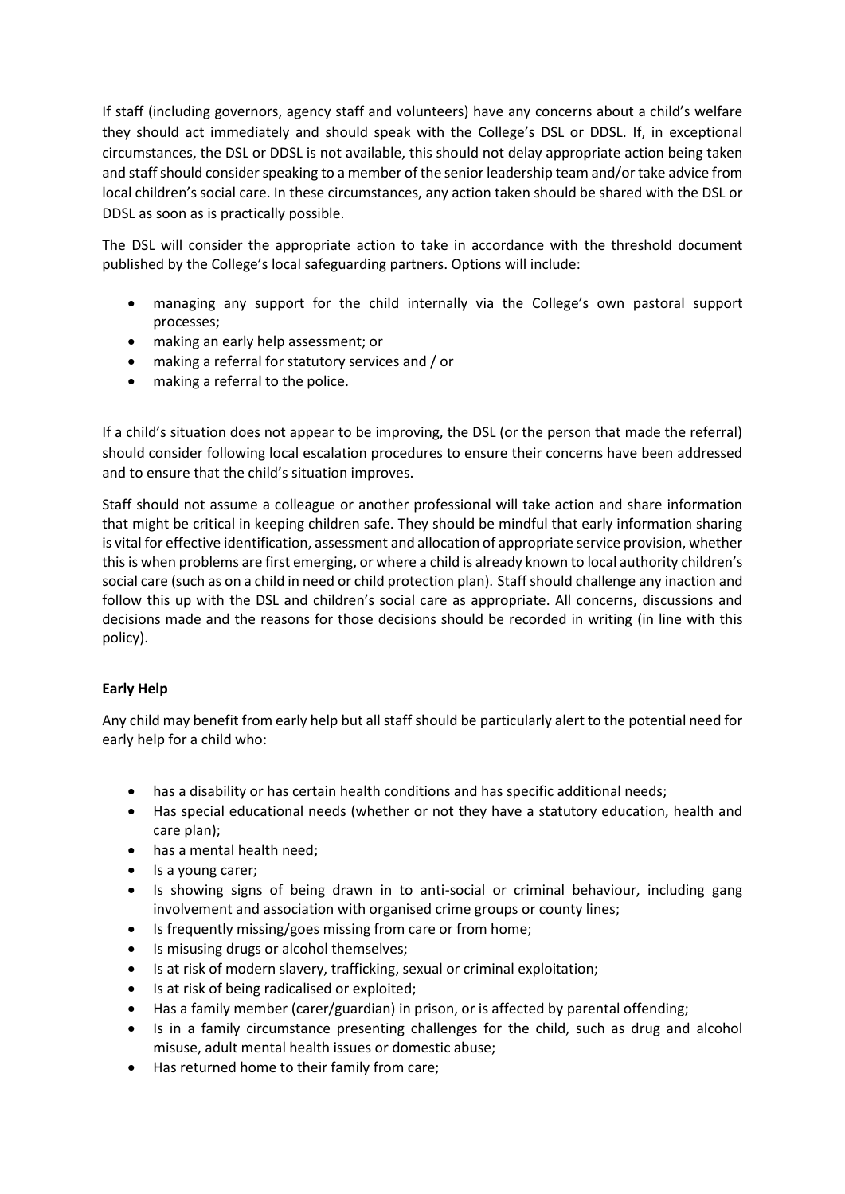If staff (including governors, agency staff and volunteers) have any concerns about a child's welfare they should act immediately and should speak with the College's DSL or DDSL. If, in exceptional circumstances, the DSL or DDSL is not available, this should not delay appropriate action being taken and staff should consider speaking to a member of the senior leadership team and/or take advice from local children's social care. In these circumstances, any action taken should be shared with the DSL or DDSL as soon as is practically possible.

The DSL will consider the appropriate action to take in accordance with the threshold document published by the College's local safeguarding partners. Options will include:

- managing any support for the child internally via the College's own pastoral support processes;
- making an early help assessment; or
- making a referral for statutory services and / or
- making a referral to the police.

If a child's situation does not appear to be improving, the DSL (or the person that made the referral) should consider following local escalation procedures to ensure their concerns have been addressed and to ensure that the child's situation improves.

Staff should not assume a colleague or another professional will take action and share information that might be critical in keeping children safe. They should be mindful that early information sharing is vital for effective identification, assessment and allocation of appropriate service provision, whether this is when problems are first emerging, or where a child is already known to local authority children's social care (such as on a child in need or child protection plan). Staff should challenge any inaction and follow this up with the DSL and children's social care as appropriate. All concerns, discussions and decisions made and the reasons for those decisions should be recorded in writing (in line with this policy).

**Early Help**

Any child may benefit from early help but all staff should be particularly alert to the potential need for early help for a child who:

- has a disability or has certain health conditions and has specific additional needs;
- Has special educational needs (whether or not they have a statutory education, health and care plan);
- has a mental health need;
- Is a young carer;
- Is showing signs of being drawn in to anti-social or criminal behaviour, including gang involvement and association with organised crime groups or county lines;
- Is frequently missing/goes missing from care or from home;
- Is misusing drugs or alcohol themselves;
- Is at risk of modern slavery, trafficking, sexual or criminal exploitation;
- Is at risk of being radicalised or exploited;
- Has a family member (carer/guardian) in prison, or is affected by parental offending;
- Is in a family circumstance presenting challenges for the child, such as drug and alcohol misuse, adult mental health issues or domestic abuse;
- Has returned home to their family from care;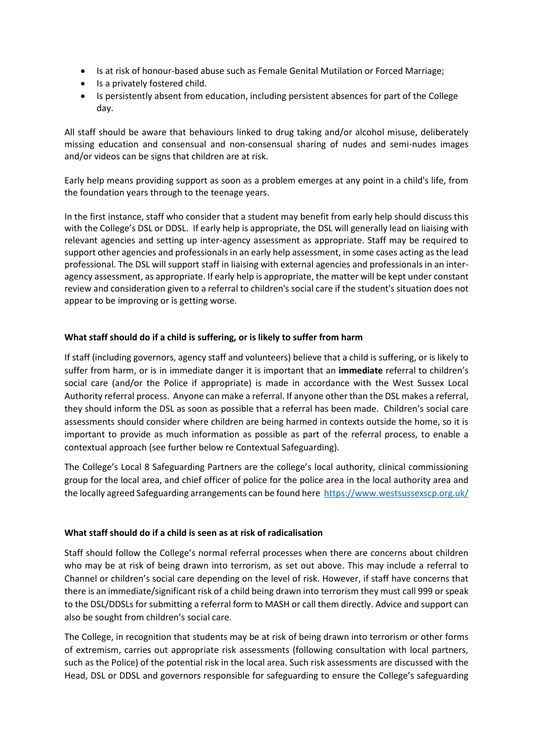- Is at risk of honour-based abuse such as Female Genital Mutilation or Forced Marriage;
- Is a privately fostered child.
- Is persistently absent from education, including persistent absences for part of the College day.

All staff should be aware that behaviours linked to drug taking and/or alcohol misuse, deliberately missing education and consensual and non-consensual sharing of nudes and semi-nudes images and/or videos can be signs that children are at risk.

Early help means providing support as soon as a problem emerges at any point in a child's life, from the foundation years through to the teenage years.

In the first instance, staff who consider that a student may benefit from early help should discuss this with the College's DSL or DDSL. If early help is appropriate, the DSL will generally lead on liaising with relevant agencies and setting up inter-agency assessment as appropriate. Staff may be required to support other agencies and professionals in an early help assessment, in some cases acting as the lead professional. The DSL will support staff in liaising with external agencies and professionals in an inter-agency assessment, as appropriate. If early help is appropriate, the matter will be kept under constant review and consideration given to a referral to children's social care if the student's situation does not appear to be improving or is getting worse.

**What staff should do if a child is suffering, or is likely to suffer from harm**

If staff (including governors, agency staff and volunteers) believe that a child is suffering, or is likely to suffer from harm, or is in immediate danger it is important that an **immediate** referral to children's social care (and/or the Police if appropriate) is made in accordance with the West Sussex Local Authority referral process. Anyone can make a referral. If anyone other than the DSL makes a referral, they should inform the DSL as soon as possible that a referral has been made. Children's social care assessments should consider where children are being harmed in contexts outside the home, so it is important to provide as much information as possible as part of the referral process, to enable a contextual approach (see further below re Contextual Safeguarding).

The College's Local 8 Safeguarding Partners are the college's local authority, clinical commissioning group for the local area, and chief officer of police for the police area in the local authority area and the locally agreed Safeguarding arrangements can be found here https://www.westsussexscp.org.uk/

**What staff should do if a child is seen as at risk of radicalisation**

Staff should follow the College's normal referral processes when there are concerns about children who may be at risk of being drawn into terrorism, as set out above. This may include a referral to Channel or children's social care depending on the level of risk. However, if staff have concerns that there is an immediate/significant risk of a child being drawn into terrorism they must call 999 or speak to the DSL/DDSLs for submitting a referral form to MASH or call them directly. Advice and support can also be sought from children's social care.

The College, in recognition that students may be at risk of being drawn into terrorism or other forms of extremism, carries out appropriate risk assessments (following consultation with local partners, such as the Police) of the potential risk in the local area. Such risk assessments are discussed with the Head, DSL or DDSL and governors responsible for safeguarding to ensure the College's safeguarding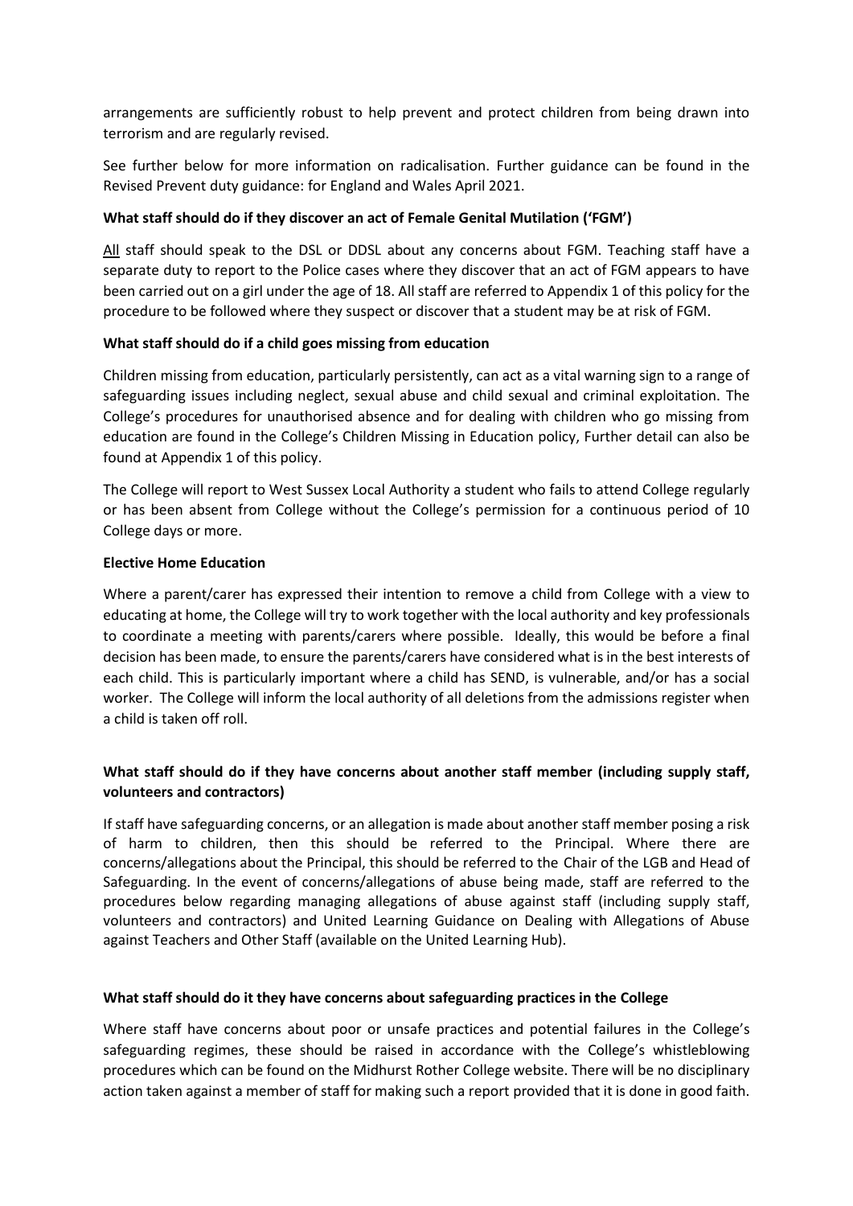arrangements are sufficiently robust to help prevent and protect children from being drawn into terrorism and are regularly revised.

See further below for more information on radicalisation. Further guidance can be found in the Revised Prevent duty guidance: for England and Wales April 2021.

**What staff should do if they discover an act of Female Genital Mutilation ('FGM')**

All staff should speak to the DSL or DDSL about any concerns about FGM. Teaching staff have a separate duty to report to the Police cases where they discover that an act of FGM appears to have been carried out on a girl under the age of 18. All staff are referred to Appendix 1 of this policy for the procedure to be followed where they suspect or discover that a student may be at risk of FGM.

**What staff should do if a child goes missing from education**

Children missing from education, particularly persistently, can act as a vital warning sign to a range of safeguarding issues including neglect, sexual abuse and child sexual and criminal exploitation. The College's procedures for unauthorised absence and for dealing with children who go missing from education are found in the College's Children Missing in Education policy, Further detail can also be found at Appendix 1 of this policy.

The College will report to West Sussex Local Authority a student who fails to attend College regularly or has been absent from College without the College's permission for a continuous period of 10 College days or more.

**Elective Home Education**

Where a parent/carer has expressed their intention to remove a child from College with a view to educating at home, the College will try to work together with the local authority and key professionals to coordinate a meeting with parents/carers where possible. Ideally, this would be before a final decision has been made, to ensure the parents/carers have considered what is in the best interests of each child. This is particularly important where a child has SEND, is vulnerable, and/or has a social worker. The College will inform the local authority of all deletions from the admissions register when a child is taken off roll.

**What staff should do if they have concerns about another staff member (including supply staff, volunteers and contractors)**

If staff have safeguarding concerns, or an allegation is made about another staff member posing a risk of harm to children, then this should be referred to the Principal. Where there are concerns/allegations about the Principal, this should be referred to the Chair of the LGB and Head of Safeguarding. In the event of concerns/allegations of abuse being made, staff are referred to the procedures below regarding managing allegations of abuse against staff (including supply staff, volunteers and contractors) and United Learning Guidance on Dealing with Allegations of Abuse against Teachers and Other Staff (available on the United Learning Hub).

**What staff should do it they have concerns about safeguarding practices in the College**

Where staff have concerns about poor or unsafe practices and potential failures in the College's safeguarding regimes, these should be raised in accordance with the College's whistleblowing procedures which can be found on the Midhurst Rother College website. There will be no disciplinary action taken against a member of staff for making such a report provided that it is done in good faith.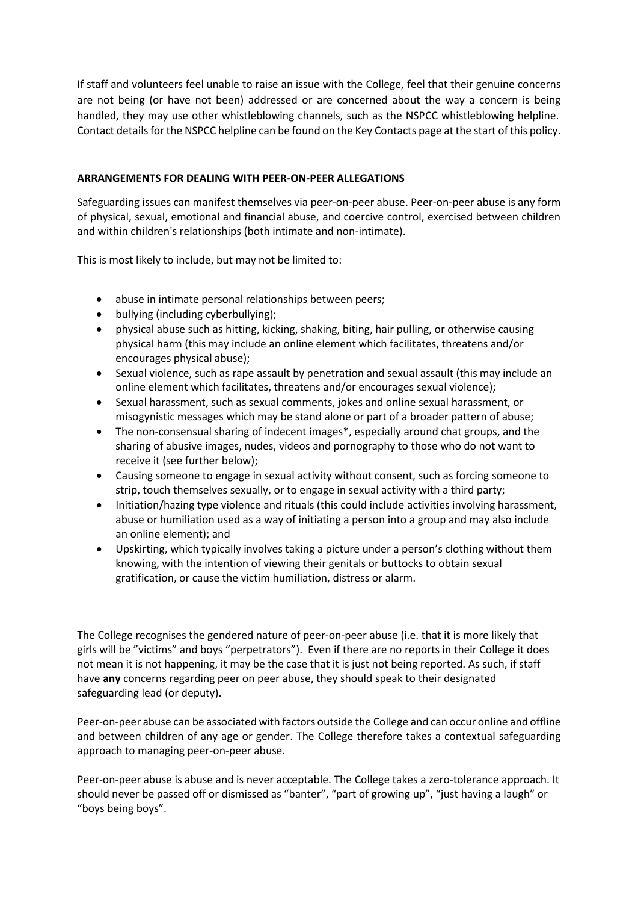If staff and volunteers feel unable to raise an issue with the College, feel that their genuine concerns are not being (or have not been) addressed or are concerned about the way a concern is being handled, they may use other whistleblowing channels, such as the NSPCC whistleblowing helpline. Contact details for the NSPCC helpline can be found on the Key Contacts page at the start of this policy.

**ARRANGEMENTS FOR DEALING WITH PEER-ON-PEER ALLEGATIONS**

Safeguarding issues can manifest themselves via peer-on-peer abuse. Peer-on-peer abuse is any form of physical, sexual, emotional and financial abuse, and coercive control, exercised between children and within children's relationships (both intimate and non-intimate).

This is most likely to include, but may not be limited to:

- abuse in intimate personal relationships between peers;
- bullying (including cyberbullying);
- physical abuse such as hitting, kicking, shaking, biting, hair pulling, or otherwise causing physical harm (this may include an online element which facilitates, threatens and/or encourages physical abuse);
- Sexual violence, such as rape assault by penetration and sexual assault (this may include an online element which facilitates, threatens and/or encourages sexual violence);
- Sexual harassment, such as sexual comments, jokes and online sexual harassment, or misogynistic messages which may be stand alone or part of a broader pattern of abuse;
- The non-consensual sharing of indecent images*, especially around chat groups, and the sharing of abusive images, nudes, videos and pornography to those who do not want to receive it (see further below);
- Causing someone to engage in sexual activity without consent, such as forcing someone to strip, touch themselves sexually, or to engage in sexual activity with a third party;
- Initiation/hazing type violence and rituals (this could include activities involving harassment, abuse or humiliation used as a way of initiating a person into a group and may also include an online element); and
- Upskirting, which typically involves taking a picture under a person's clothing without them knowing, with the intention of viewing their genitals or buttocks to obtain sexual gratification, or cause the victim humiliation, distress or alarm.

The College recognises the gendered nature of peer-on-peer abuse (i.e. that it is more likely that girls will be "victims" and boys "perpetrators"). Even if there are no reports in their College it does not mean it is not happening, it may be the case that it is just not being reported. As such, if staff have **any** concerns regarding peer on peer abuse, they should speak to their designated safeguarding lead (or deputy).

Peer-on-peer abuse can be associated with factors outside the College and can occur online and offline and between children of any age or gender. The College therefore takes a contextual safeguarding approach to managing peer-on-peer abuse.

Peer-on-peer abuse is abuse and is never acceptable. The College takes a zero-tolerance approach. It should never be passed off or dismissed as "banter", "part of growing up", "just having a laugh" or "boys being boys".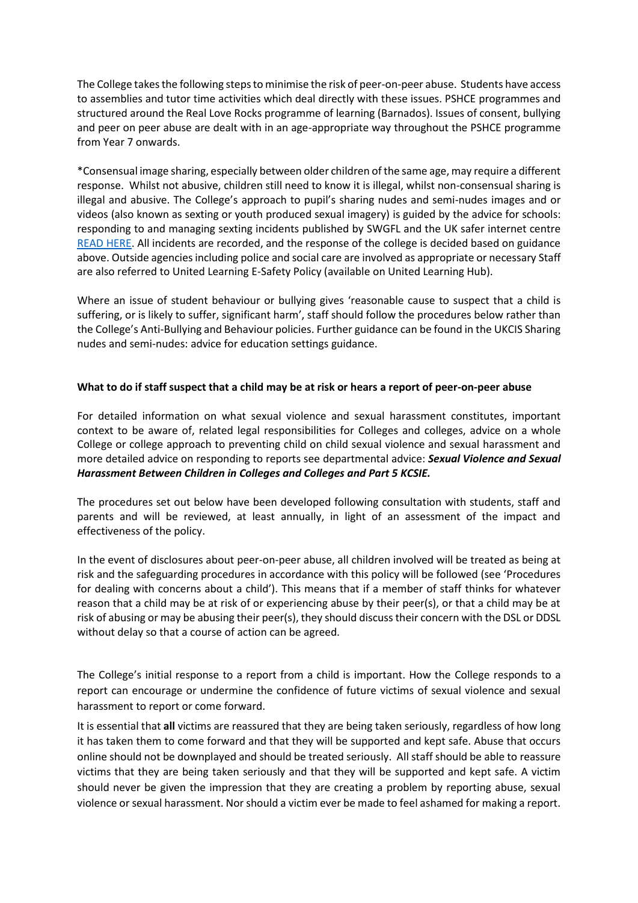The College takes the following steps to minimise the risk of peer-on-peer abuse. Students have access to assemblies and tutor time activities which deal directly with these issues. PSHCE programmes and structured around the Real Love Rocks programme of learning (Barnados). Issues of consent, bullying and peer on peer abuse are dealt with in an age-appropriate way throughout the PSHCE programme from Year 7 onwards.

*Consensual image sharing, especially between older children of the same age, may require a different response. Whilst not abusive, children still need to know it is illegal, whilst non-consensual sharing is illegal and abusive. The College's approach to pupil's sharing nudes and semi-nudes images and or videos (also known as sexting or youth produced sexual imagery) is guided by the advice for schools: responding to and managing sexting incidents published by SWGFL and the UK safer internet centre READ HERE. All incidents are recorded, and the response of the college is decided based on guidance above. Outside agencies including police and social care are involved as appropriate or necessary Staff are also referred to United Learning E-Safety Policy (available on United Learning Hub).

Where an issue of student behaviour or bullying gives 'reasonable cause to suspect that a child is suffering, or is likely to suffer, significant harm', staff should follow the procedures below rather than the College's Anti-Bullying and Behaviour policies. Further guidance can be found in the UKCIS Sharing nudes and semi-nudes: advice for education settings guidance.

**What to do if staff suspect that a child may be at risk or hears a report of peer-on-peer abuse**

For detailed information on what sexual violence and sexual harassment constitutes, important context to be aware of, related legal responsibilities for Colleges and colleges, advice on a whole College or college approach to preventing child on child sexual violence and sexual harassment and more detailed advice on responding to reports see departmental advice: ***Sexual Violence and Sexual Harassment Between Children in Colleges and Colleges and Part 5 KCSIE.***

The procedures set out below have been developed following consultation with students, staff and parents and will be reviewed, at least annually, in light of an assessment of the impact and effectiveness of the policy.

In the event of disclosures about peer-on-peer abuse, all children involved will be treated as being at risk and the safeguarding procedures in accordance with this policy will be followed (see 'Procedures for dealing with concerns about a child'). This means that if a member of staff thinks for whatever reason that a child may be at risk of or experiencing abuse by their peer(s), or that a child may be at risk of abusing or may be abusing their peer(s), they should discuss their concern with the DSL or DDSL without delay so that a course of action can be agreed.

The College's initial response to a report from a child is important. How the College responds to a report can encourage or undermine the confidence of future victims of sexual violence and sexual harassment to report or come forward.

It is essential that **all** victims are reassured that they are being taken seriously, regardless of how long it has taken them to come forward and that they will be supported and kept safe. Abuse that occurs online should not be downplayed and should be treated seriously. All staff should be able to reassure victims that they are being taken seriously and that they will be supported and kept safe. A victim should never be given the impression that they are creating a problem by reporting abuse, sexual violence or sexual harassment. Nor should a victim ever be made to feel ashamed for making a report.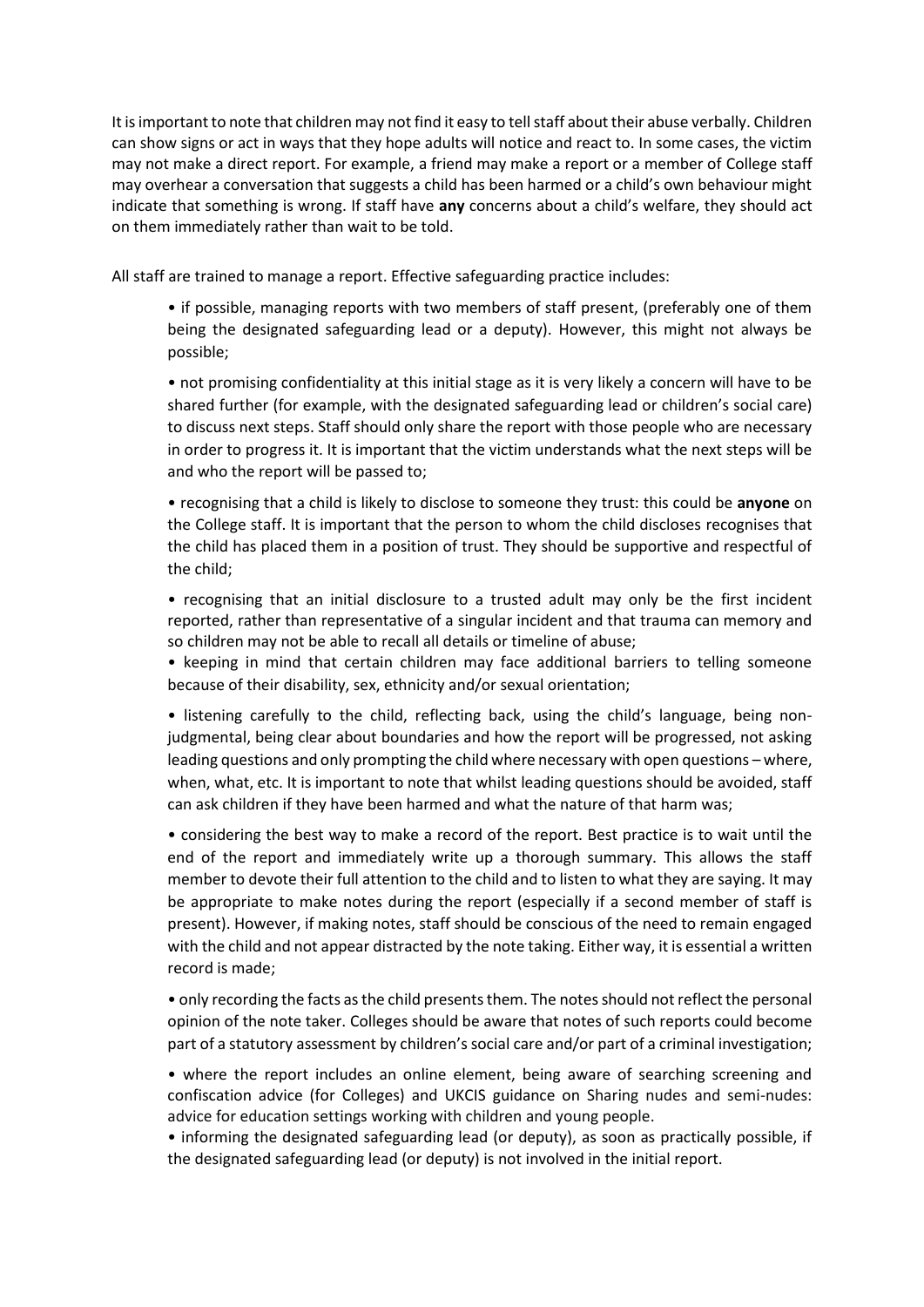It is important to note that children may not find it easy to tell staff about their abuse verbally. Children can show signs or act in ways that they hope adults will notice and react to. In some cases, the victim may not make a direct report. For example, a friend may make a report or a member of College staff may overhear a conversation that suggests a child has been harmed or a child's own behaviour might indicate that something is wrong. If staff have **any** concerns about a child's welfare, they should act on them immediately rather than wait to be told.

All staff are trained to manage a report. Effective safeguarding practice includes:

- if possible, managing reports with two members of staff present, (preferably one of them being the designated safeguarding lead or a deputy). However, this might not always be possible;
- not promising confidentiality at this initial stage as it is very likely a concern will have to be shared further (for example, with the designated safeguarding lead or children's social care) to discuss next steps. Staff should only share the report with those people who are necessary in order to progress it. It is important that the victim understands what the next steps will be and who the report will be passed to;
- recognising that a child is likely to disclose to someone they trust: this could be **anyone** on the College staff. It is important that the person to whom the child discloses recognises that the child has placed them in a position of trust. They should be supportive and respectful of the child;
- recognising that an initial disclosure to a trusted adult may only be the first incident reported, rather than representative of a singular incident and that trauma can memory and so children may not be able to recall all details or timeline of abuse;
- keeping in mind that certain children may face additional barriers to telling someone because of their disability, sex, ethnicity and/or sexual orientation;
- listening carefully to the child, reflecting back, using the child's language, being non-judgmental, being clear about boundaries and how the report will be progressed, not asking leading questions and only prompting the child where necessary with open questions – where, when, what, etc. It is important to note that whilst leading questions should be avoided, staff can ask children if they have been harmed and what the nature of that harm was;
- considering the best way to make a record of the report. Best practice is to wait until the end of the report and immediately write up a thorough summary. This allows the staff member to devote their full attention to the child and to listen to what they are saying. It may be appropriate to make notes during the report (especially if a second member of staff is present). However, if making notes, staff should be conscious of the need to remain engaged with the child and not appear distracted by the note taking. Either way, it is essential a written record is made;
- only recording the facts as the child presents them. The notes should not reflect the personal opinion of the note taker. Colleges should be aware that notes of such reports could become part of a statutory assessment by children's social care and/or part of a criminal investigation;
- where the report includes an online element, being aware of searching screening and confiscation advice (for Colleges) and UKCIS guidance on Sharing nudes and semi-nudes: advice for education settings working with children and young people.
- informing the designated safeguarding lead (or deputy), as soon as practically possible, if the designated safeguarding lead (or deputy) is not involved in the initial report.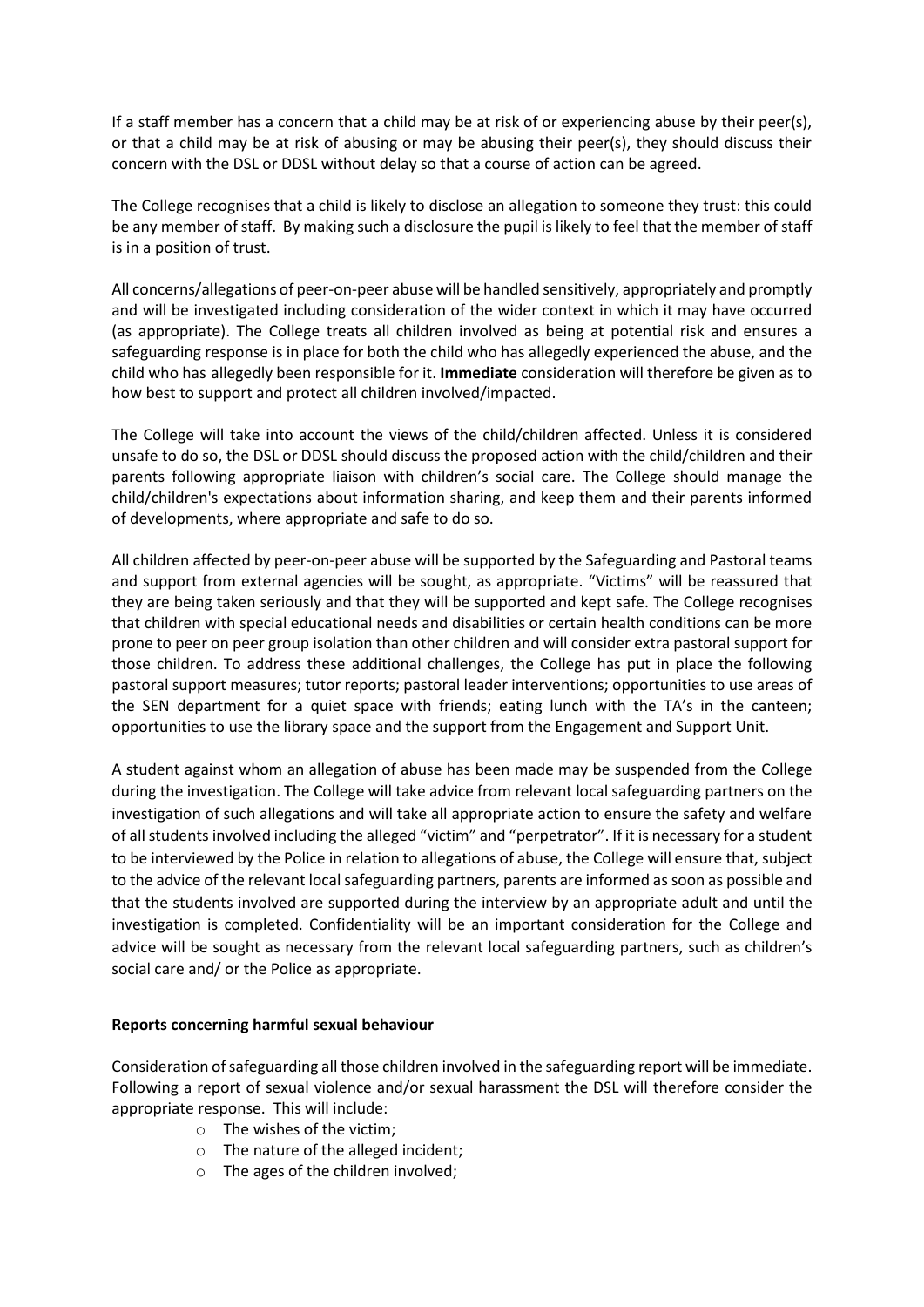If a staff member has a concern that a child may be at risk of or experiencing abuse by their peer(s), or that a child may be at risk of abusing or may be abusing their peer(s), they should discuss their concern with the DSL or DDSL without delay so that a course of action can be agreed.

The College recognises that a child is likely to disclose an allegation to someone they trust: this could be any member of staff. By making such a disclosure the pupil is likely to feel that the member of staff is in a position of trust.

All concerns/allegations of peer-on-peer abuse will be handled sensitively, appropriately and promptly and will be investigated including consideration of the wider context in which it may have occurred (as appropriate). The College treats all children involved as being at potential risk and ensures a safeguarding response is in place for both the child who has allegedly experienced the abuse, and the child who has allegedly been responsible for it. **Immediate** consideration will therefore be given as to how best to support and protect all children involved/impacted.

The College will take into account the views of the child/children affected. Unless it is considered unsafe to do so, the DSL or DDSL should discuss the proposed action with the child/children and their parents following appropriate liaison with children's social care. The College should manage the child/children's expectations about information sharing, and keep them and their parents informed of developments, where appropriate and safe to do so.

All children affected by peer-on-peer abuse will be supported by the Safeguarding and Pastoral teams and support from external agencies will be sought, as appropriate. "Victims" will be reassured that they are being taken seriously and that they will be supported and kept safe. The College recognises that children with special educational needs and disabilities or certain health conditions can be more prone to peer on peer group isolation than other children and will consider extra pastoral support for those children. To address these additional challenges, the College has put in place the following pastoral support measures; tutor reports; pastoral leader interventions; opportunities to use areas of the SEN department for a quiet space with friends; eating lunch with the TA's in the canteen; opportunities to use the library space and the support from the Engagement and Support Unit.

A student against whom an allegation of abuse has been made may be suspended from the College during the investigation. The College will take advice from relevant local safeguarding partners on the investigation of such allegations and will take all appropriate action to ensure the safety and welfare of all students involved including the alleged "victim" and "perpetrator". If it is necessary for a student to be interviewed by the Police in relation to allegations of abuse, the College will ensure that, subject to the advice of the relevant local safeguarding partners, parents are informed as soon as possible and that the students involved are supported during the interview by an appropriate adult and until the investigation is completed. Confidentiality will be an important consideration for the College and advice will be sought as necessary from the relevant local safeguarding partners, such as children's social care and/ or the Police as appropriate.

**Reports concerning harmful sexual behaviour**

Consideration of safeguarding all those children involved in the safeguarding report will be immediate. Following a report of sexual violence and/or sexual harassment the DSL will therefore consider the appropriate response. This will include:

- The wishes of the victim;
- The nature of the alleged incident;
- The ages of the children involved;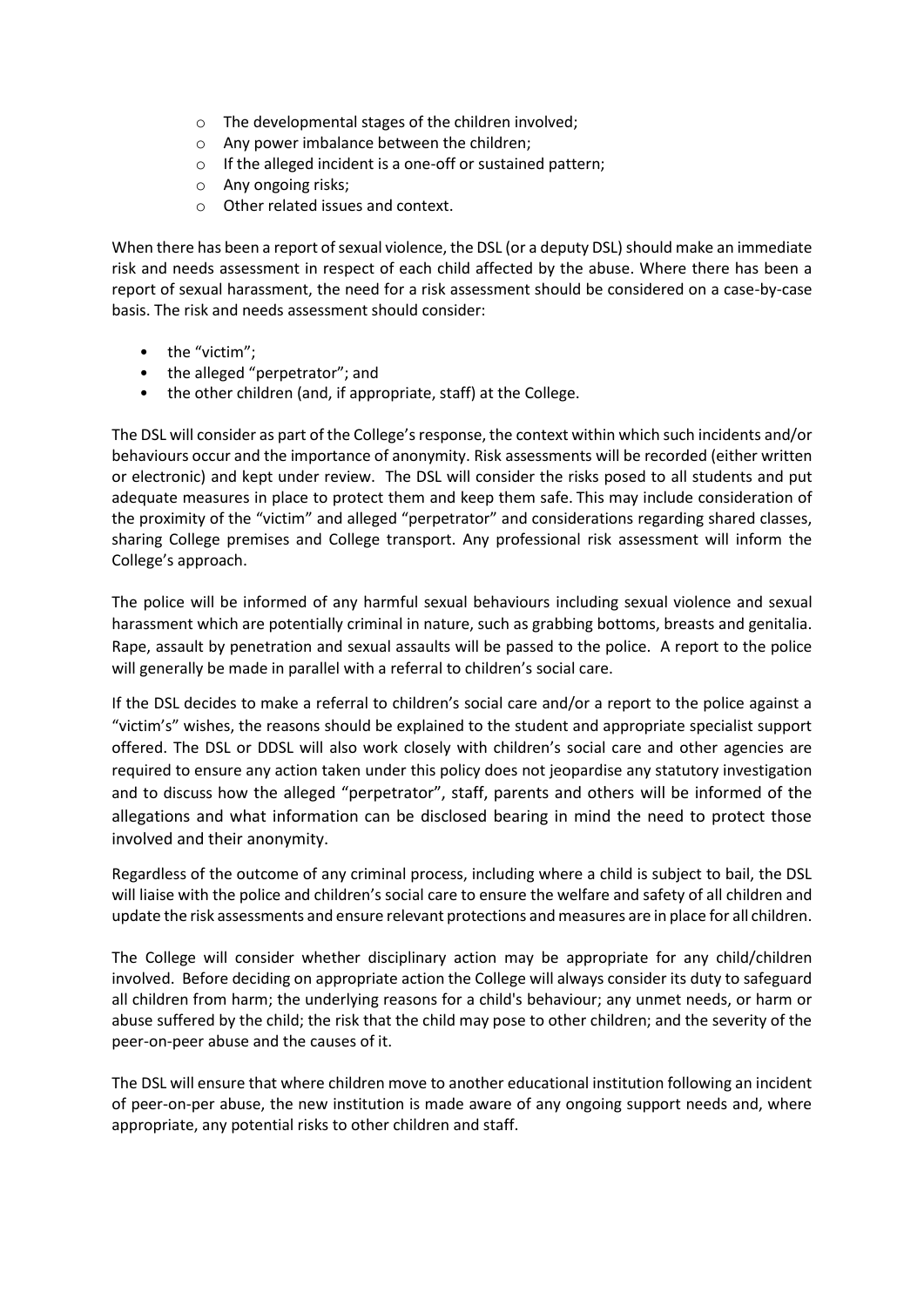- The developmental stages of the children involved;
- Any power imbalance between the children;
- If the alleged incident is a one-off or sustained pattern;
- Any ongoing risks;
- Other related issues and context.

When there has been a report of sexual violence, the DSL (or a deputy DSL) should make an immediate risk and needs assessment in respect of each child affected by the abuse. Where there has been a report of sexual harassment, the need for a risk assessment should be considered on a case-by-case basis. The risk and needs assessment should consider:

- the "victim";
- the alleged "perpetrator"; and
- the other children (and, if appropriate, staff) at the College.

The DSL will consider as part of the College's response, the context within which such incidents and/or behaviours occur and the importance of anonymity. Risk assessments will be recorded (either written or electronic) and kept under review. The DSL will consider the risks posed to all students and put adequate measures in place to protect them and keep them safe. This may include consideration of the proximity of the "victim" and alleged "perpetrator" and considerations regarding shared classes, sharing College premises and College transport. Any professional risk assessment will inform the College's approach.

The police will be informed of any harmful sexual behaviours including sexual violence and sexual harassment which are potentially criminal in nature, such as grabbing bottoms, breasts and genitalia. Rape, assault by penetration and sexual assaults will be passed to the police. A report to the police will generally be made in parallel with a referral to children's social care.

If the DSL decides to make a referral to children's social care and/or a report to the police against a "victim's" wishes, the reasons should be explained to the student and appropriate specialist support offered. The DSL or DDSL will also work closely with children's social care and other agencies are required to ensure any action taken under this policy does not jeopardise any statutory investigation and to discuss how the alleged "perpetrator", staff, parents and others will be informed of the allegations and what information can be disclosed bearing in mind the need to protect those involved and their anonymity.

Regardless of the outcome of any criminal process, including where a child is subject to bail, the DSL will liaise with the police and children's social care to ensure the welfare and safety of all children and update the risk assessments and ensure relevant protections and measures are in place for all children.

The College will consider whether disciplinary action may be appropriate for any child/children involved. Before deciding on appropriate action the College will always consider its duty to safeguard all children from harm; the underlying reasons for a child's behaviour; any unmet needs, or harm or abuse suffered by the child; the risk that the child may pose to other children; and the severity of the peer-on-peer abuse and the causes of it.

The DSL will ensure that where children move to another educational institution following an incident of peer-on-per abuse, the new institution is made aware of any ongoing support needs and, where appropriate, any potential risks to other children and staff.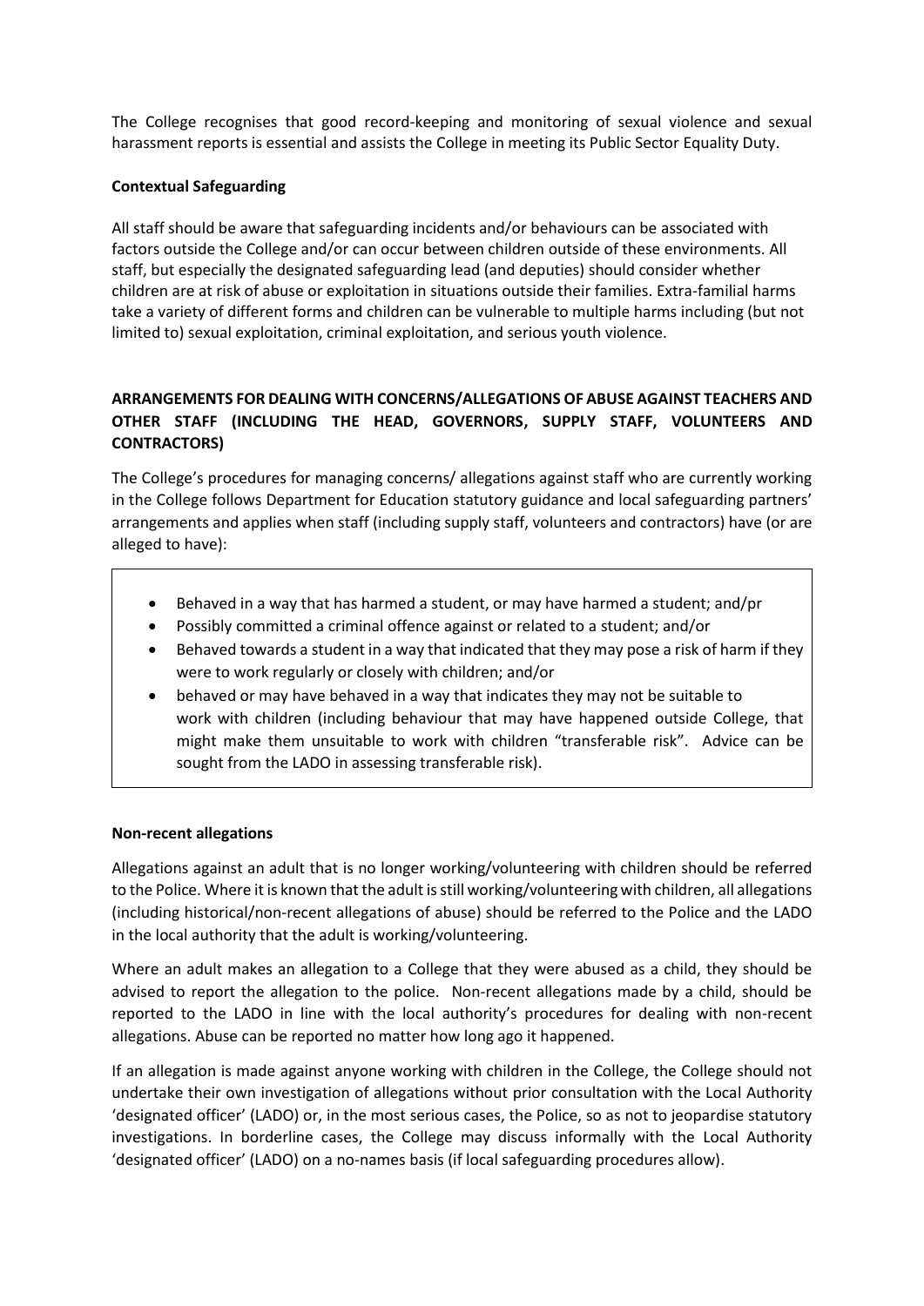The College recognises that good record-keeping and monitoring of sexual violence and sexual harassment reports is essential and assists the College in meeting its Public Sector Equality Duty.

**Contextual Safeguarding**

All staff should be aware that safeguarding incidents and/or behaviours can be associated with factors outside the College and/or can occur between children outside of these environments. All staff, but especially the designated safeguarding lead (and deputies) should consider whether children are at risk of abuse or exploitation in situations outside their families. Extra-familial harms take a variety of different forms and children can be vulnerable to multiple harms including (but not limited to) sexual exploitation, criminal exploitation, and serious youth violence.

**ARRANGEMENTS FOR DEALING WITH CONCERNS/ALLEGATIONS OF ABUSE AGAINST TEACHERS AND OTHER STAFF (INCLUDING THE HEAD, GOVERNORS, SUPPLY STAFF, VOLUNTEERS AND CONTRACTORS)**

The College's procedures for managing concerns/ allegations against staff who are currently working in the College follows Department for Education statutory guidance and local safeguarding partners' arrangements and applies when staff (including supply staff, volunteers and contractors) have (or are alleged to have):

- Behaved in a way that has harmed a student, or may have harmed a student; and/pr
- Possibly committed a criminal offence against or related to a student; and/or
- Behaved towards a student in a way that indicated that they may pose a risk of harm if they were to work regularly or closely with children; and/or
- behaved or may have behaved in a way that indicates they may not be suitable to work with children (including behaviour that may have happened outside College, that might make them unsuitable to work with children "transferable risk". Advice can be sought from the LADO in assessing transferable risk).

**Non-recent allegations**

Allegations against an adult that is no longer working/volunteering with children should be referred to the Police. Where it is known that the adult is still working/volunteering with children, all allegations (including historical/non-recent allegations of abuse) should be referred to the Police and the LADO in the local authority that the adult is working/volunteering.

Where an adult makes an allegation to a College that they were abused as a child, they should be advised to report the allegation to the police. Non-recent allegations made by a child, should be reported to the LADO in line with the local authority's procedures for dealing with non-recent allegations. Abuse can be reported no matter how long ago it happened.

If an allegation is made against anyone working with children in the College, the College should not undertake their own investigation of allegations without prior consultation with the Local Authority 'designated officer' (LADO) or, in the most serious cases, the Police, so as not to jeopardise statutory investigations. In borderline cases, the College may discuss informally with the Local Authority 'designated officer' (LADO) on a no-names basis (if local safeguarding procedures allow).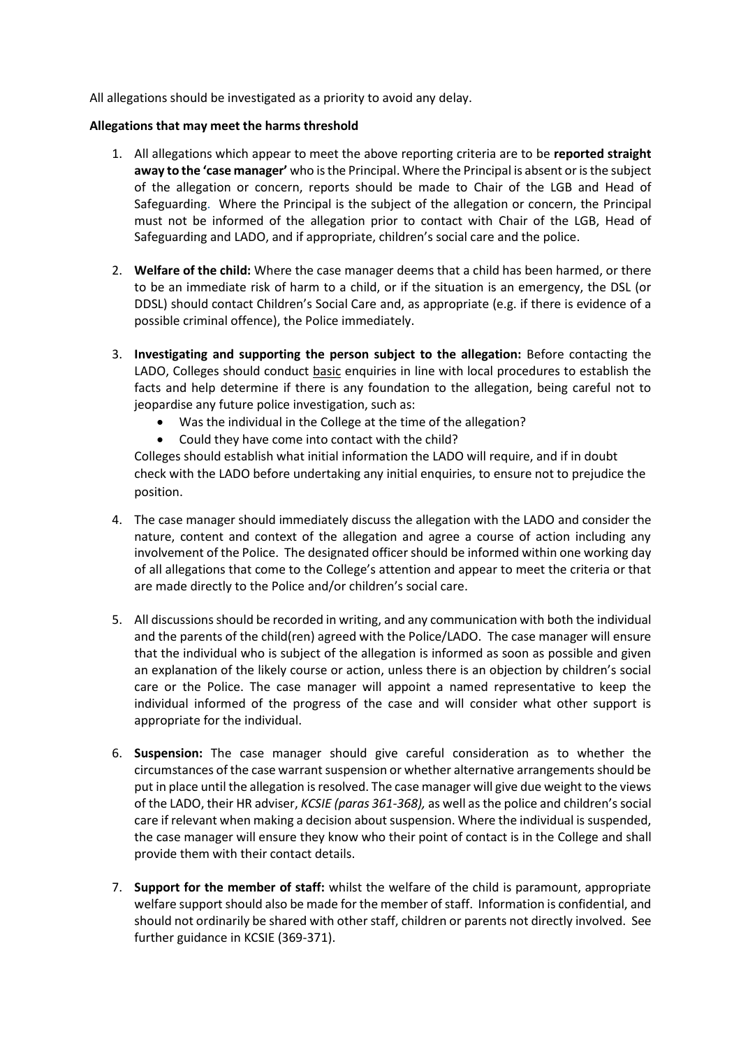All allegations should be investigated as a priority to avoid any delay.

**Allegations that may meet the harms threshold**

1. All allegations which appear to meet the above reporting criteria are to be **reported straight away to the 'case manager'** who is the Principal. Where the Principal is absent or is the subject of the allegation or concern, reports should be made to Chair of the LGB and Head of Safeguarding. Where the Principal is the subject of the allegation or concern, the Principal must not be informed of the allegation prior to contact with Chair of the LGB, Head of Safeguarding and LADO, and if appropriate, children's social care and the police.

2. **Welfare of the child:** Where the case manager deems that a child has been harmed, or there to be an immediate risk of harm to a child, or if the situation is an emergency, the DSL (or DDSL) should contact Children's Social Care and, as appropriate (e.g. if there is evidence of a possible criminal offence), the Police immediately.

3. **Investigating and supporting the person subject to the allegation:** Before contacting the LADO, Colleges should conduct basic enquiries in line with local procedures to establish the facts and help determine if there is any foundation to the allegation, being careful not to jeopardise any future police investigation, such as:
   - Was the individual in the College at the time of the allegation?
   - Could they have come into contact with the child?

   Colleges should establish what initial information the LADO will require, and if in doubt check with the LADO before undertaking any initial enquiries, to ensure not to prejudice the position.

4. The case manager should immediately discuss the allegation with the LADO and consider the nature, content and context of the allegation and agree a course of action including any involvement of the Police. The designated officer should be informed within one working day of all allegations that come to the College's attention and appear to meet the criteria or that are made directly to the Police and/or children's social care.

5. All discussions should be recorded in writing, and any communication with both the individual and the parents of the child(ren) agreed with the Police/LADO. The case manager will ensure that the individual who is subject of the allegation is informed as soon as possible and given an explanation of the likely course or action, unless there is an objection by children's social care or the Police. The case manager will appoint a named representative to keep the individual informed of the progress of the case and will consider what other support is appropriate for the individual.

6. **Suspension:** The case manager should give careful consideration as to whether the circumstances of the case warrant suspension or whether alternative arrangements should be put in place until the allegation is resolved. The case manager will give due weight to the views of the LADO, their HR adviser, *KCSIE (paras 361-368),* as well as the police and children's social care if relevant when making a decision about suspension. Where the individual is suspended, the case manager will ensure they know who their point of contact is in the College and shall provide them with their contact details.

7. **Support for the member of staff:** whilst the welfare of the child is paramount, appropriate welfare support should also be made for the member of staff. Information is confidential, and should not ordinarily be shared with other staff, children or parents not directly involved. See further guidance in KCSIE (369-371).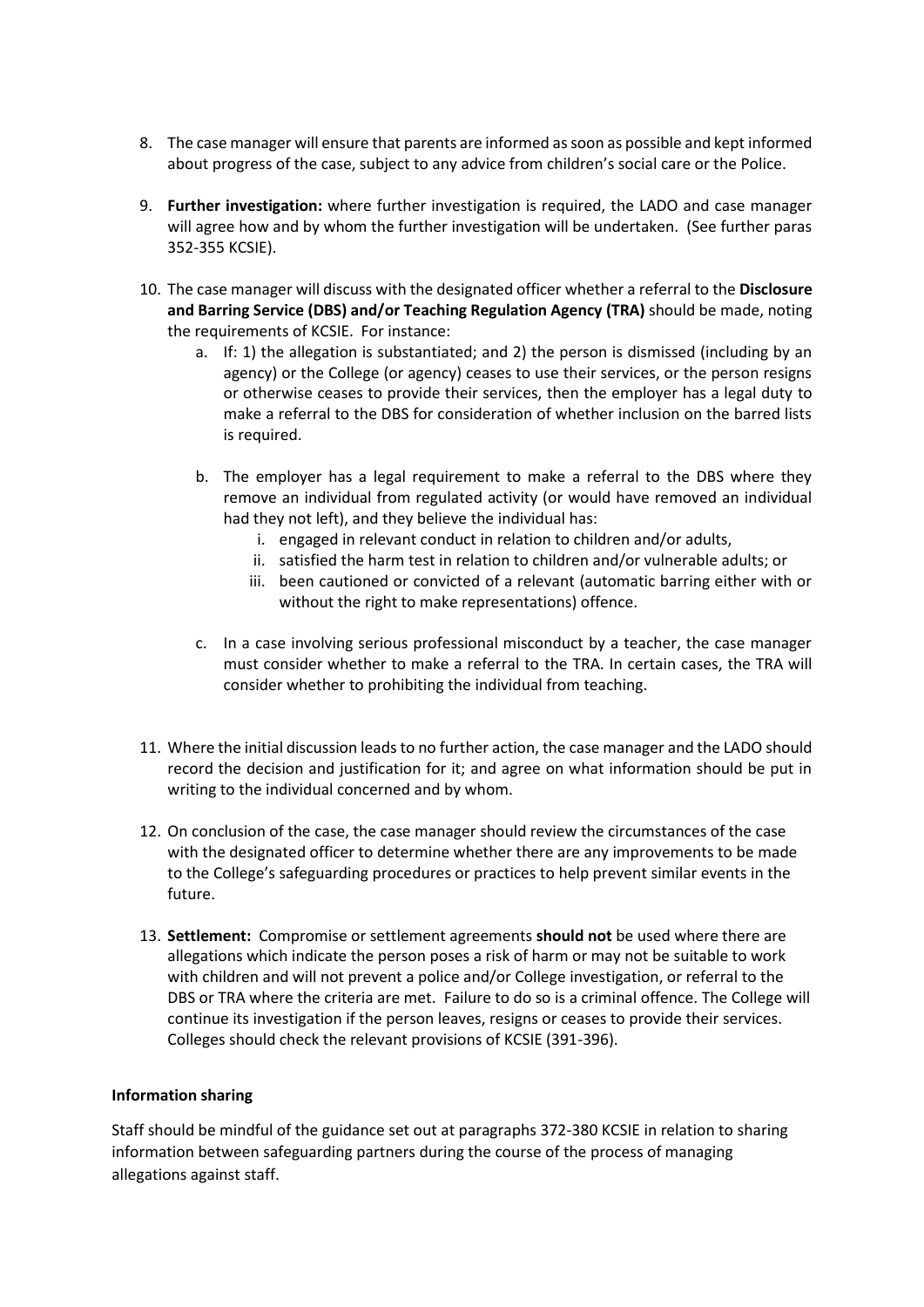8. The case manager will ensure that parents are informed as soon as possible and kept informed about progress of the case, subject to any advice from children's social care or the Police.

9. **Further investigation:** where further investigation is required, the LADO and case manager will agree how and by whom the further investigation will be undertaken. (See further paras 352-355 KCSIE).

10. The case manager will discuss with the designated officer whether a referral to the **Disclosure and Barring Service (DBS) and/or Teaching Regulation Agency (TRA)** should be made, noting the requirements of KCSIE. For instance:
    a. If: 1) the allegation is substantiated; and 2) the person is dismissed (including by an agency) or the College (or agency) ceases to use their services, or the person resigns or otherwise ceases to provide their services, then the employer has a legal duty to make a referral to the DBS for consideration of whether inclusion on the barred lists is required.

    b. The employer has a legal requirement to make a referral to the DBS where they remove an individual from regulated activity (or would have removed an individual had they not left), and they believe the individual has:
        i. engaged in relevant conduct in relation to children and/or adults,
        ii. satisfied the harm test in relation to children and/or vulnerable adults; or
        iii. been cautioned or convicted of a relevant (automatic barring either with or without the right to make representations) offence.

    c. In a case involving serious professional misconduct by a teacher, the case manager must consider whether to make a referral to the TRA. In certain cases, the TRA will consider whether to prohibiting the individual from teaching.

11. Where the initial discussion leads to no further action, the case manager and the LADO should record the decision and justification for it; and agree on what information should be put in writing to the individual concerned and by whom.

12. On conclusion of the case, the case manager should review the circumstances of the case with the designated officer to determine whether there are any improvements to be made to the College's safeguarding procedures or practices to help prevent similar events in the future.

13. **Settlement:** Compromise or settlement agreements **should not** be used where there are allegations which indicate the person poses a risk of harm or may not be suitable to work with children and will not prevent a police and/or College investigation, or referral to the DBS or TRA where the criteria are met. Failure to do so is a criminal offence. The College will continue its investigation if the person leaves, resigns or ceases to provide their services. Colleges should check the relevant provisions of KCSIE (391-396).

**Information sharing**

Staff should be mindful of the guidance set out at paragraphs 372-380 KCSIE in relation to sharing information between safeguarding partners during the course of the process of managing allegations against staff.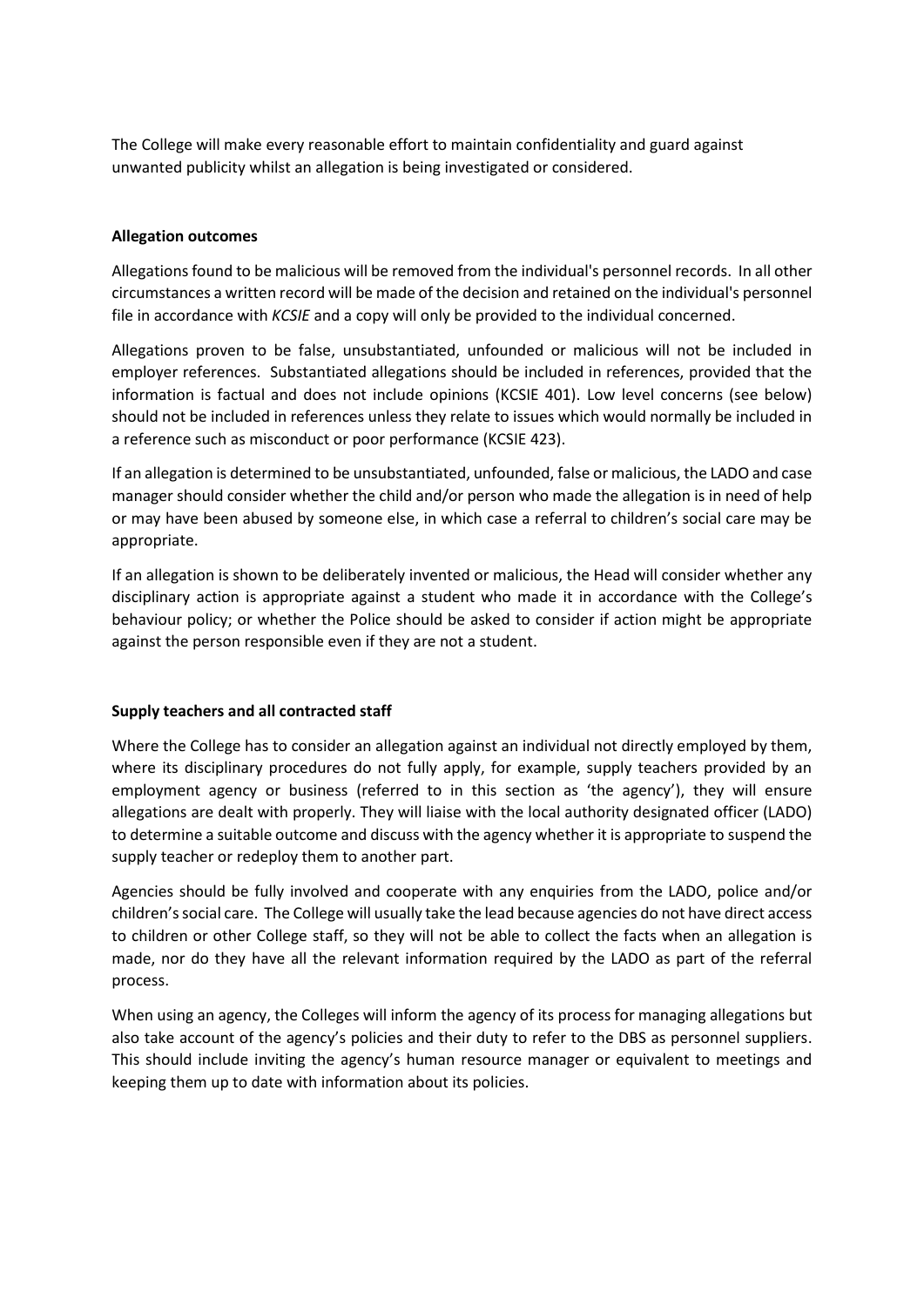The College will make every reasonable effort to maintain confidentiality and guard against unwanted publicity whilst an allegation is being investigated or considered.

**Allegation outcomes**

Allegations found to be malicious will be removed from the individual's personnel records. In all other circumstances a written record will be made of the decision and retained on the individual's personnel file in accordance with *KCSIE* and a copy will only be provided to the individual concerned.

Allegations proven to be false, unsubstantiated, unfounded or malicious will not be included in employer references. Substantiated allegations should be included in references, provided that the information is factual and does not include opinions (KCSIE 401). Low level concerns (see below) should not be included in references unless they relate to issues which would normally be included in a reference such as misconduct or poor performance (KCSIE 423).

If an allegation is determined to be unsubstantiated, unfounded, false or malicious, the LADO and case manager should consider whether the child and/or person who made the allegation is in need of help or may have been abused by someone else, in which case a referral to children's social care may be appropriate.

If an allegation is shown to be deliberately invented or malicious, the Head will consider whether any disciplinary action is appropriate against a student who made it in accordance with the College's behaviour policy; or whether the Police should be asked to consider if action might be appropriate against the person responsible even if they are not a student.

**Supply teachers and all contracted staff**

Where the College has to consider an allegation against an individual not directly employed by them, where its disciplinary procedures do not fully apply, for example, supply teachers provided by an employment agency or business (referred to in this section as 'the agency'), they will ensure allegations are dealt with properly. They will liaise with the local authority designated officer (LADO) to determine a suitable outcome and discuss with the agency whether it is appropriate to suspend the supply teacher or redeploy them to another part.

Agencies should be fully involved and cooperate with any enquiries from the LADO, police and/or children's social care. The College will usually take the lead because agencies do not have direct access to children or other College staff, so they will not be able to collect the facts when an allegation is made, nor do they have all the relevant information required by the LADO as part of the referral process.

When using an agency, the Colleges will inform the agency of its process for managing allegations but also take account of the agency's policies and their duty to refer to the DBS as personnel suppliers. This should include inviting the agency's human resource manager or equivalent to meetings and keeping them up to date with information about its policies.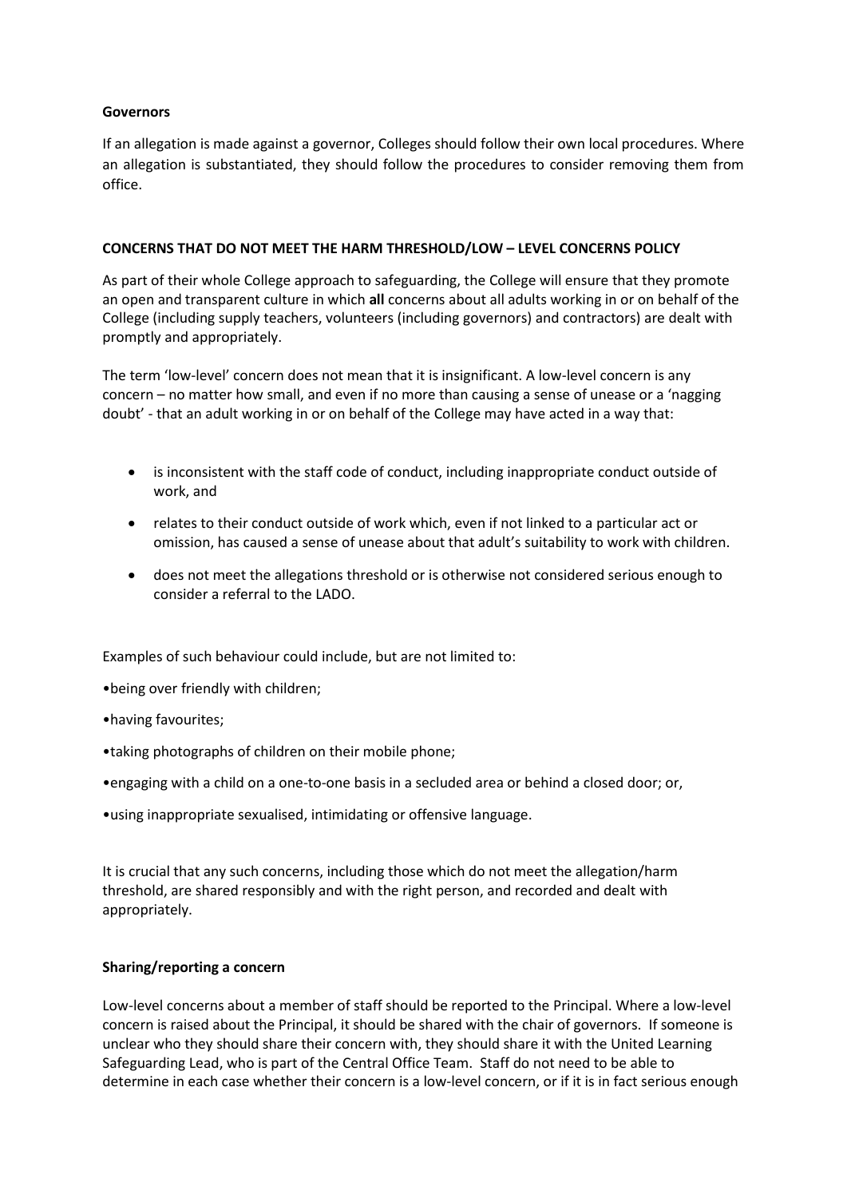**Governors**

If an allegation is made against a governor, Colleges should follow their own local procedures. Where an allegation is substantiated, they should follow the procedures to consider removing them from office.

**CONCERNS THAT DO NOT MEET THE HARM THRESHOLD/LOW – LEVEL CONCERNS POLICY**

As part of their whole College approach to safeguarding, the College will ensure that they promote an open and transparent culture in which **all** concerns about all adults working in or on behalf of the College (including supply teachers, volunteers (including governors) and contractors) are dealt with promptly and appropriately.

The term 'low-level' concern does not mean that it is insignificant. A low-level concern is any concern – no matter how small, and even if no more than causing a sense of unease or a 'nagging doubt' - that an adult working in or on behalf of the College may have acted in a way that:

- is inconsistent with the staff code of conduct, including inappropriate conduct outside of work, and
- relates to their conduct outside of work which, even if not linked to a particular act or omission, has caused a sense of unease about that adult's suitability to work with children.
- does not meet the allegations threshold or is otherwise not considered serious enough to consider a referral to the LADO.

Examples of such behaviour could include, but are not limited to:

•being over friendly with children;

•having favourites;

•taking photographs of children on their mobile phone;

•engaging with a child on a one-to-one basis in a secluded area or behind a closed door; or,

•using inappropriate sexualised, intimidating or offensive language.

It is crucial that any such concerns, including those which do not meet the allegation/harm threshold, are shared responsibly and with the right person, and recorded and dealt with appropriately.

**Sharing/reporting a concern**

Low-level concerns about a member of staff should be reported to the Principal. Where a low-level concern is raised about the Principal, it should be shared with the chair of governors. If someone is unclear who they should share their concern with, they should share it with the United Learning Safeguarding Lead, who is part of the Central Office Team. Staff do not need to be able to determine in each case whether their concern is a low-level concern, or if it is in fact serious enough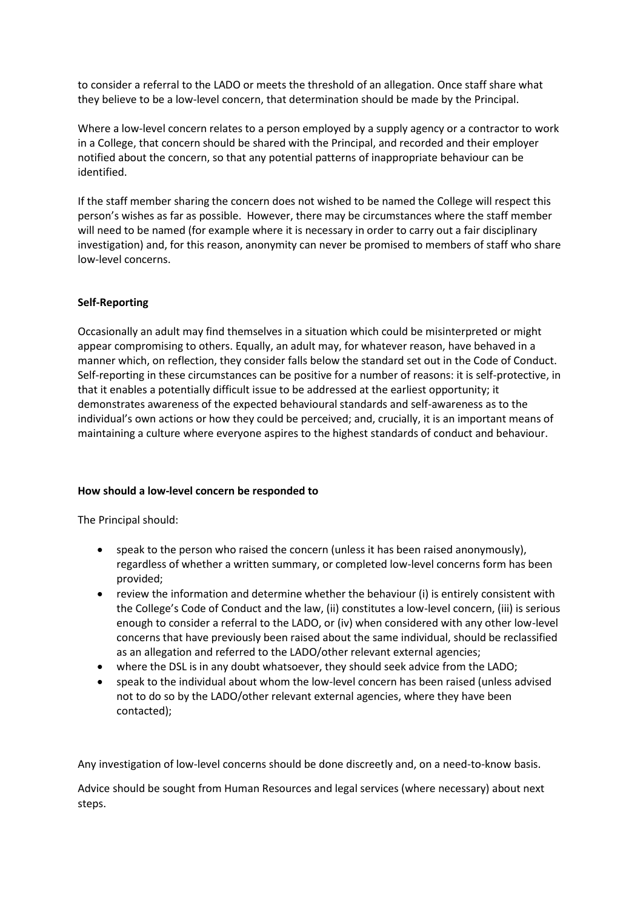to consider a referral to the LADO or meets the threshold of an allegation. Once staff share what they believe to be a low-level concern, that determination should be made by the Principal.

Where a low-level concern relates to a person employed by a supply agency or a contractor to work in a College, that concern should be shared with the Principal, and recorded and their employer notified about the concern, so that any potential patterns of inappropriate behaviour can be identified.

If the staff member sharing the concern does not wished to be named the College will respect this person's wishes as far as possible. However, there may be circumstances where the staff member will need to be named (for example where it is necessary in order to carry out a fair disciplinary investigation) and, for this reason, anonymity can never be promised to members of staff who share low-level concerns.

**Self-Reporting**

Occasionally an adult may find themselves in a situation which could be misinterpreted or might appear compromising to others. Equally, an adult may, for whatever reason, have behaved in a manner which, on reflection, they consider falls below the standard set out in the Code of Conduct. Self-reporting in these circumstances can be positive for a number of reasons: it is self-protective, in that it enables a potentially difficult issue to be addressed at the earliest opportunity; it demonstrates awareness of the expected behavioural standards and self-awareness as to the individual's own actions or how they could be perceived; and, crucially, it is an important means of maintaining a culture where everyone aspires to the highest standards of conduct and behaviour.

**How should a low-level concern be responded to**

The Principal should:

- speak to the person who raised the concern (unless it has been raised anonymously), regardless of whether a written summary, or completed low-level concerns form has been provided;
- review the information and determine whether the behaviour (i) is entirely consistent with the College's Code of Conduct and the law, (ii) constitutes a low-level concern, (iii) is serious enough to consider a referral to the LADO, or (iv) when considered with any other low-level concerns that have previously been raised about the same individual, should be reclassified as an allegation and referred to the LADO/other relevant external agencies;
- where the DSL is in any doubt whatsoever, they should seek advice from the LADO;
- speak to the individual about whom the low-level concern has been raised (unless advised not to do so by the LADO/other relevant external agencies, where they have been contacted);

Any investigation of low-level concerns should be done discreetly and, on a need-to-know basis.

Advice should be sought from Human Resources and legal services (where necessary) about next steps.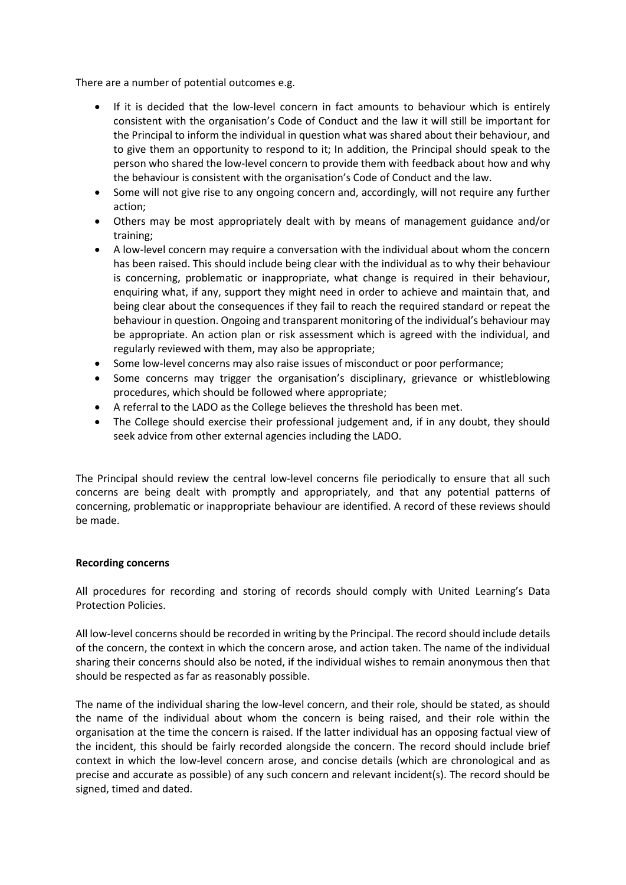There are a number of potential outcomes e.g.

- If it is decided that the low-level concern in fact amounts to behaviour which is entirely consistent with the organisation's Code of Conduct and the law it will still be important for the Principal to inform the individual in question what was shared about their behaviour, and to give them an opportunity to respond to it; In addition, the Principal should speak to the person who shared the low-level concern to provide them with feedback about how and why the behaviour is consistent with the organisation's Code of Conduct and the law.
- Some will not give rise to any ongoing concern and, accordingly, will not require any further action;
- Others may be most appropriately dealt with by means of management guidance and/or training;
- A low-level concern may require a conversation with the individual about whom the concern has been raised. This should include being clear with the individual as to why their behaviour is concerning, problematic or inappropriate, what change is required in their behaviour, enquiring what, if any, support they might need in order to achieve and maintain that, and being clear about the consequences if they fail to reach the required standard or repeat the behaviour in question. Ongoing and transparent monitoring of the individual's behaviour may be appropriate. An action plan or risk assessment which is agreed with the individual, and regularly reviewed with them, may also be appropriate;
- Some low-level concerns may also raise issues of misconduct or poor performance;
- Some concerns may trigger the organisation's disciplinary, grievance or whistleblowing procedures, which should be followed where appropriate;
- A referral to the LADO as the College believes the threshold has been met.
- The College should exercise their professional judgement and, if in any doubt, they should seek advice from other external agencies including the LADO.

The Principal should review the central low-level concerns file periodically to ensure that all such concerns are being dealt with promptly and appropriately, and that any potential patterns of concerning, problematic or inappropriate behaviour are identified. A record of these reviews should be made.

**Recording concerns**

All procedures for recording and storing of records should comply with United Learning's Data Protection Policies.

All low-level concerns should be recorded in writing by the Principal. The record should include details of the concern, the context in which the concern arose, and action taken. The name of the individual sharing their concerns should also be noted, if the individual wishes to remain anonymous then that should be respected as far as reasonably possible.

The name of the individual sharing the low-level concern, and their role, should be stated, as should the name of the individual about whom the concern is being raised, and their role within the organisation at the time the concern is raised. If the latter individual has an opposing factual view of the incident, this should be fairly recorded alongside the concern. The record should include brief context in which the low-level concern arose, and concise details (which are chronological and as precise and accurate as possible) of any such concern and relevant incident(s). The record should be signed, timed and dated.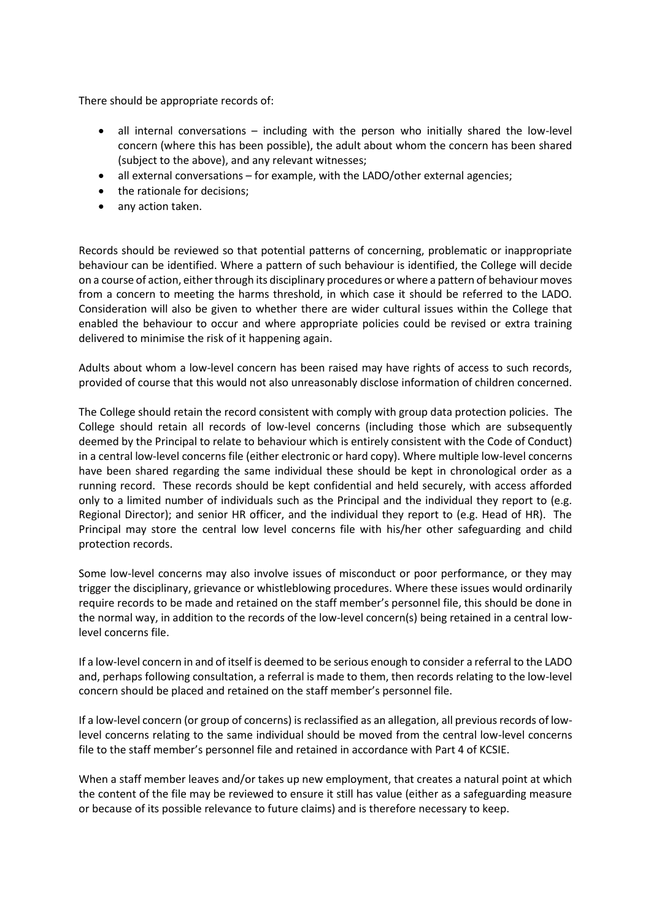There should be appropriate records of:

- all internal conversations – including with the person who initially shared the low-level concern (where this has been possible), the adult about whom the concern has been shared (subject to the above), and any relevant witnesses;
- all external conversations – for example, with the LADO/other external agencies;
- the rationale for decisions;
- any action taken.

Records should be reviewed so that potential patterns of concerning, problematic or inappropriate behaviour can be identified. Where a pattern of such behaviour is identified, the College will decide on a course of action, either through its disciplinary procedures or where a pattern of behaviour moves from a concern to meeting the harms threshold, in which case it should be referred to the LADO. Consideration will also be given to whether there are wider cultural issues within the College that enabled the behaviour to occur and where appropriate policies could be revised or extra training delivered to minimise the risk of it happening again.

Adults about whom a low-level concern has been raised may have rights of access to such records, provided of course that this would not also unreasonably disclose information of children concerned.

The College should retain the record consistent with comply with group data protection policies. The College should retain all records of low-level concerns (including those which are subsequently deemed by the Principal to relate to behaviour which is entirely consistent with the Code of Conduct) in a central low-level concerns file (either electronic or hard copy). Where multiple low-level concerns have been shared regarding the same individual these should be kept in chronological order as a running record. These records should be kept confidential and held securely, with access afforded only to a limited number of individuals such as the Principal and the individual they report to (e.g. Regional Director); and senior HR officer, and the individual they report to (e.g. Head of HR). The Principal may store the central low level concerns file with his/her other safeguarding and child protection records.

Some low-level concerns may also involve issues of misconduct or poor performance, or they may trigger the disciplinary, grievance or whistleblowing procedures. Where these issues would ordinarily require records to be made and retained on the staff member's personnel file, this should be done in the normal way, in addition to the records of the low-level concern(s) being retained in a central low-level concerns file.

If a low-level concern in and of itself is deemed to be serious enough to consider a referral to the LADO and, perhaps following consultation, a referral is made to them, then records relating to the low-level concern should be placed and retained on the staff member's personnel file.

If a low-level concern (or group of concerns) is reclassified as an allegation, all previous records of low-level concerns relating to the same individual should be moved from the central low-level concerns file to the staff member's personnel file and retained in accordance with Part 4 of KCSIE.

When a staff member leaves and/or takes up new employment, that creates a natural point at which the content of the file may be reviewed to ensure it still has value (either as a safeguarding measure or because of its possible relevance to future claims) and is therefore necessary to keep.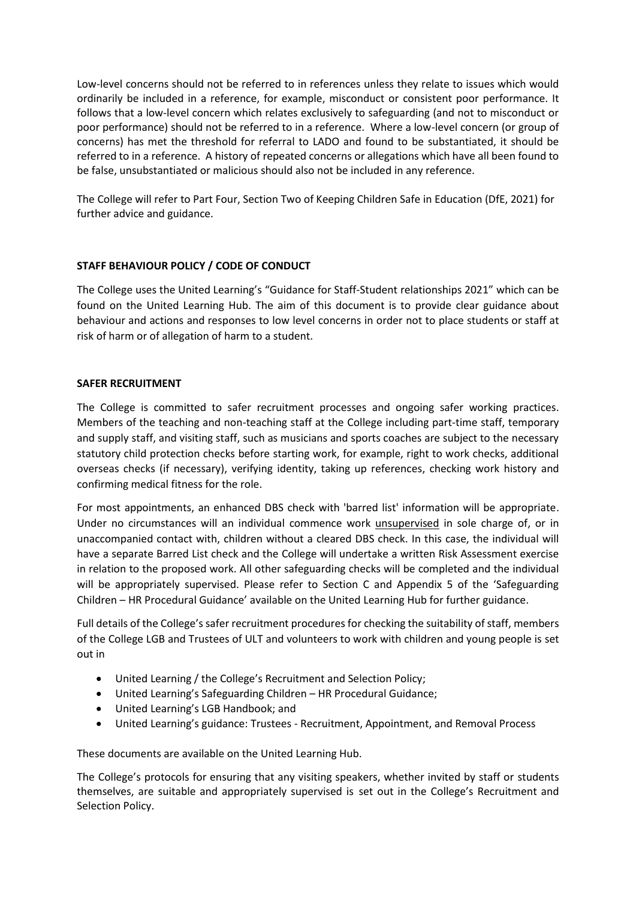Low-level concerns should not be referred to in references unless they relate to issues which would ordinarily be included in a reference, for example, misconduct or consistent poor performance. It follows that a low-level concern which relates exclusively to safeguarding (and not to misconduct or poor performance) should not be referred to in a reference. Where a low-level concern (or group of concerns) has met the threshold for referral to LADO and found to be substantiated, it should be referred to in a reference. A history of repeated concerns or allegations which have all been found to be false, unsubstantiated or malicious should also not be included in any reference.

The College will refer to Part Four, Section Two of Keeping Children Safe in Education (DfE, 2021) for further advice and guidance.

**STAFF BEHAVIOUR POLICY / CODE OF CONDUCT**

The College uses the United Learning's "Guidance for Staff-Student relationships 2021" which can be found on the United Learning Hub. The aim of this document is to provide clear guidance about behaviour and actions and responses to low level concerns in order not to place students or staff at risk of harm or of allegation of harm to a student.

**SAFER RECRUITMENT**

The College is committed to safer recruitment processes and ongoing safer working practices. Members of the teaching and non-teaching staff at the College including part-time staff, temporary and supply staff, and visiting staff, such as musicians and sports coaches are subject to the necessary statutory child protection checks before starting work, for example, right to work checks, additional overseas checks (if necessary), verifying identity, taking up references, checking work history and confirming medical fitness for the role.

For most appointments, an enhanced DBS check with 'barred list' information will be appropriate. Under no circumstances will an individual commence work <u>unsupervised</u> in sole charge of, or in unaccompanied contact with, children without a cleared DBS check. In this case, the individual will have a separate Barred List check and the College will undertake a written Risk Assessment exercise in relation to the proposed work. All other safeguarding checks will be completed and the individual will be appropriately supervised. Please refer to Section C and Appendix 5 of the 'Safeguarding Children – HR Procedural Guidance' available on the United Learning Hub for further guidance.

Full details of the College's safer recruitment procedures for checking the suitability of staff, members of the College LGB and Trustees of ULT and volunteers to work with children and young people is set out in

- United Learning / the College's Recruitment and Selection Policy;
- United Learning's Safeguarding Children – HR Procedural Guidance;
- United Learning's LGB Handbook; and
- United Learning's guidance: Trustees - Recruitment, Appointment, and Removal Process

These documents are available on the United Learning Hub.

The College's protocols for ensuring that any visiting speakers, whether invited by staff or students themselves, are suitable and appropriately supervised is set out in the College's Recruitment and Selection Policy.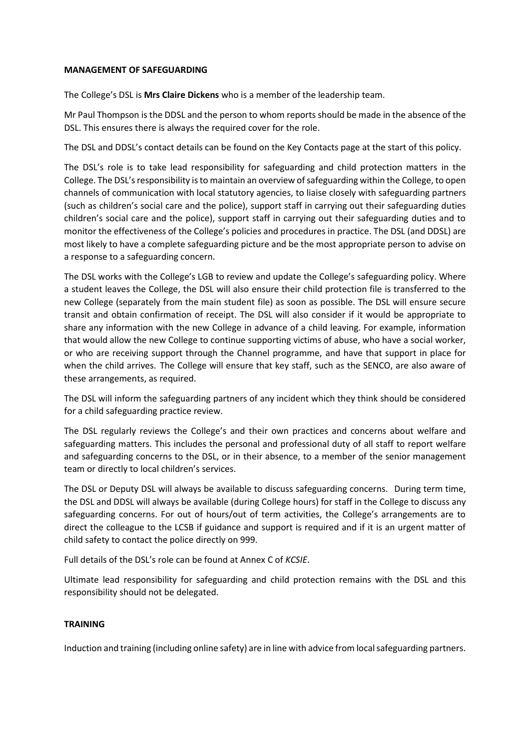**MANAGEMENT OF SAFEGUARDING**

The College's DSL is **Mrs Claire Dickens** who is a member of the leadership team.

Mr Paul Thompson is the DDSL and the person to whom reports should be made in the absence of the DSL. This ensures there is always the required cover for the role.

The DSL and DDSL's contact details can be found on the Key Contacts page at the start of this policy.

The DSL's role is to take lead responsibility for safeguarding and child protection matters in the College. The DSL's responsibility is to maintain an overview of safeguarding within the College, to open channels of communication with local statutory agencies, to liaise closely with safeguarding partners (such as children's social care and the police), support staff in carrying out their safeguarding duties children's social care and the police), support staff in carrying out their safeguarding duties and to monitor the effectiveness of the College's policies and procedures in practice. The DSL (and DDSL) are most likely to have a complete safeguarding picture and be the most appropriate person to advise on a response to a safeguarding concern.

The DSL works with the College's LGB to review and update the College's safeguarding policy. Where a student leaves the College, the DSL will also ensure their child protection file is transferred to the new College (separately from the main student file) as soon as possible. The DSL will ensure secure transit and obtain confirmation of receipt. The DSL will also consider if it would be appropriate to share any information with the new College in advance of a child leaving. For example, information that would allow the new College to continue supporting victims of abuse, who have a social worker, or who are receiving support through the Channel programme, and have that support in place for when the child arrives. The College will ensure that key staff, such as the SENCO, are also aware of these arrangements, as required.

The DSL will inform the safeguarding partners of any incident which they think should be considered for a child safeguarding practice review.

The DSL regularly reviews the College's and their own practices and concerns about welfare and safeguarding matters. This includes the personal and professional duty of all staff to report welfare and safeguarding concerns to the DSL, or in their absence, to a member of the senior management team or directly to local children's services.

The DSL or Deputy DSL will always be available to discuss safeguarding concerns. During term time, the DSL and DDSL will always be available (during College hours) for staff in the College to discuss any safeguarding concerns. For out of hours/out of term activities, the College's arrangements are to direct the colleague to the LCSB if guidance and support is required and if it is an urgent matter of child safety to contact the police directly on 999.

Full details of the DSL's role can be found at Annex C of *KCSIE*.

Ultimate lead responsibility for safeguarding and child protection remains with the DSL and this responsibility should not be delegated.

**TRAINING**

Induction and training (including online safety) are in line with advice from local safeguarding partners.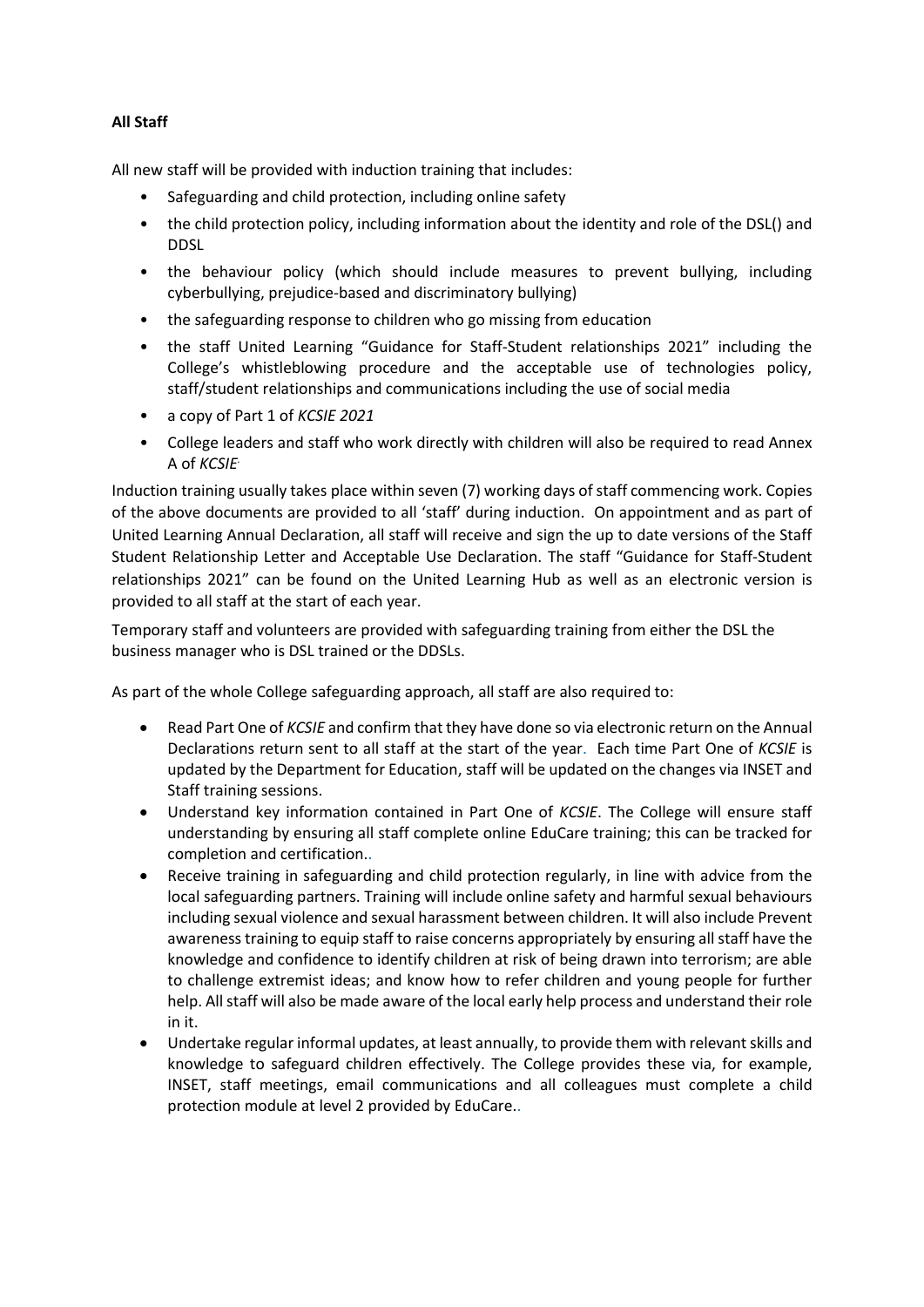**All Staff**

All new staff will be provided with induction training that includes:

- Safeguarding and child protection, including online safety
- the child protection policy, including information about the identity and role of the DSL() and DDSL
- the behaviour policy (which should include measures to prevent bullying, including cyberbullying, prejudice-based and discriminatory bullying)
- the safeguarding response to children who go missing from education
- the staff United Learning "Guidance for Staff-Student relationships 2021" including the College's whistleblowing procedure and the acceptable use of technologies policy, staff/student relationships and communications including the use of social media
- a copy of Part 1 of *KCSIE 2021*
- College leaders and staff who work directly with children will also be required to read Annex A of *KCSIE*.

Induction training usually takes place within seven (7) working days of staff commencing work. Copies of the above documents are provided to all 'staff' during induction. On appointment and as part of United Learning Annual Declaration, all staff will receive and sign the up to date versions of the Staff Student Relationship Letter and Acceptable Use Declaration. The staff "Guidance for Staff-Student relationships 2021" can be found on the United Learning Hub as well as an electronic version is provided to all staff at the start of each year.

Temporary staff and volunteers are provided with safeguarding training from either the DSL the business manager who is DSL trained or the DDSLs.

As part of the whole College safeguarding approach, all staff are also required to:

- Read Part One of *KCSIE* and confirm that they have done so via electronic return on the Annual Declarations return sent to all staff at the start of the year. Each time Part One of *KCSIE* is updated by the Department for Education, staff will be updated on the changes via INSET and Staff training sessions.
- Understand key information contained in Part One of *KCSIE*. The College will ensure staff understanding by ensuring all staff complete online EduCare training; this can be tracked for completion and certification..
- Receive training in safeguarding and child protection regularly, in line with advice from the local safeguarding partners. Training will include online safety and harmful sexual behaviours including sexual violence and sexual harassment between children. It will also include Prevent awareness training to equip staff to raise concerns appropriately by ensuring all staff have the knowledge and confidence to identify children at risk of being drawn into terrorism; are able to challenge extremist ideas; and know how to refer children and young people for further help. All staff will also be made aware of the local early help process and understand their role in it.
- Undertake regular informal updates, at least annually, to provide them with relevant skills and knowledge to safeguard children effectively. The College provides these via, for example, INSET, staff meetings, email communications and all colleagues must complete a child protection module at level 2 provided by EduCare..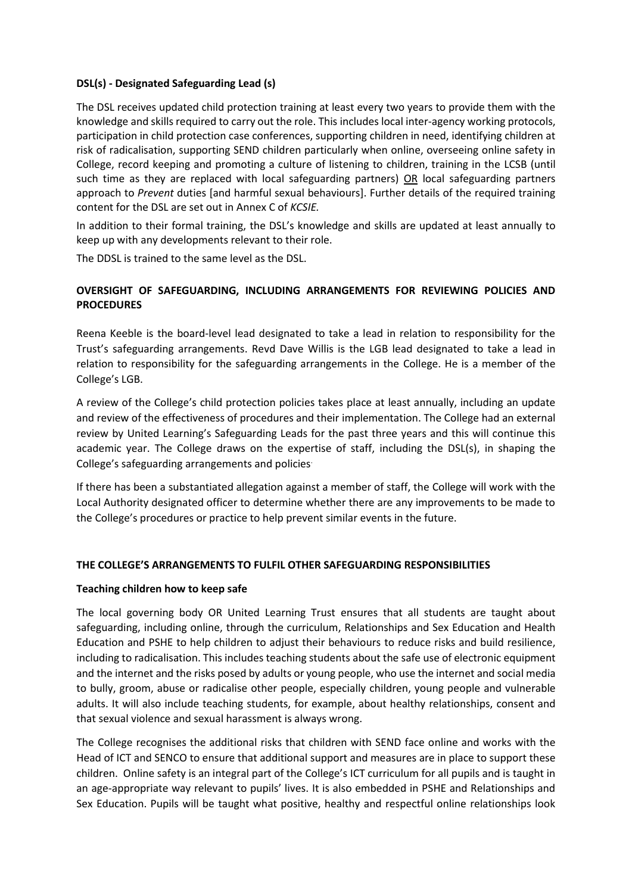**DSL(s) - Designated Safeguarding Lead (s)**

The DSL receives updated child protection training at least every two years to provide them with the knowledge and skills required to carry out the role. This includes local inter-agency working protocols, participation in child protection case conferences, supporting children in need, identifying children at risk of radicalisation, supporting SEND children particularly when online, overseeing online safety in College, record keeping and promoting a culture of listening to children, training in the LCSB (until such time as they are replaced with local safeguarding partners) OR local safeguarding partners approach to *Prevent* duties [and harmful sexual behaviours]. Further details of the required training content for the DSL are set out in Annex C of *KCSIE.*

In addition to their formal training, the DSL's knowledge and skills are updated at least annually to keep up with any developments relevant to their role.

The DDSL is trained to the same level as the DSL.

**OVERSIGHT OF SAFEGUARDING, INCLUDING ARRANGEMENTS FOR REVIEWING POLICIES AND PROCEDURES**

Reena Keeble is the board-level lead designated to take a lead in relation to responsibility for the Trust's safeguarding arrangements. Revd Dave Willis is the LGB lead designated to take a lead in relation to responsibility for the safeguarding arrangements in the College. He is a member of the College's LGB.

A review of the College's child protection policies takes place at least annually, including an update and review of the effectiveness of procedures and their implementation. The College had an external review by United Learning's Safeguarding Leads for the past three years and this will continue this academic year. The College draws on the expertise of staff, including the DSL(s), in shaping the College's safeguarding arrangements and policies.

If there has been a substantiated allegation against a member of staff, the College will work with the Local Authority designated officer to determine whether there are any improvements to be made to the College's procedures or practice to help prevent similar events in the future.

**THE COLLEGE'S ARRANGEMENTS TO FULFIL OTHER SAFEGUARDING RESPONSIBILITIES**

**Teaching children how to keep safe**

The local governing body OR United Learning Trust ensures that all students are taught about safeguarding, including online, through the curriculum, Relationships and Sex Education and Health Education and PSHE to help children to adjust their behaviours to reduce risks and build resilience, including to radicalisation. This includes teaching students about the safe use of electronic equipment and the internet and the risks posed by adults or young people, who use the internet and social media to bully, groom, abuse or radicalise other people, especially children, young people and vulnerable adults. It will also include teaching students, for example, about healthy relationships, consent and that sexual violence and sexual harassment is always wrong.

The College recognises the additional risks that children with SEND face online and works with the Head of ICT and SENCO to ensure that additional support and measures are in place to support these children. Online safety is an integral part of the College's ICT curriculum for all pupils and is taught in an age-appropriate way relevant to pupils' lives. It is also embedded in PSHE and Relationships and Sex Education. Pupils will be taught what positive, healthy and respectful online relationships look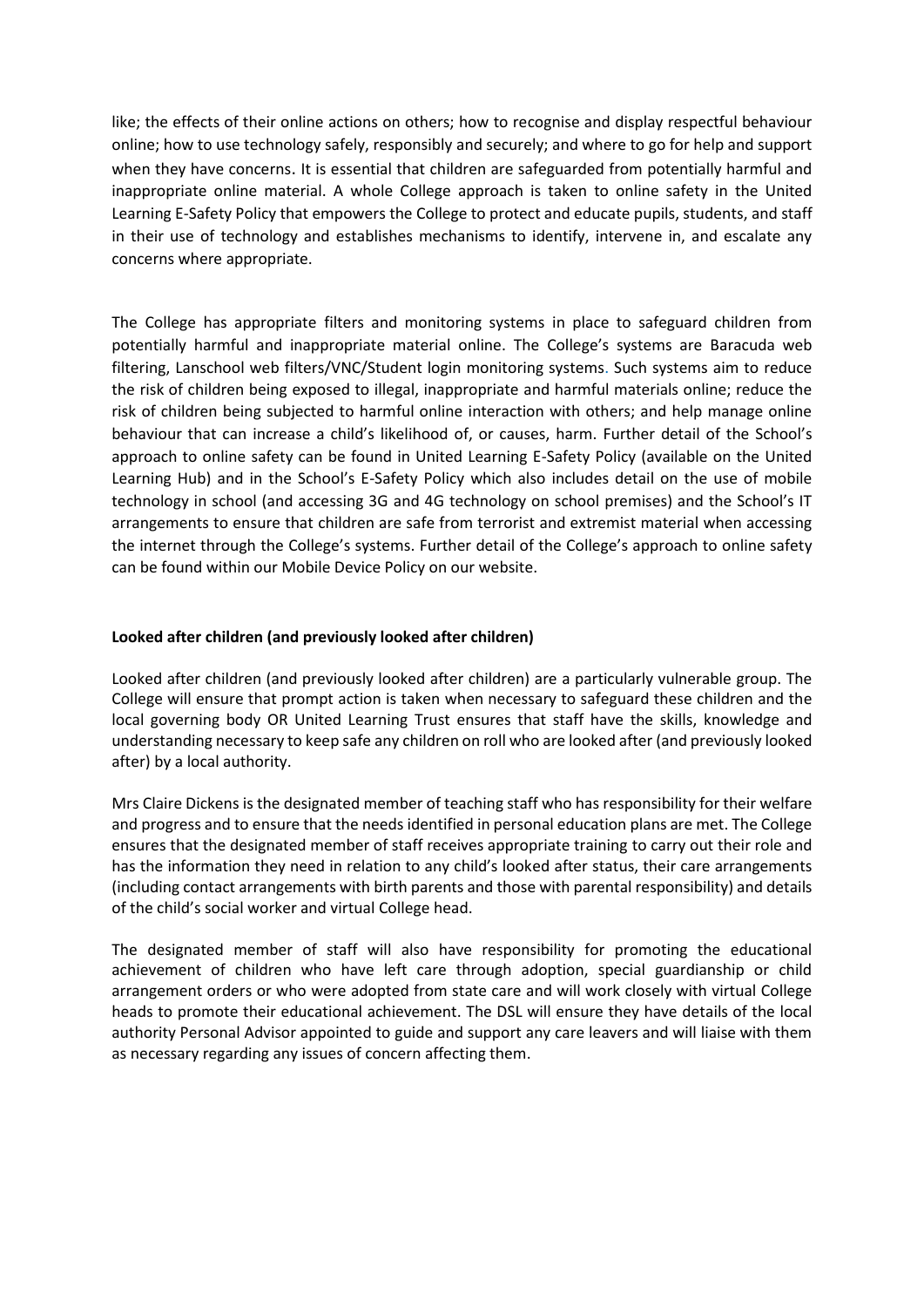like; the effects of their online actions on others; how to recognise and display respectful behaviour online; how to use technology safely, responsibly and securely; and where to go for help and support when they have concerns. It is essential that children are safeguarded from potentially harmful and inappropriate online material. A whole College approach is taken to online safety in the United Learning E-Safety Policy that empowers the College to protect and educate pupils, students, and staff in their use of technology and establishes mechanisms to identify, intervene in, and escalate any concerns where appropriate.

The College has appropriate filters and monitoring systems in place to safeguard children from potentially harmful and inappropriate material online. The College's systems are Baracuda web filtering, Lanschool web filters/VNC/Student login monitoring systems. Such systems aim to reduce the risk of children being exposed to illegal, inappropriate and harmful materials online; reduce the risk of children being subjected to harmful online interaction with others; and help manage online behaviour that can increase a child's likelihood of, or causes, harm. Further detail of the School's approach to online safety can be found in United Learning E-Safety Policy (available on the United Learning Hub) and in the School's E-Safety Policy which also includes detail on the use of mobile technology in school (and accessing 3G and 4G technology on school premises) and the School's IT arrangements to ensure that children are safe from terrorist and extremist material when accessing the internet through the College's systems. Further detail of the College's approach to online safety can be found within our Mobile Device Policy on our website.

**Looked after children (and previously looked after children)**

Looked after children (and previously looked after children) are a particularly vulnerable group. The College will ensure that prompt action is taken when necessary to safeguard these children and the local governing body OR United Learning Trust ensures that staff have the skills, knowledge and understanding necessary to keep safe any children on roll who are looked after (and previously looked after) by a local authority.

Mrs Claire Dickens is the designated member of teaching staff who has responsibility for their welfare and progress and to ensure that the needs identified in personal education plans are met. The College ensures that the designated member of staff receives appropriate training to carry out their role and has the information they need in relation to any child's looked after status, their care arrangements (including contact arrangements with birth parents and those with parental responsibility) and details of the child's social worker and virtual College head.

The designated member of staff will also have responsibility for promoting the educational achievement of children who have left care through adoption, special guardianship or child arrangement orders or who were adopted from state care and will work closely with virtual College heads to promote their educational achievement. The DSL will ensure they have details of the local authority Personal Advisor appointed to guide and support any care leavers and will liaise with them as necessary regarding any issues of concern affecting them.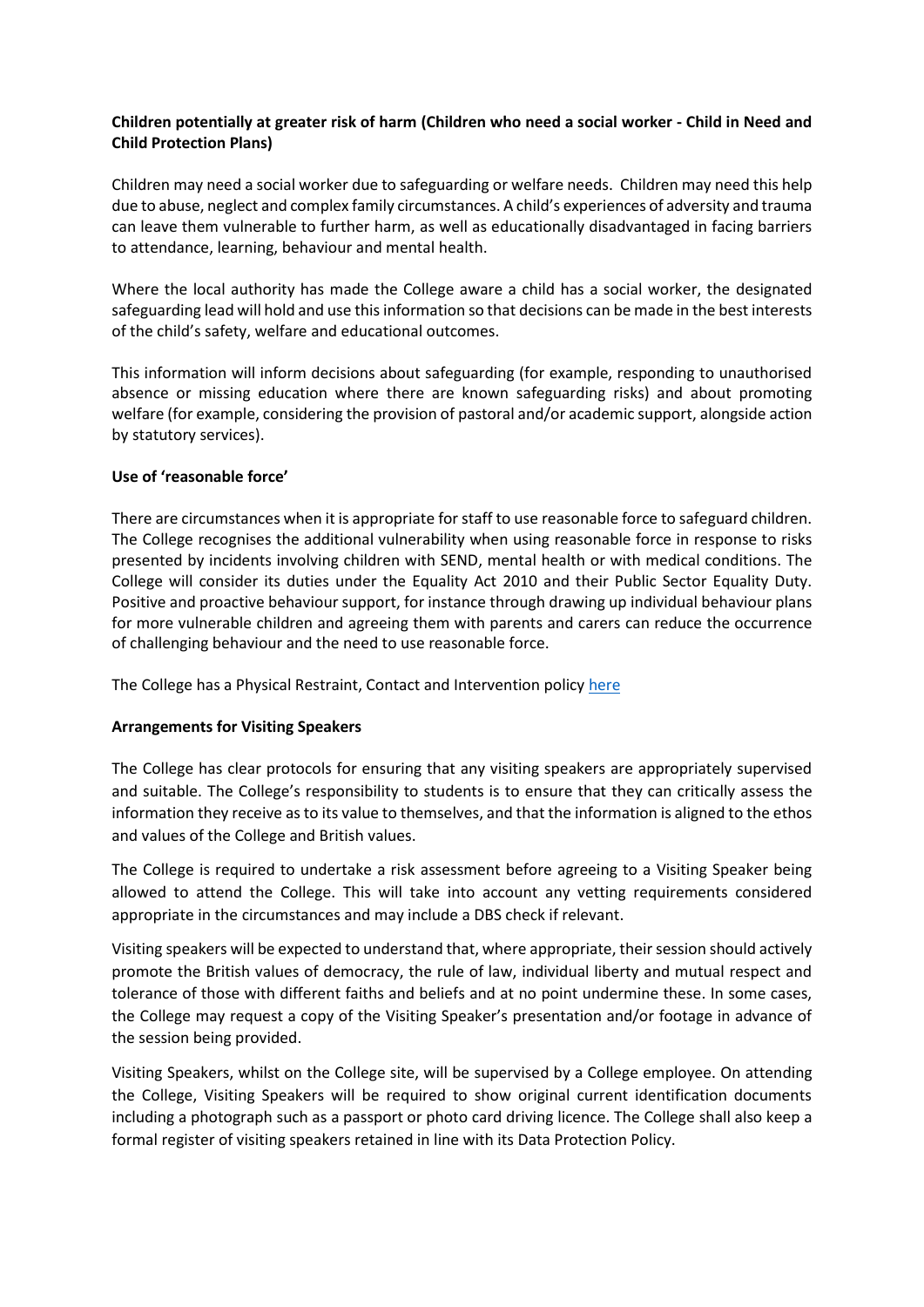**Children potentially at greater risk of harm (Children who need a social worker - Child in Need and Child Protection Plans)**

Children may need a social worker due to safeguarding or welfare needs. Children may need this help due to abuse, neglect and complex family circumstances. A child's experiences of adversity and trauma can leave them vulnerable to further harm, as well as educationally disadvantaged in facing barriers to attendance, learning, behaviour and mental health.

Where the local authority has made the College aware a child has a social worker, the designated safeguarding lead will hold and use this information so that decisions can be made in the best interests of the child's safety, welfare and educational outcomes.

This information will inform decisions about safeguarding (for example, responding to unauthorised absence or missing education where there are known safeguarding risks) and about promoting welfare (for example, considering the provision of pastoral and/or academic support, alongside action by statutory services).

**Use of 'reasonable force'**

There are circumstances when it is appropriate for staff to use reasonable force to safeguard children. The College recognises the additional vulnerability when using reasonable force in response to risks presented by incidents involving children with SEND, mental health or with medical conditions. The College will consider its duties under the Equality Act 2010 and their Public Sector Equality Duty. Positive and proactive behaviour support, for instance through drawing up individual behaviour plans for more vulnerable children and agreeing them with parents and carers can reduce the occurrence of challenging behaviour and the need to use reasonable force.

The College has a Physical Restraint, Contact and Intervention policy here

**Arrangements for Visiting Speakers**

The College has clear protocols for ensuring that any visiting speakers are appropriately supervised and suitable. The College's responsibility to students is to ensure that they can critically assess the information they receive as to its value to themselves, and that the information is aligned to the ethos and values of the College and British values.

The College is required to undertake a risk assessment before agreeing to a Visiting Speaker being allowed to attend the College. This will take into account any vetting requirements considered appropriate in the circumstances and may include a DBS check if relevant.

Visiting speakers will be expected to understand that, where appropriate, their session should actively promote the British values of democracy, the rule of law, individual liberty and mutual respect and tolerance of those with different faiths and beliefs and at no point undermine these. In some cases, the College may request a copy of the Visiting Speaker's presentation and/or footage in advance of the session being provided.

Visiting Speakers, whilst on the College site, will be supervised by a College employee. On attending the College, Visiting Speakers will be required to show original current identification documents including a photograph such as a passport or photo card driving licence. The College shall also keep a formal register of visiting speakers retained in line with its Data Protection Policy.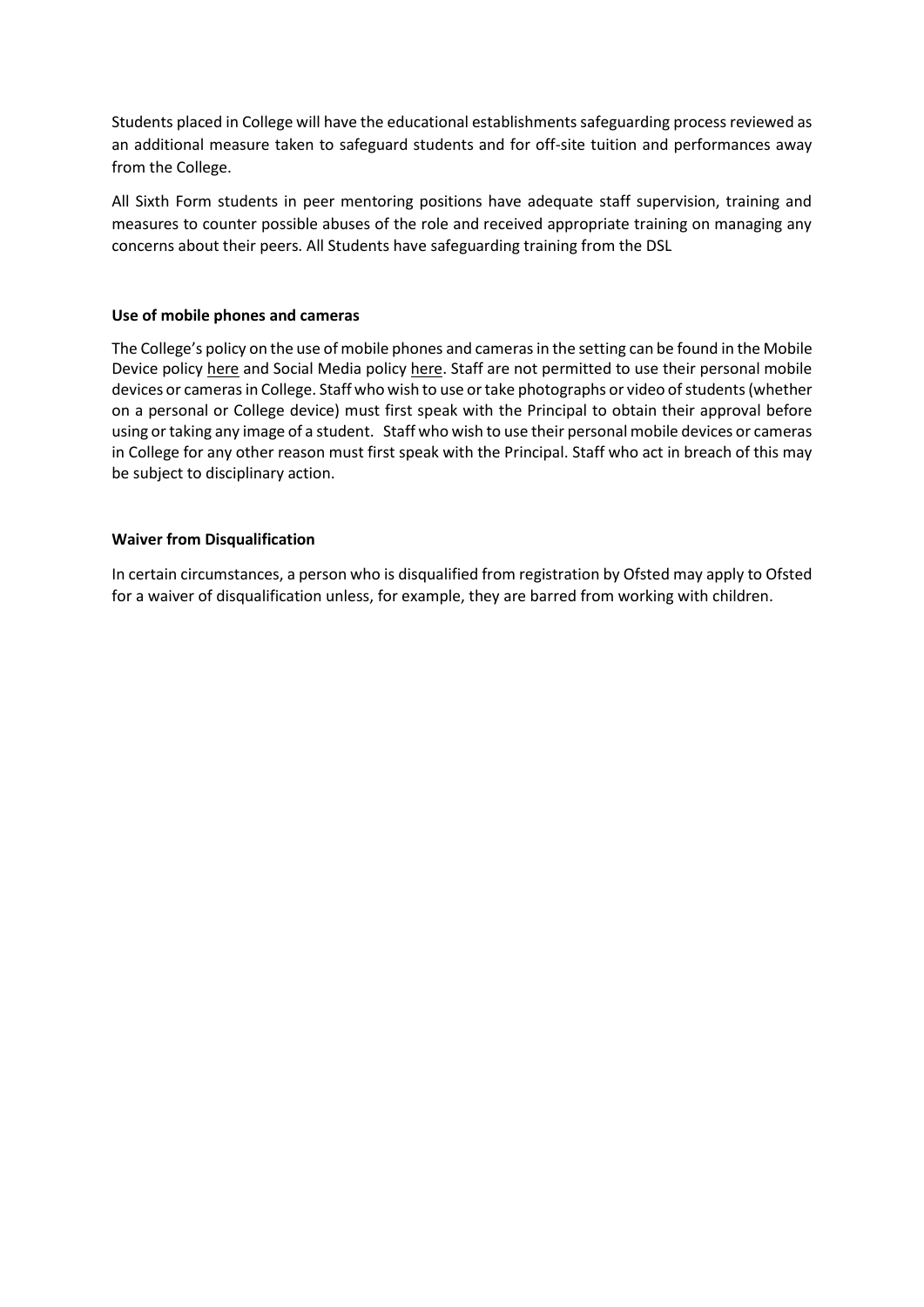Students placed in College will have the educational establishments safeguarding process reviewed as an additional measure taken to safeguard students and for off-site tuition and performances away from the College.

All Sixth Form students in peer mentoring positions have adequate staff supervision, training and measures to counter possible abuses of the role and received appropriate training on managing any concerns about their peers. All Students have safeguarding training from the DSL

**Use of mobile phones and cameras**

The College's policy on the use of mobile phones and cameras in the setting can be found in the Mobile Device policy here and Social Media policy here. Staff are not permitted to use their personal mobile devices or cameras in College. Staff who wish to use or take photographs or video of students (whether on a personal or College device) must first speak with the Principal to obtain their approval before using or taking any image of a student. Staff who wish to use their personal mobile devices or cameras in College for any other reason must first speak with the Principal. Staff who act in breach of this may be subject to disciplinary action.

**Waiver from Disqualification**

In certain circumstances, a person who is disqualified from registration by Ofsted may apply to Ofsted for a waiver of disqualification unless, for example, they are barred from working with children.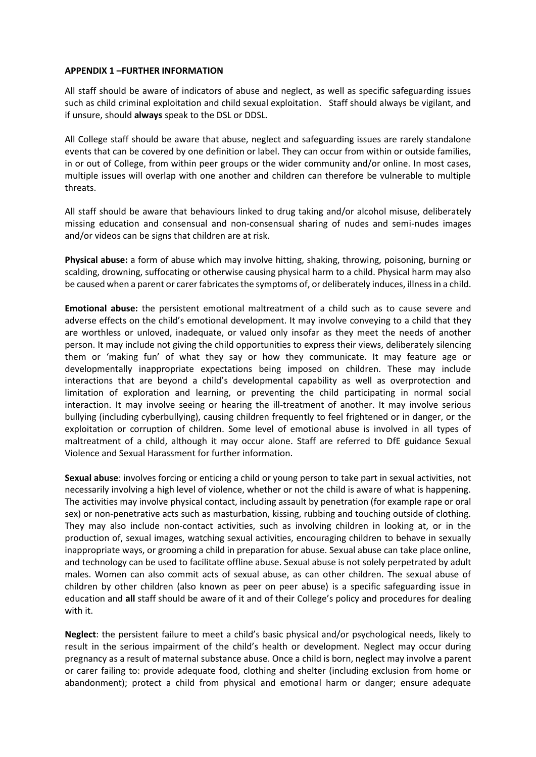**APPENDIX 1 –FURTHER INFORMATION**

All staff should be aware of indicators of abuse and neglect, as well as specific safeguarding issues such as child criminal exploitation and child sexual exploitation. Staff should always be vigilant, and if unsure, should **always** speak to the DSL or DDSL.

All College staff should be aware that abuse, neglect and safeguarding issues are rarely standalone events that can be covered by one definition or label. They can occur from within or outside families, in or out of College, from within peer groups or the wider community and/or online. In most cases, multiple issues will overlap with one another and children can therefore be vulnerable to multiple threats.

All staff should be aware that behaviours linked to drug taking and/or alcohol misuse, deliberately missing education and consensual and non-consensual sharing of nudes and semi-nudes images and/or videos can be signs that children are at risk.

**Physical abuse:** a form of abuse which may involve hitting, shaking, throwing, poisoning, burning or scalding, drowning, suffocating or otherwise causing physical harm to a child. Physical harm may also be caused when a parent or carer fabricates the symptoms of, or deliberately induces, illness in a child.

**Emotional abuse:** the persistent emotional maltreatment of a child such as to cause severe and adverse effects on the child's emotional development. It may involve conveying to a child that they are worthless or unloved, inadequate, or valued only insofar as they meet the needs of another person. It may include not giving the child opportunities to express their views, deliberately silencing them or 'making fun' of what they say or how they communicate. It may feature age or developmentally inappropriate expectations being imposed on children. These may include interactions that are beyond a child's developmental capability as well as overprotection and limitation of exploration and learning, or preventing the child participating in normal social interaction. It may involve seeing or hearing the ill-treatment of another. It may involve serious bullying (including cyberbullying), causing children frequently to feel frightened or in danger, or the exploitation or corruption of children. Some level of emotional abuse is involved in all types of maltreatment of a child, although it may occur alone. Staff are referred to DfE guidance Sexual Violence and Sexual Harassment for further information.

**Sexual abuse**: involves forcing or enticing a child or young person to take part in sexual activities, not necessarily involving a high level of violence, whether or not the child is aware of what is happening. The activities may involve physical contact, including assault by penetration (for example rape or oral sex) or non-penetrative acts such as masturbation, kissing, rubbing and touching outside of clothing. They may also include non-contact activities, such as involving children in looking at, or in the production of, sexual images, watching sexual activities, encouraging children to behave in sexually inappropriate ways, or grooming a child in preparation for abuse. Sexual abuse can take place online, and technology can be used to facilitate offline abuse. Sexual abuse is not solely perpetrated by adult males. Women can also commit acts of sexual abuse, as can other children. The sexual abuse of children by other children (also known as peer on peer abuse) is a specific safeguarding issue in education and **all** staff should be aware of it and of their College's policy and procedures for dealing with it.

**Neglect**: the persistent failure to meet a child's basic physical and/or psychological needs, likely to result in the serious impairment of the child's health or development. Neglect may occur during pregnancy as a result of maternal substance abuse. Once a child is born, neglect may involve a parent or carer failing to: provide adequate food, clothing and shelter (including exclusion from home or abandonment); protect a child from physical and emotional harm or danger; ensure adequate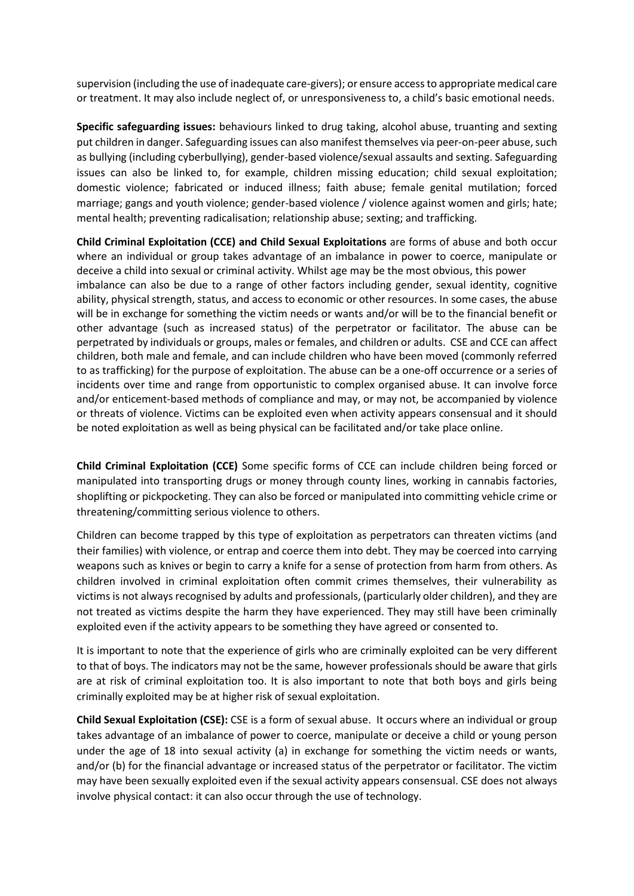supervision (including the use of inadequate care-givers); or ensure access to appropriate medical care or treatment. It may also include neglect of, or unresponsiveness to, a child's basic emotional needs.

**Specific safeguarding issues:** behaviours linked to drug taking, alcohol abuse, truanting and sexting put children in danger. Safeguarding issues can also manifest themselves via peer-on-peer abuse, such as bullying (including cyberbullying), gender-based violence/sexual assaults and sexting. Safeguarding issues can also be linked to, for example, children missing education; child sexual exploitation; domestic violence; fabricated or induced illness; faith abuse; female genital mutilation; forced marriage; gangs and youth violence; gender-based violence / violence against women and girls; hate; mental health; preventing radicalisation; relationship abuse; sexting; and trafficking.

**Child Criminal Exploitation (CCE) and Child Sexual Exploitations** are forms of abuse and both occur where an individual or group takes advantage of an imbalance in power to coerce, manipulate or deceive a child into sexual or criminal activity. Whilst age may be the most obvious, this power imbalance can also be due to a range of other factors including gender, sexual identity, cognitive ability, physical strength, status, and access to economic or other resources. In some cases, the abuse will be in exchange for something the victim needs or wants and/or will be to the financial benefit or other advantage (such as increased status) of the perpetrator or facilitator. The abuse can be perpetrated by individuals or groups, males or females, and children or adults. CSE and CCE can affect children, both male and female, and can include children who have been moved (commonly referred to as trafficking) for the purpose of exploitation. The abuse can be a one-off occurrence or a series of incidents over time and range from opportunistic to complex organised abuse. It can involve force and/or enticement-based methods of compliance and may, or may not, be accompanied by violence or threats of violence. Victims can be exploited even when activity appears consensual and it should be noted exploitation as well as being physical can be facilitated and/or take place online.

**Child Criminal Exploitation (CCE)** Some specific forms of CCE can include children being forced or manipulated into transporting drugs or money through county lines, working in cannabis factories, shoplifting or pickpocketing. They can also be forced or manipulated into committing vehicle crime or threatening/committing serious violence to others.

Children can become trapped by this type of exploitation as perpetrators can threaten victims (and their families) with violence, or entrap and coerce them into debt. They may be coerced into carrying weapons such as knives or begin to carry a knife for a sense of protection from harm from others. As children involved in criminal exploitation often commit crimes themselves, their vulnerability as victims is not always recognised by adults and professionals, (particularly older children), and they are not treated as victims despite the harm they have experienced. They may still have been criminally exploited even if the activity appears to be something they have agreed or consented to.

It is important to note that the experience of girls who are criminally exploited can be very different to that of boys. The indicators may not be the same, however professionals should be aware that girls are at risk of criminal exploitation too. It is also important to note that both boys and girls being criminally exploited may be at higher risk of sexual exploitation.

**Child Sexual Exploitation (CSE):** CSE is a form of sexual abuse. It occurs where an individual or group takes advantage of an imbalance of power to coerce, manipulate or deceive a child or young person under the age of 18 into sexual activity (a) in exchange for something the victim needs or wants, and/or (b) for the financial advantage or increased status of the perpetrator or facilitator. The victim may have been sexually exploited even if the sexual activity appears consensual. CSE does not always involve physical contact: it can also occur through the use of technology.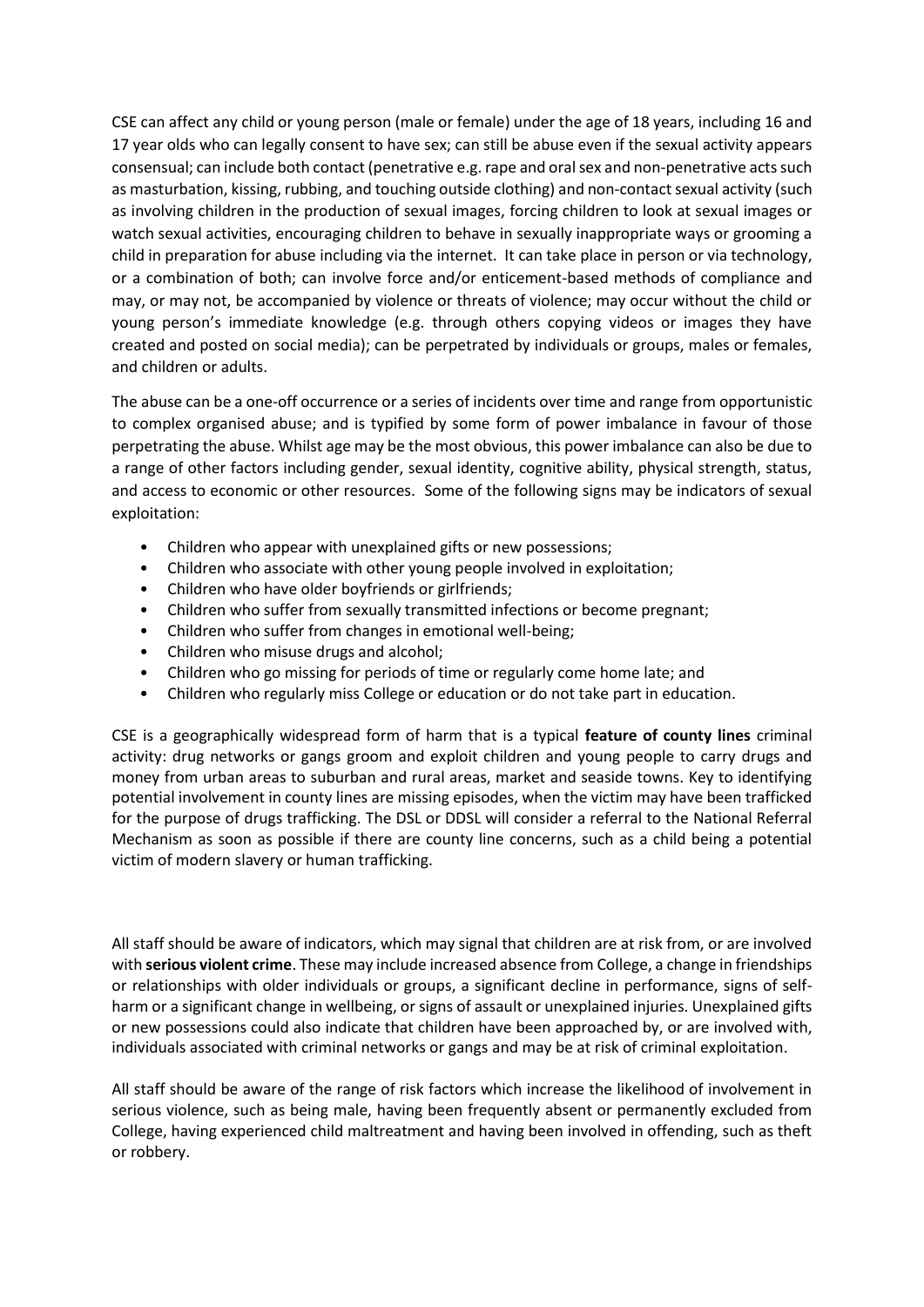CSE can affect any child or young person (male or female) under the age of 18 years, including 16 and 17 year olds who can legally consent to have sex; can still be abuse even if the sexual activity appears consensual; can include both contact (penetrative e.g. rape and oral sex and non-penetrative acts such as masturbation, kissing, rubbing, and touching outside clothing) and non-contact sexual activity (such as involving children in the production of sexual images, forcing children to look at sexual images or watch sexual activities, encouraging children to behave in sexually inappropriate ways or grooming a child in preparation for abuse including via the internet. It can take place in person or via technology, or a combination of both; can involve force and/or enticement-based methods of compliance and may, or may not, be accompanied by violence or threats of violence; may occur without the child or young person's immediate knowledge (e.g. through others copying videos or images they have created and posted on social media); can be perpetrated by individuals or groups, males or females, and children or adults.

The abuse can be a one-off occurrence or a series of incidents over time and range from opportunistic to complex organised abuse; and is typified by some form of power imbalance in favour of those perpetrating the abuse. Whilst age may be the most obvious, this power imbalance can also be due to a range of other factors including gender, sexual identity, cognitive ability, physical strength, status, and access to economic or other resources. Some of the following signs may be indicators of sexual exploitation:

- Children who appear with unexplained gifts or new possessions;
- Children who associate with other young people involved in exploitation;
- Children who have older boyfriends or girlfriends;
- Children who suffer from sexually transmitted infections or become pregnant;
- Children who suffer from changes in emotional well-being;
- Children who misuse drugs and alcohol;
- Children who go missing for periods of time or regularly come home late; and
- Children who regularly miss College or education or do not take part in education.

CSE is a geographically widespread form of harm that is a typical **feature of county lines** criminal activity: drug networks or gangs groom and exploit children and young people to carry drugs and money from urban areas to suburban and rural areas, market and seaside towns. Key to identifying potential involvement in county lines are missing episodes, when the victim may have been trafficked for the purpose of drugs trafficking. The DSL or DDSL will consider a referral to the National Referral Mechanism as soon as possible if there are county line concerns, such as a child being a potential victim of modern slavery or human trafficking.

All staff should be aware of indicators, which may signal that children are at risk from, or are involved with **serious violent crime**. These may include increased absence from College, a change in friendships or relationships with older individuals or groups, a significant decline in performance, signs of self-harm or a significant change in wellbeing, or signs of assault or unexplained injuries. Unexplained gifts or new possessions could also indicate that children have been approached by, or are involved with, individuals associated with criminal networks or gangs and may be at risk of criminal exploitation.

All staff should be aware of the range of risk factors which increase the likelihood of involvement in serious violence, such as being male, having been frequently absent or permanently excluded from College, having experienced child maltreatment and having been involved in offending, such as theft or robbery.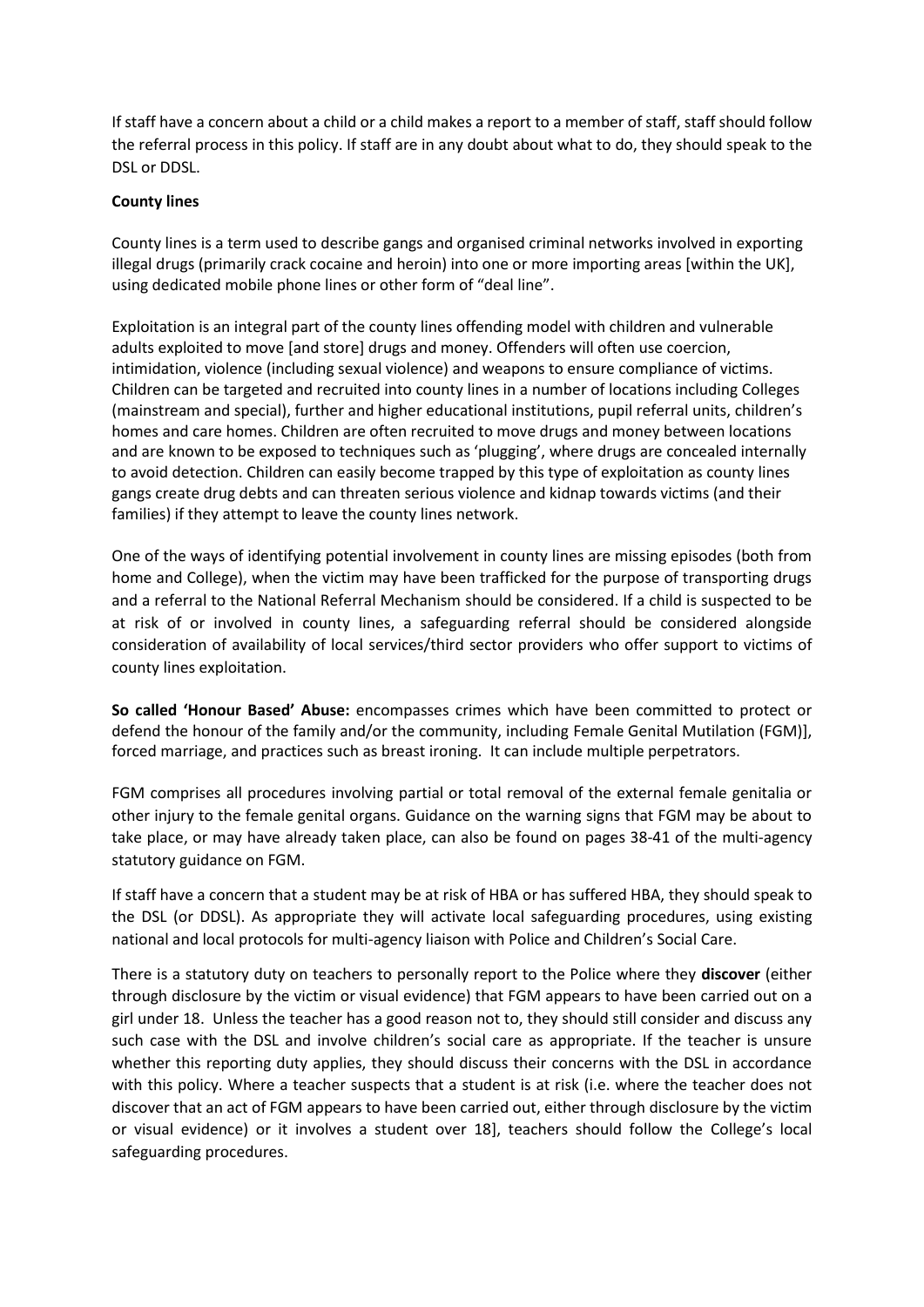If staff have a concern about a child or a child makes a report to a member of staff, staff should follow the referral process in this policy. If staff are in any doubt about what to do, they should speak to the DSL or DDSL.

**County lines**

County lines is a term used to describe gangs and organised criminal networks involved in exporting illegal drugs (primarily crack cocaine and heroin) into one or more importing areas [within the UK], using dedicated mobile phone lines or other form of "deal line".

Exploitation is an integral part of the county lines offending model with children and vulnerable adults exploited to move [and store] drugs and money. Offenders will often use coercion, intimidation, violence (including sexual violence) and weapons to ensure compliance of victims. Children can be targeted and recruited into county lines in a number of locations including Colleges (mainstream and special), further and higher educational institutions, pupil referral units, children's homes and care homes. Children are often recruited to move drugs and money between locations and are known to be exposed to techniques such as 'plugging', where drugs are concealed internally to avoid detection. Children can easily become trapped by this type of exploitation as county lines gangs create drug debts and can threaten serious violence and kidnap towards victims (and their families) if they attempt to leave the county lines network.

One of the ways of identifying potential involvement in county lines are missing episodes (both from home and College), when the victim may have been trafficked for the purpose of transporting drugs and a referral to the National Referral Mechanism should be considered. If a child is suspected to be at risk of or involved in county lines, a safeguarding referral should be considered alongside consideration of availability of local services/third sector providers who offer support to victims of county lines exploitation.

**So called 'Honour Based' Abuse:** encompasses crimes which have been committed to protect or defend the honour of the family and/or the community, including Female Genital Mutilation (FGM)], forced marriage, and practices such as breast ironing. It can include multiple perpetrators.

FGM comprises all procedures involving partial or total removal of the external female genitalia or other injury to the female genital organs. Guidance on the warning signs that FGM may be about to take place, or may have already taken place, can also be found on pages 38-41 of the multi-agency statutory guidance on FGM.

If staff have a concern that a student may be at risk of HBA or has suffered HBA, they should speak to the DSL (or DDSL). As appropriate they will activate local safeguarding procedures, using existing national and local protocols for multi-agency liaison with Police and Children's Social Care.

There is a statutory duty on teachers to personally report to the Police where they **discover** (either through disclosure by the victim or visual evidence) that FGM appears to have been carried out on a girl under 18. Unless the teacher has a good reason not to, they should still consider and discuss any such case with the DSL and involve children's social care as appropriate. If the teacher is unsure whether this reporting duty applies, they should discuss their concerns with the DSL in accordance with this policy. Where a teacher suspects that a student is at risk (i.e. where the teacher does not discover that an act of FGM appears to have been carried out, either through disclosure by the victim or visual evidence) or it involves a student over 18], teachers should follow the College's local safeguarding procedures.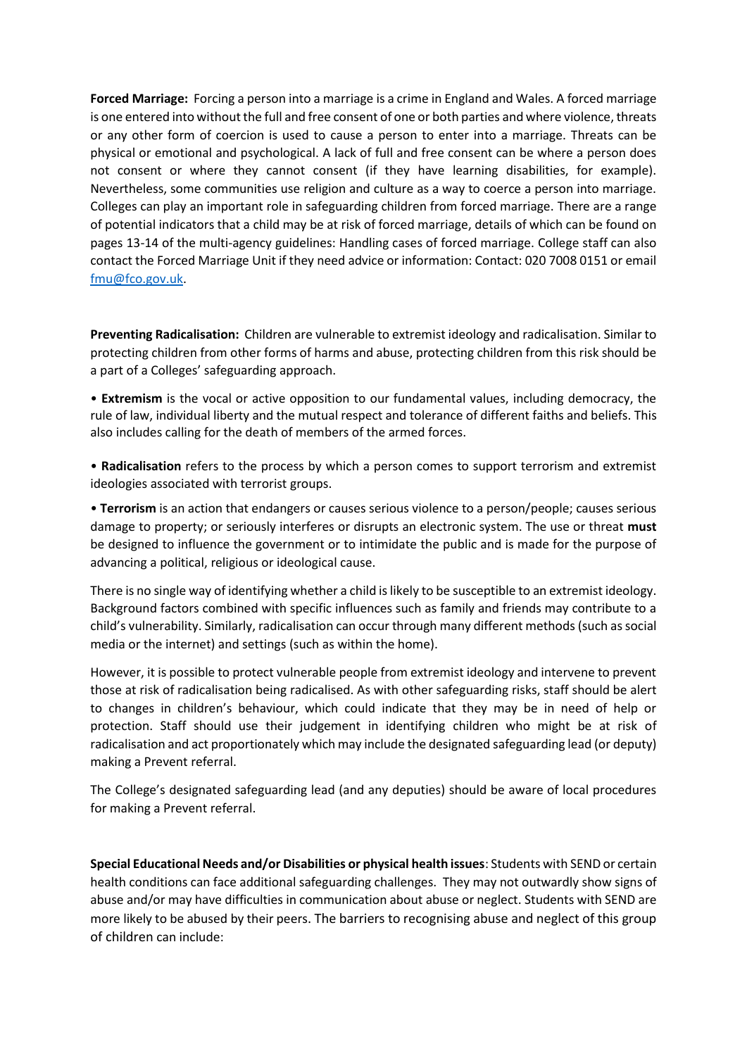**Forced Marriage:** Forcing a person into a marriage is a crime in England and Wales. A forced marriage is one entered into without the full and free consent of one or both parties and where violence, threats or any other form of coercion is used to cause a person to enter into a marriage. Threats can be physical or emotional and psychological. A lack of full and free consent can be where a person does not consent or where they cannot consent (if they have learning disabilities, for example). Nevertheless, some communities use religion and culture as a way to coerce a person into marriage. Colleges can play an important role in safeguarding children from forced marriage. There are a range of potential indicators that a child may be at risk of forced marriage, details of which can be found on pages 13-14 of the multi-agency guidelines: Handling cases of forced marriage. College staff can also contact the Forced Marriage Unit if they need advice or information: Contact: 020 7008 0151 or email [fmu@fco.gov.uk](mailto:fmu@fco.gov.uk).

**Preventing Radicalisation:** Children are vulnerable to extremist ideology and radicalisation. Similar to protecting children from other forms of harms and abuse, protecting children from this risk should be a part of a Colleges' safeguarding approach.

- **Extremism** is the vocal or active opposition to our fundamental values, including democracy, the rule of law, individual liberty and the mutual respect and tolerance of different faiths and beliefs. This also includes calling for the death of members of the armed forces.

- **Radicalisation** refers to the process by which a person comes to support terrorism and extremist ideologies associated with terrorist groups.

- **Terrorism** is an action that endangers or causes serious violence to a person/people; causes serious damage to property; or seriously interferes or disrupts an electronic system. The use or threat **must** be designed to influence the government or to intimidate the public and is made for the purpose of advancing a political, religious or ideological cause.

There is no single way of identifying whether a child is likely to be susceptible to an extremist ideology. Background factors combined with specific influences such as family and friends may contribute to a child's vulnerability. Similarly, radicalisation can occur through many different methods (such as social media or the internet) and settings (such as within the home).

However, it is possible to protect vulnerable people from extremist ideology and intervene to prevent those at risk of radicalisation being radicalised. As with other safeguarding risks, staff should be alert to changes in children's behaviour, which could indicate that they may be in need of help or protection. Staff should use their judgement in identifying children who might be at risk of radicalisation and act proportionately which may include the designated safeguarding lead (or deputy) making a Prevent referral.

The College's designated safeguarding lead (and any deputies) should be aware of local procedures for making a Prevent referral.

**Special Educational Needs and/or Disabilities or physical health issues**: Students with SEND or certain health conditions can face additional safeguarding challenges. They may not outwardly show signs of abuse and/or may have difficulties in communication about abuse or neglect. Students with SEND are more likely to be abused by their peers. The barriers to recognising abuse and neglect of this group of children can include: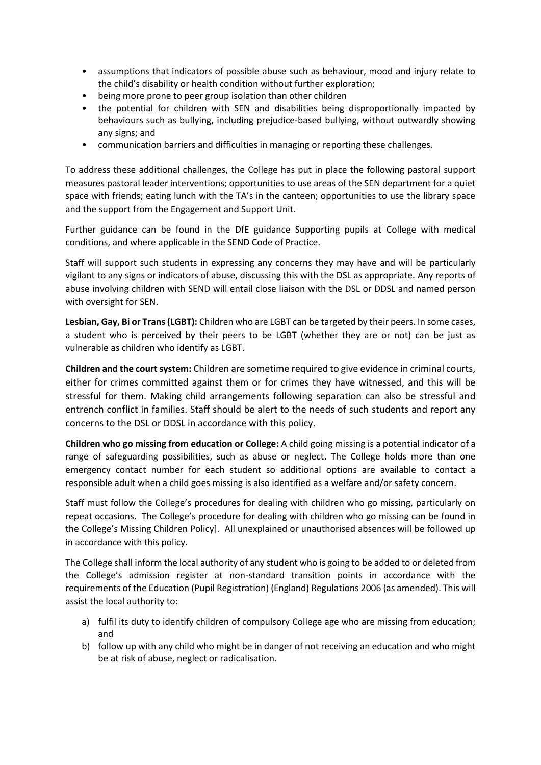- assumptions that indicators of possible abuse such as behaviour, mood and injury relate to the child's disability or health condition without further exploration;
- being more prone to peer group isolation than other children
- the potential for children with SEN and disabilities being disproportionally impacted by behaviours such as bullying, including prejudice-based bullying, without outwardly showing any signs; and
- communication barriers and difficulties in managing or reporting these challenges.

To address these additional challenges, the College has put in place the following pastoral support measures pastoral leader interventions; opportunities to use areas of the SEN department for a quiet space with friends; eating lunch with the TA's in the canteen; opportunities to use the library space and the support from the Engagement and Support Unit.

Further guidance can be found in the DfE guidance Supporting pupils at College with medical conditions, and where applicable in the SEND Code of Practice.

Staff will support such students in expressing any concerns they may have and will be particularly vigilant to any signs or indicators of abuse, discussing this with the DSL as appropriate. Any reports of abuse involving children with SEND will entail close liaison with the DSL or DDSL and named person with oversight for SEN.

**Lesbian, Gay, Bi or Trans (LGBT):** Children who are LGBT can be targeted by their peers. In some cases, a student who is perceived by their peers to be LGBT (whether they are or not) can be just as vulnerable as children who identify as LGBT.

**Children and the court system:** Children are sometime required to give evidence in criminal courts, either for crimes committed against them or for crimes they have witnessed, and this will be stressful for them. Making child arrangements following separation can also be stressful and entrench conflict in families. Staff should be alert to the needs of such students and report any concerns to the DSL or DDSL in accordance with this policy.

**Children who go missing from education or College:** A child going missing is a potential indicator of a range of safeguarding possibilities, such as abuse or neglect. The College holds more than one emergency contact number for each student so additional options are available to contact a responsible adult when a child goes missing is also identified as a welfare and/or safety concern.

Staff must follow the College's procedures for dealing with children who go missing, particularly on repeat occasions. The College's procedure for dealing with children who go missing can be found in the College's Missing Children Policy]. All unexplained or unauthorised absences will be followed up in accordance with this policy.

The College shall inform the local authority of any student who is going to be added to or deleted from the College's admission register at non-standard transition points in accordance with the requirements of the Education (Pupil Registration) (England) Regulations 2006 (as amended). This will assist the local authority to:

a) fulfil its duty to identify children of compulsory College age who are missing from education; and
b) follow up with any child who might be in danger of not receiving an education and who might be at risk of abuse, neglect or radicalisation.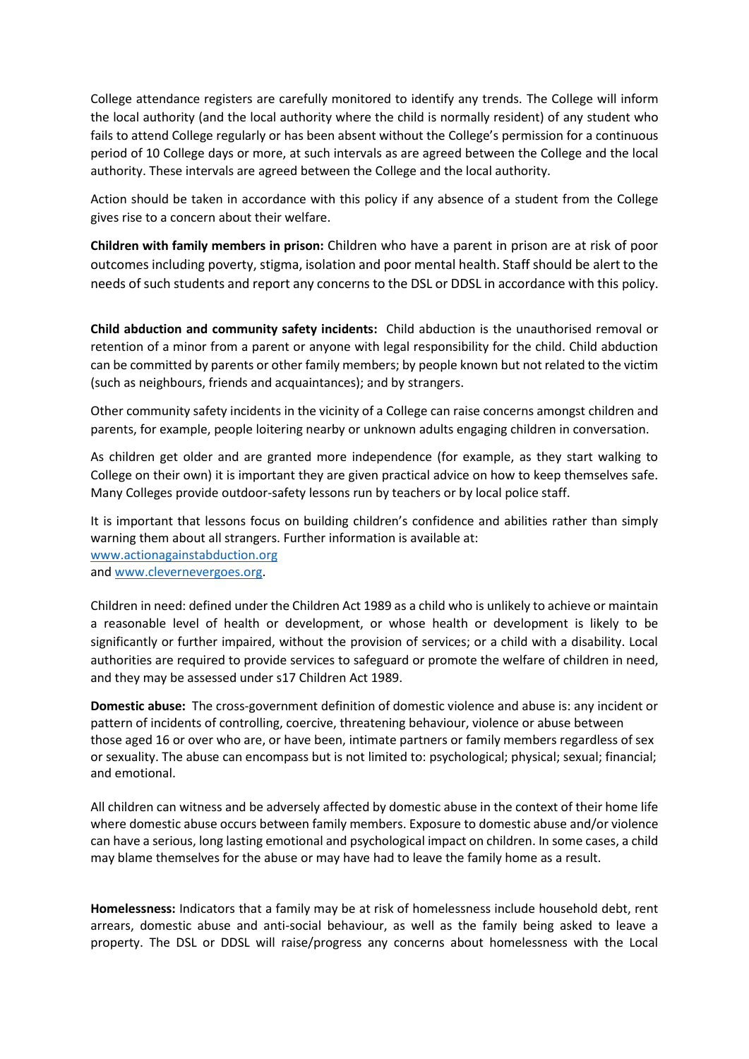College attendance registers are carefully monitored to identify any trends. The College will inform the local authority (and the local authority where the child is normally resident) of any student who fails to attend College regularly or has been absent without the College's permission for a continuous period of 10 College days or more, at such intervals as are agreed between the College and the local authority. These intervals are agreed between the College and the local authority.

Action should be taken in accordance with this policy if any absence of a student from the College gives rise to a concern about their welfare.

**Children with family members in prison:** Children who have a parent in prison are at risk of poor outcomes including poverty, stigma, isolation and poor mental health. Staff should be alert to the needs of such students and report any concerns to the DSL or DDSL in accordance with this policy.

**Child abduction and community safety incidents:** Child abduction is the unauthorised removal or retention of a minor from a parent or anyone with legal responsibility for the child. Child abduction can be committed by parents or other family members; by people known but not related to the victim (such as neighbours, friends and acquaintances); and by strangers.

Other community safety incidents in the vicinity of a College can raise concerns amongst children and parents, for example, people loitering nearby or unknown adults engaging children in conversation.

As children get older and are granted more independence (for example, as they start walking to College on their own) it is important they are given practical advice on how to keep themselves safe. Many Colleges provide outdoor-safety lessons run by teachers or by local police staff.

It is important that lessons focus on building children's confidence and abilities rather than simply warning them about all strangers. Further information is available at:
[www.actionagainstabduction.org](www.actionagainstabduction.org)
and [www.clevernevergoes.org](www.clevernevergoes.org).

Children in need: defined under the Children Act 1989 as a child who is unlikely to achieve or maintain a reasonable level of health or development, or whose health or development is likely to be significantly or further impaired, without the provision of services; or a child with a disability. Local authorities are required to provide services to safeguard or promote the welfare of children in need, and they may be assessed under s17 Children Act 1989.

**Domestic abuse:** The cross-government definition of domestic violence and abuse is: any incident or pattern of incidents of controlling, coercive, threatening behaviour, violence or abuse between those aged 16 or over who are, or have been, intimate partners or family members regardless of sex or sexuality. The abuse can encompass but is not limited to: psychological; physical; sexual; financial; and emotional.

All children can witness and be adversely affected by domestic abuse in the context of their home life where domestic abuse occurs between family members. Exposure to domestic abuse and/or violence can have a serious, long lasting emotional and psychological impact on children. In some cases, a child may blame themselves for the abuse or may have had to leave the family home as a result.

**Homelessness:** Indicators that a family may be at risk of homelessness include household debt, rent arrears, domestic abuse and anti-social behaviour, as well as the family being asked to leave a property. The DSL or DDSL will raise/progress any concerns about homelessness with the Local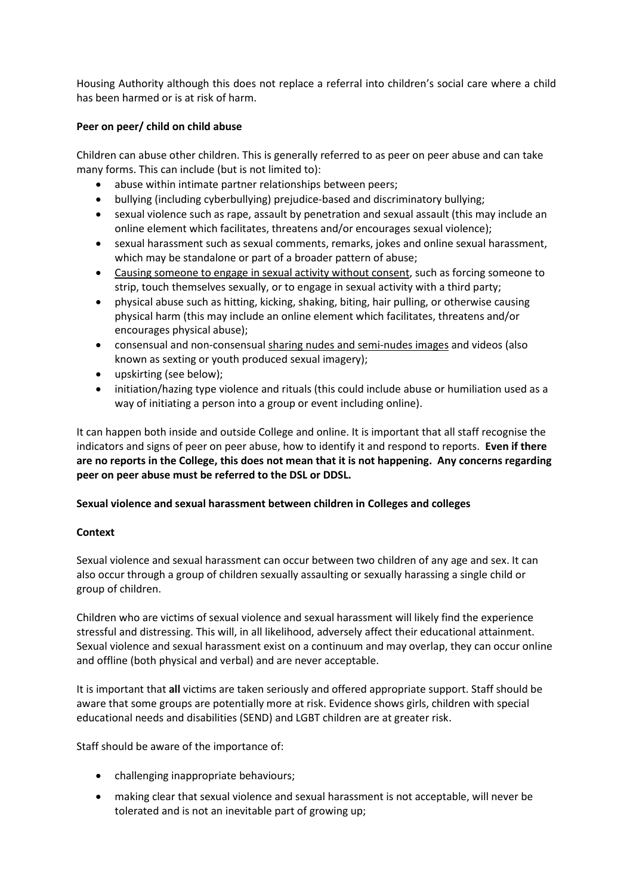Housing Authority although this does not replace a referral into children's social care where a child has been harmed or is at risk of harm.

**Peer on peer/ child on child abuse**

Children can abuse other children. This is generally referred to as peer on peer abuse and can take many forms. This can include (but is not limited to):

- abuse within intimate partner relationships between peers;
- bullying (including cyberbullying) prejudice-based and discriminatory bullying;
- sexual violence such as rape, assault by penetration and sexual assault (this may include an online element which facilitates, threatens and/or encourages sexual violence);
- sexual harassment such as sexual comments, remarks, jokes and online sexual harassment, which may be standalone or part of a broader pattern of abuse;
- Causing someone to engage in sexual activity without consent, such as forcing someone to strip, touch themselves sexually, or to engage in sexual activity with a third party;
- physical abuse such as hitting, kicking, shaking, biting, hair pulling, or otherwise causing physical harm (this may include an online element which facilitates, threatens and/or encourages physical abuse);
- consensual and non-consensual sharing nudes and semi-nudes images and videos (also known as sexting or youth produced sexual imagery);
- upskirting (see below);
- initiation/hazing type violence and rituals (this could include abuse or humiliation used as a way of initiating a person into a group or event including online).

It can happen both inside and outside College and online. It is important that all staff recognise the indicators and signs of peer on peer abuse, how to identify it and respond to reports. **Even if there are no reports in the College, this does not mean that it is not happening. Any concerns regarding peer on peer abuse must be referred to the DSL or DDSL.**

**Sexual violence and sexual harassment between children in Colleges and colleges**

**Context**

Sexual violence and sexual harassment can occur between two children of any age and sex. It can also occur through a group of children sexually assaulting or sexually harassing a single child or group of children.

Children who are victims of sexual violence and sexual harassment will likely find the experience stressful and distressing. This will, in all likelihood, adversely affect their educational attainment. Sexual violence and sexual harassment exist on a continuum and may overlap, they can occur online and offline (both physical and verbal) and are never acceptable.

It is important that **all** victims are taken seriously and offered appropriate support. Staff should be aware that some groups are potentially more at risk. Evidence shows girls, children with special educational needs and disabilities (SEND) and LGBT children are at greater risk.

Staff should be aware of the importance of:

- challenging inappropriate behaviours;
- making clear that sexual violence and sexual harassment is not acceptable, will never be tolerated and is not an inevitable part of growing up;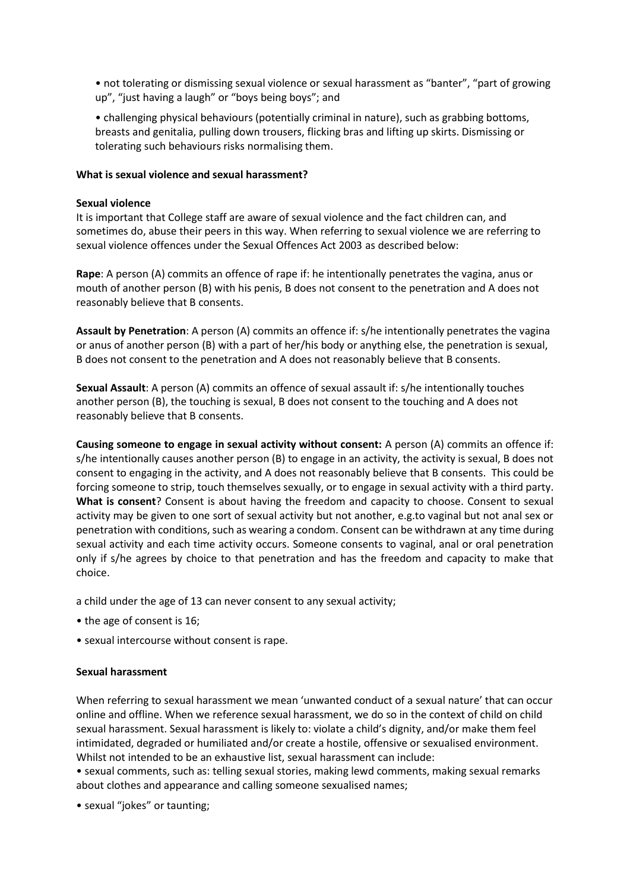- not tolerating or dismissing sexual violence or sexual harassment as "banter", "part of growing up", "just having a laugh" or "boys being boys"; and

- challenging physical behaviours (potentially criminal in nature), such as grabbing bottoms, breasts and genitalia, pulling down trousers, flicking bras and lifting up skirts. Dismissing or tolerating such behaviours risks normalising them.

**What is sexual violence and sexual harassment?**

**Sexual violence**

It is important that College staff are aware of sexual violence and the fact children can, and sometimes do, abuse their peers in this way. When referring to sexual violence we are referring to sexual violence offences under the Sexual Offences Act 2003 as described below:

**Rape**: A person (A) commits an offence of rape if: he intentionally penetrates the vagina, anus or mouth of another person (B) with his penis, B does not consent to the penetration and A does not reasonably believe that B consents.

**Assault by Penetration**: A person (A) commits an offence if: s/he intentionally penetrates the vagina or anus of another person (B) with a part of her/his body or anything else, the penetration is sexual, B does not consent to the penetration and A does not reasonably believe that B consents.

**Sexual Assault**: A person (A) commits an offence of sexual assault if: s/he intentionally touches another person (B), the touching is sexual, B does not consent to the touching and A does not reasonably believe that B consents.

**Causing someone to engage in sexual activity without consent:** A person (A) commits an offence if: s/he intentionally causes another person (B) to engage in an activity, the activity is sexual, B does not consent to engaging in the activity, and A does not reasonably believe that B consents. This could be forcing someone to strip, touch themselves sexually, or to engage in sexual activity with a third party. **What is consent**? Consent is about having the freedom and capacity to choose. Consent to sexual activity may be given to one sort of sexual activity but not another, e.g.to vaginal but not anal sex or penetration with conditions, such as wearing a condom. Consent can be withdrawn at any time during sexual activity and each time activity occurs. Someone consents to vaginal, anal or oral penetration only if s/he agrees by choice to that penetration and has the freedom and capacity to make that choice.

a child under the age of 13 can never consent to any sexual activity;

- the age of consent is 16;
- sexual intercourse without consent is rape.

**Sexual harassment**

When referring to sexual harassment we mean 'unwanted conduct of a sexual nature' that can occur online and offline. When we reference sexual harassment, we do so in the context of child on child sexual harassment. Sexual harassment is likely to: violate a child's dignity, and/or make them feel intimidated, degraded or humiliated and/or create a hostile, offensive or sexualised environment. Whilst not intended to be an exhaustive list, sexual harassment can include:

- sexual comments, such as: telling sexual stories, making lewd comments, making sexual remarks about clothes and appearance and calling someone sexualised names;
- sexual "jokes" or taunting;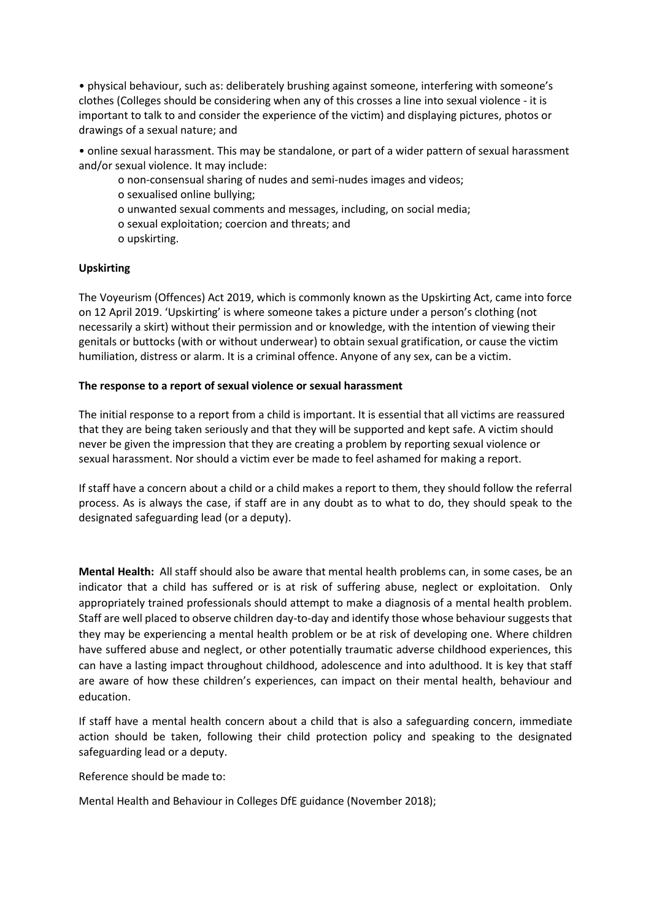- physical behaviour, such as: deliberately brushing against someone, interfering with someone's clothes (Colleges should be considering when any of this crosses a line into sexual violence - it is important to talk to and consider the experience of the victim) and displaying pictures, photos or drawings of a sexual nature; and

- online sexual harassment. This may be standalone, or part of a wider pattern of sexual harassment and/or sexual violence. It may include:
  - non-consensual sharing of nudes and semi-nudes images and videos;
  - sexualised online bullying;
  - unwanted sexual comments and messages, including, on social media;
  - sexual exploitation; coercion and threats; and
  - upskirting.

**Upskirting**

The Voyeurism (Offences) Act 2019, which is commonly known as the Upskirting Act, came into force on 12 April 2019. 'Upskirting' is where someone takes a picture under a person's clothing (not necessarily a skirt) without their permission and or knowledge, with the intention of viewing their genitals or buttocks (with or without underwear) to obtain sexual gratification, or cause the victim humiliation, distress or alarm. It is a criminal offence. Anyone of any sex, can be a victim.

**The response to a report of sexual violence or sexual harassment**

The initial response to a report from a child is important. It is essential that all victims are reassured that they are being taken seriously and that they will be supported and kept safe. A victim should never be given the impression that they are creating a problem by reporting sexual violence or sexual harassment. Nor should a victim ever be made to feel ashamed for making a report.

If staff have a concern about a child or a child makes a report to them, they should follow the referral process. As is always the case, if staff are in any doubt as to what to do, they should speak to the designated safeguarding lead (or a deputy).

**Mental Health:** All staff should also be aware that mental health problems can, in some cases, be an indicator that a child has suffered or is at risk of suffering abuse, neglect or exploitation. Only appropriately trained professionals should attempt to make a diagnosis of a mental health problem. Staff are well placed to observe children day-to-day and identify those whose behaviour suggests that they may be experiencing a mental health problem or be at risk of developing one. Where children have suffered abuse and neglect, or other potentially traumatic adverse childhood experiences, this can have a lasting impact throughout childhood, adolescence and into adulthood. It is key that staff are aware of how these children's experiences, can impact on their mental health, behaviour and education.

If staff have a mental health concern about a child that is also a safeguarding concern, immediate action should be taken, following their child protection policy and speaking to the designated safeguarding lead or a deputy.

Reference should be made to:

Mental Health and Behaviour in Colleges DfE guidance (November 2018);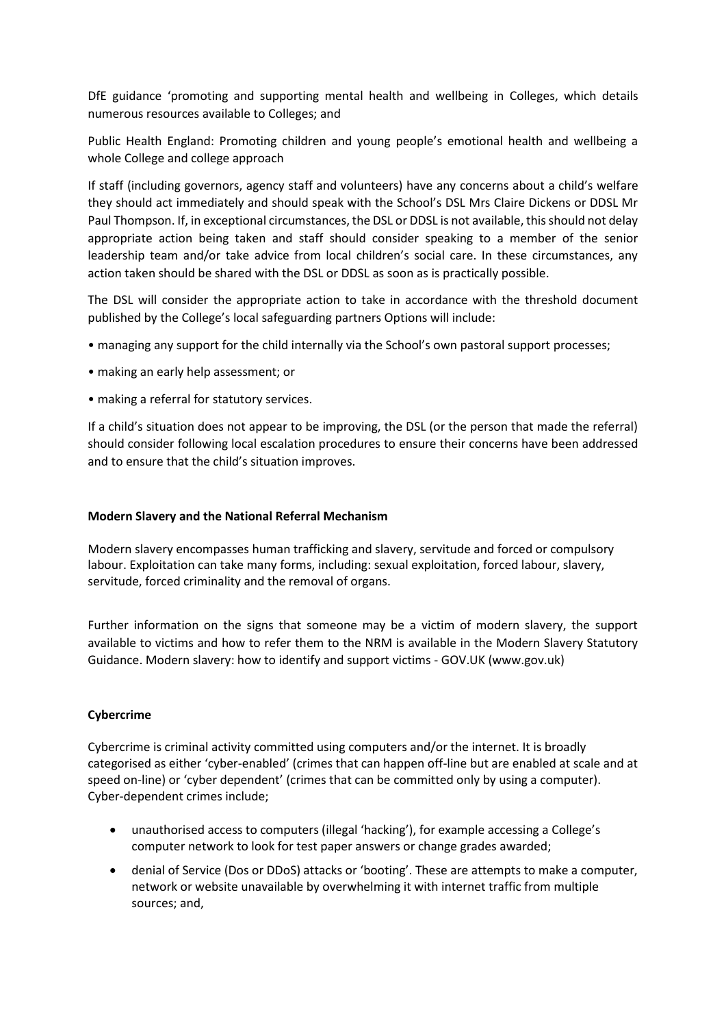DfE guidance 'promoting and supporting mental health and wellbeing in Colleges, which details numerous resources available to Colleges; and

Public Health England: Promoting children and young people's emotional health and wellbeing a whole College and college approach

If staff (including governors, agency staff and volunteers) have any concerns about a child's welfare they should act immediately and should speak with the School's DSL Mrs Claire Dickens or DDSL Mr Paul Thompson. If, in exceptional circumstances, the DSL or DDSL is not available, this should not delay appropriate action being taken and staff should consider speaking to a member of the senior leadership team and/or take advice from local children's social care. In these circumstances, any action taken should be shared with the DSL or DDSL as soon as is practically possible.

The DSL will consider the appropriate action to take in accordance with the threshold document published by the College's local safeguarding partners Options will include:

- managing any support for the child internally via the School's own pastoral support processes;
- making an early help assessment; or
- making a referral for statutory services.

If a child's situation does not appear to be improving, the DSL (or the person that made the referral) should consider following local escalation procedures to ensure their concerns have been addressed and to ensure that the child's situation improves.

**Modern Slavery and the National Referral Mechanism**

Modern slavery encompasses human trafficking and slavery, servitude and forced or compulsory labour. Exploitation can take many forms, including: sexual exploitation, forced labour, slavery, servitude, forced criminality and the removal of organs.

Further information on the signs that someone may be a victim of modern slavery, the support available to victims and how to refer them to the NRM is available in the Modern Slavery Statutory Guidance. Modern slavery: how to identify and support victims - GOV.UK (www.gov.uk)

**Cybercrime**

Cybercrime is criminal activity committed using computers and/or the internet. It is broadly categorised as either 'cyber-enabled' (crimes that can happen off-line but are enabled at scale and at speed on-line) or 'cyber dependent' (crimes that can be committed only by using a computer). Cyber-dependent crimes include;

- unauthorised access to computers (illegal 'hacking'), for example accessing a College's computer network to look for test paper answers or change grades awarded;
- denial of Service (Dos or DDoS) attacks or 'booting'. These are attempts to make a computer, network or website unavailable by overwhelming it with internet traffic from multiple sources; and,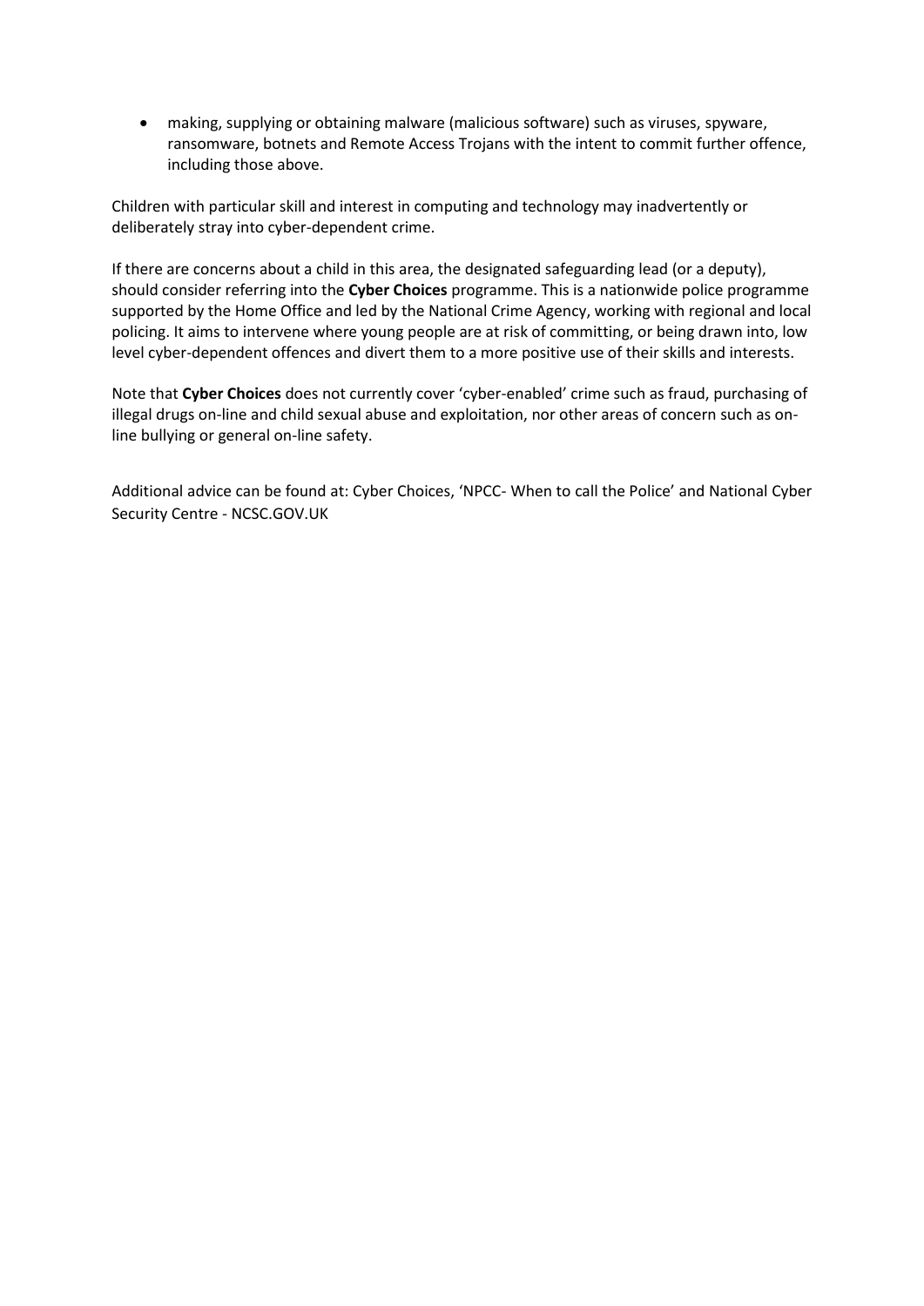- making, supplying or obtaining malware (malicious software) such as viruses, spyware, ransomware, botnets and Remote Access Trojans with the intent to commit further offence, including those above.

Children with particular skill and interest in computing and technology may inadvertently or deliberately stray into cyber-dependent crime.

If there are concerns about a child in this area, the designated safeguarding lead (or a deputy), should consider referring into the **Cyber Choices** programme. This is a nationwide police programme supported by the Home Office and led by the National Crime Agency, working with regional and local policing. It aims to intervene where young people are at risk of committing, or being drawn into, low level cyber-dependent offences and divert them to a more positive use of their skills and interests.

Note that **Cyber Choices** does not currently cover 'cyber-enabled' crime such as fraud, purchasing of illegal drugs on-line and child sexual abuse and exploitation, nor other areas of concern such as on-line bullying or general on-line safety.

Additional advice can be found at: Cyber Choices, 'NPCC- When to call the Police' and National Cyber Security Centre - NCSC.GOV.UK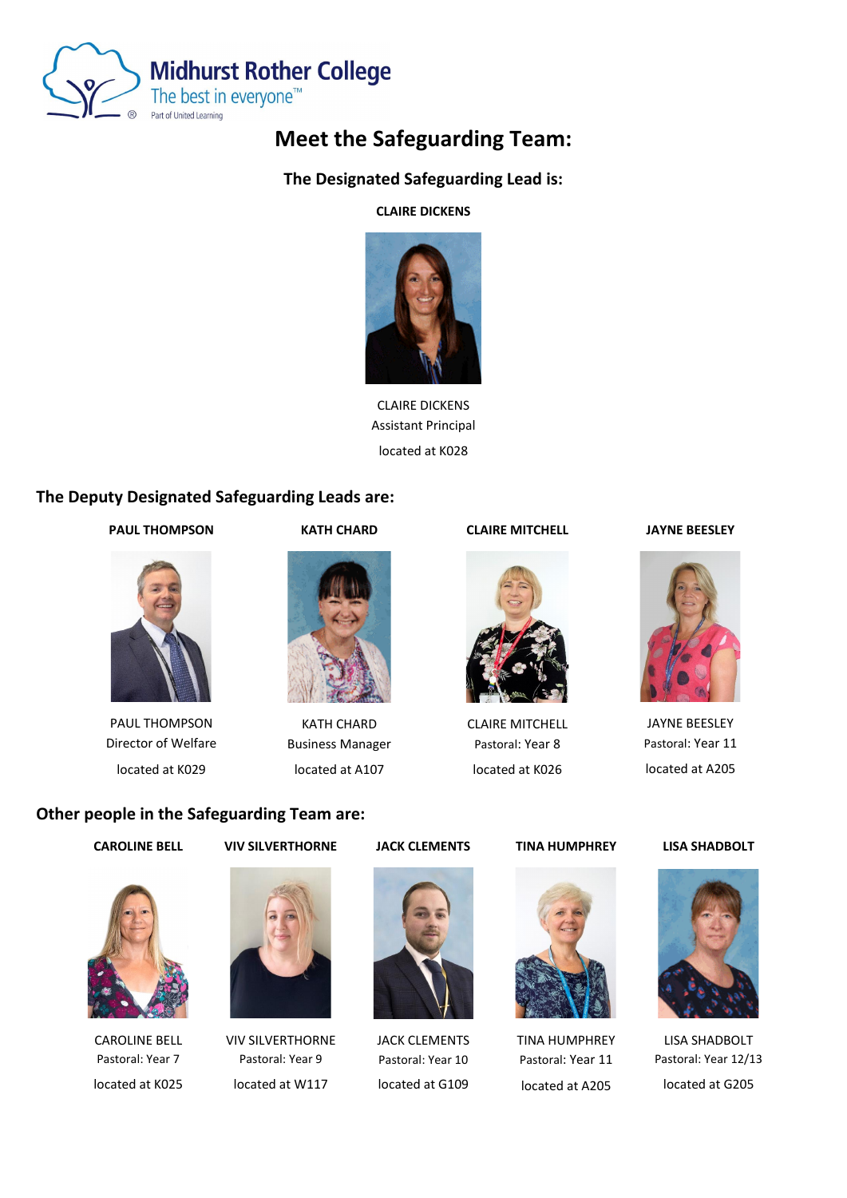Midhurst Rother College
The best in everyone™
Part of United Learning

# Meet the Safeguarding Team:

## The Designated Safeguarding Lead is:

**CLAIRE DICKENS**

CLAIRE DICKENS
Assistant Principal

located at K028

## The Deputy Designated Safeguarding Leads are:

**PAUL THOMPSON**

PAUL THOMPSON
Director of Welfare

located at K029

**KATH CHARD**

KATH CHARD
Business Manager

located at A107

**CLAIRE MITCHELL**

CLAIRE MITCHELL
Pastoral: Year 8

located at K026

**JAYNE BEESLEY**

JAYNE BEESLEY
Pastoral: Year 11

located at A205

## Other people in the Safeguarding Team are:

**CAROLINE BELL**

CAROLINE BELL
Pastoral: Year 7

located at K025

**VIV SILVERTHORNE**

VIV SILVERTHORNE
Pastoral: Year 9

located at W117

**JACK CLEMENTS**

JACK CLEMENTS
Pastoral: Year 10

located at G109

**TINA HUMPHREY**

TINA HUMPHREY
Pastoral: Year 11

located at A205

**LISA SHADBOLT**

LISA SHADBOLT
Pastoral: Year 12/13

located at G205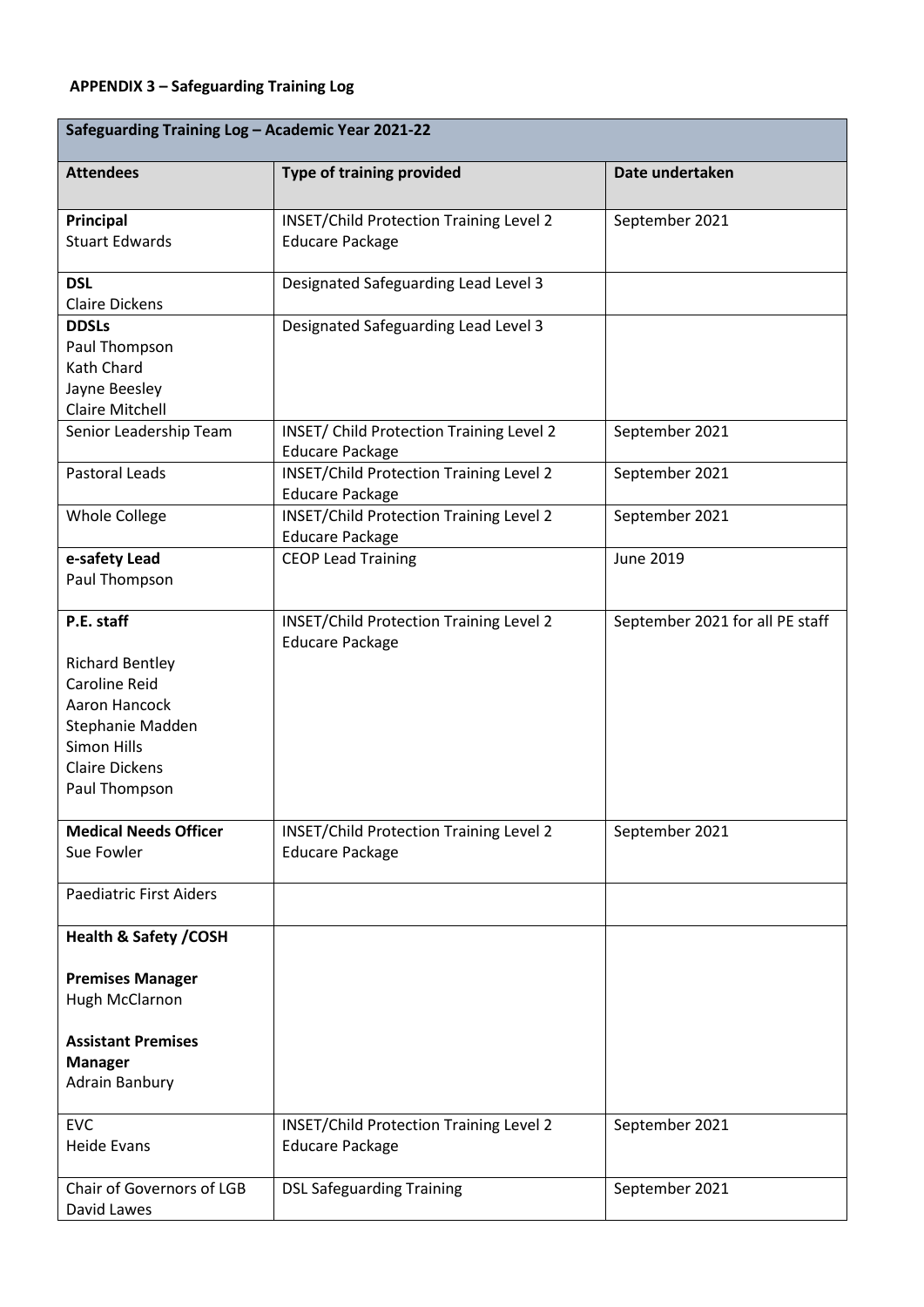**APPENDIX 3 – Safeguarding Training Log**

| Safeguarding Training Log – Academic Year 2021-22 | | |
|---|---|---|
| **Attendees** | **Type of training provided** | **Date undertaken** |
| **Principal**<br>Stuart Edwards | INSET/Child Protection Training Level 2<br>Educare Package | September 2021 |
| **DSL**<br>Claire Dickens | Designated Safeguarding Lead Level 3 | |
| **DDSLs**<br>Paul Thompson<br>Kath Chard<br>Jayne Beesley<br>Claire Mitchell | Designated Safeguarding Lead Level 3 | |
| Senior Leadership Team | INSET/ Child Protection Training Level 2<br>Educare Package | September 2021 |
| Pastoral Leads | INSET/Child Protection Training Level 2<br>Educare Package | September 2021 |
| Whole College | INSET/Child Protection Training Level 2<br>Educare Package | September 2021 |
| **e-safety Lead**<br>Paul Thompson | CEOP Lead Training | June 2019 |
| **P.E. staff**<br><br>Richard Bentley<br>Caroline Reid<br>Aaron Hancock<br>Stephanie Madden<br>Simon Hills<br>Claire Dickens<br>Paul Thompson | INSET/Child Protection Training Level 2<br>Educare Package | September 2021 for all PE staff |
| **Medical Needs Officer**<br>Sue Fowler | INSET/Child Protection Training Level 2<br>Educare Package | September 2021 |
| Paediatric First Aiders | | |
| **Health & Safety /COSH**<br><br>**Premises Manager**<br>Hugh McClarnon<br><br>**Assistant Premises Manager**<br>Adrain Banbury | | |
| EVC<br>Heide Evans | INSET/Child Protection Training Level 2<br>Educare Package | September 2021 |
| Chair of Governors of LGB<br>David Lawes | DSL Safeguarding Training | September 2021 |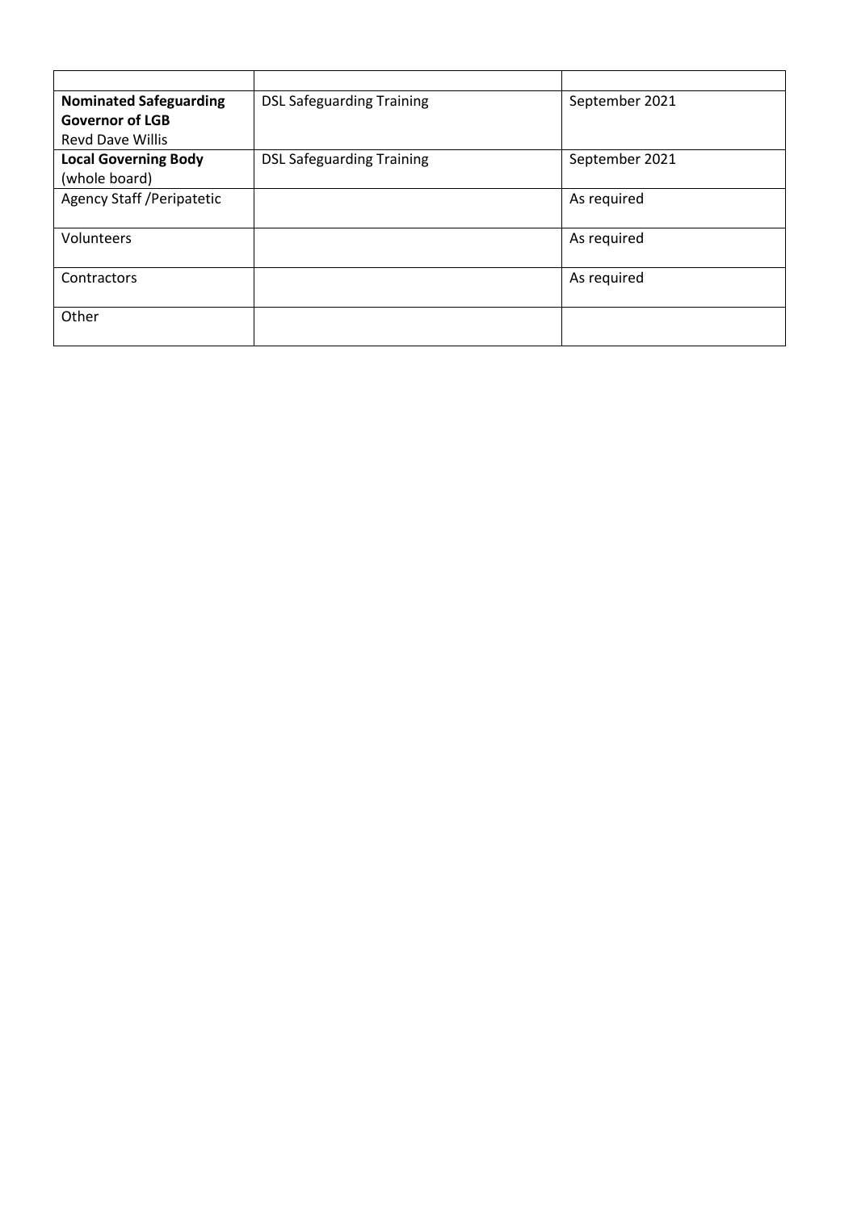| | | |
|---|---|---|
| **Nominated Safeguarding Governor of LGB** Revd Dave Willis | DSL Safeguarding Training | September 2021 |
| **Local Governing Body** (whole board) | DSL Safeguarding Training | September 2021 |
| Agency Staff /Peripatetic | | As required |
| Volunteers | | As required |
| Contractors | | As required |
| Other | | |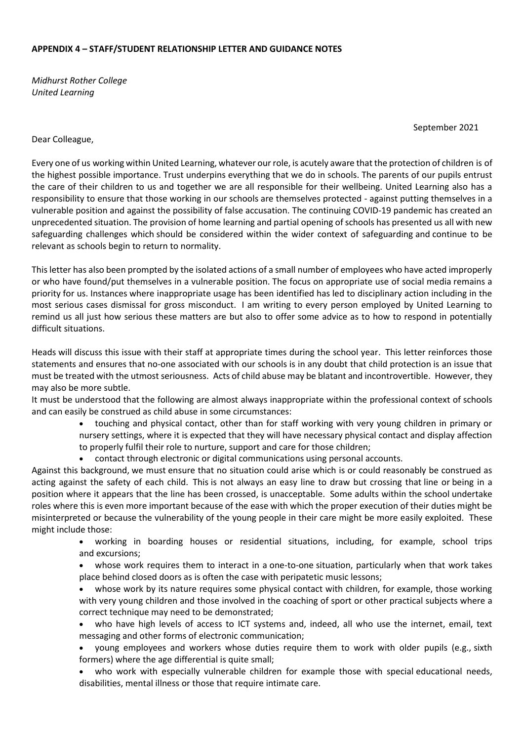**APPENDIX 4 – STAFF/STUDENT RELATIONSHIP LETTER AND GUIDANCE NOTES**

*Midhurst Rother College*
*United Learning*

September 2021

Dear Colleague,

Every one of us working within United Learning, whatever our role, is acutely aware that the protection of children is of the highest possible importance. Trust underpins everything that we do in schools. The parents of our pupils entrust the care of their children to us and together we are all responsible for their wellbeing. United Learning also has a responsibility to ensure that those working in our schools are themselves protected - against putting themselves in a vulnerable position and against the possibility of false accusation. The continuing COVID-19 pandemic has created an unprecedented situation. The provision of home learning and partial opening of schools has presented us all with new safeguarding challenges which should be considered within the wider context of safeguarding and continue to be relevant as schools begin to return to normality.

This letter has also been prompted by the isolated actions of a small number of employees who have acted improperly or who have found/put themselves in a vulnerable position. The focus on appropriate use of social media remains a priority for us. Instances where inappropriate usage has been identified has led to disciplinary action including in the most serious cases dismissal for gross misconduct. I am writing to every person employed by United Learning to remind us all just how serious these matters are but also to offer some advice as to how to respond in potentially difficult situations.

Heads will discuss this issue with their staff at appropriate times during the school year. This letter reinforces those statements and ensures that no-one associated with our schools is in any doubt that child protection is an issue that must be treated with the utmost seriousness. Acts of child abuse may be blatant and incontrovertible. However, they may also be more subtle.

It must be understood that the following are almost always inappropriate within the professional context of schools and can easily be construed as child abuse in some circumstances:

- touching and physical contact, other than for staff working with very young children in primary or nursery settings, where it is expected that they will have necessary physical contact and display affection to properly fulfil their role to nurture, support and care for those children;
- contact through electronic or digital communications using personal accounts.

Against this background, we must ensure that no situation could arise which is or could reasonably be construed as acting against the safety of each child. This is not always an easy line to draw but crossing that line or being in a position where it appears that the line has been crossed, is unacceptable. Some adults within the school undertake roles where this is even more important because of the ease with which the proper execution of their duties might be misinterpreted or because the vulnerability of the young people in their care might be more easily exploited. These might include those:

- working in boarding houses or residential situations, including, for example, school trips and excursions;
- whose work requires them to interact in a one-to-one situation, particularly when that work takes place behind closed doors as is often the case with peripatetic music lessons;
- whose work by its nature requires some physical contact with children, for example, those working with very young children and those involved in the coaching of sport or other practical subjects where a correct technique may need to be demonstrated;
- who have high levels of access to ICT systems and, indeed, all who use the internet, email, text messaging and other forms of electronic communication;
- young employees and workers whose duties require them to work with older pupils (e.g., sixth formers) where the age differential is quite small;
- who work with especially vulnerable children for example those with special educational needs, disabilities, mental illness or those that require intimate care.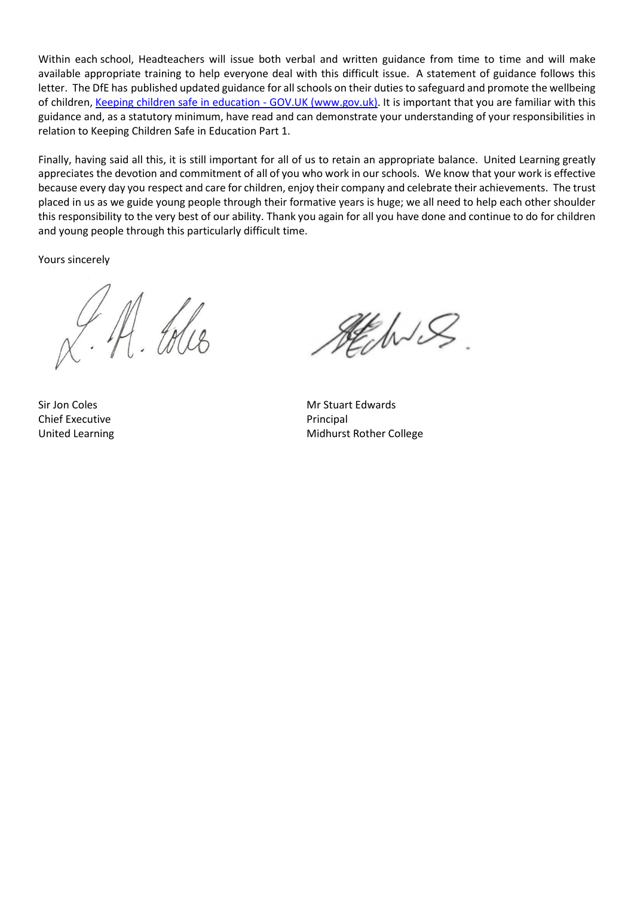Within each school, Headteachers will issue both verbal and written guidance from time to time and will make available appropriate training to help everyone deal with this difficult issue. A statement of guidance follows this letter. The DfE has published updated guidance for all schools on their duties to safeguard and promote the wellbeing of children, [Keeping children safe in education - GOV.UK (www.gov.uk)](https://www.gov.uk). It is important that you are familiar with this guidance and, as a statutory minimum, have read and can demonstrate your understanding of your responsibilities in relation to Keeping Children Safe in Education Part 1.

Finally, having said all this, it is still important for all of us to retain an appropriate balance. United Learning greatly appreciates the devotion and commitment of all of you who work in our schools. We know that your work is effective because every day you respect and care for children, enjoy their company and celebrate their achievements. The trust placed in us as we guide young people through their formative years is huge; we all need to help each other shoulder this responsibility to the very best of our ability. Thank you again for all you have done and continue to do for children and young people through this particularly difficult time.

Yours sincerely

Sir Jon Coles
Chief Executive
United Learning

Mr Stuart Edwards
Principal
Midhurst Rother College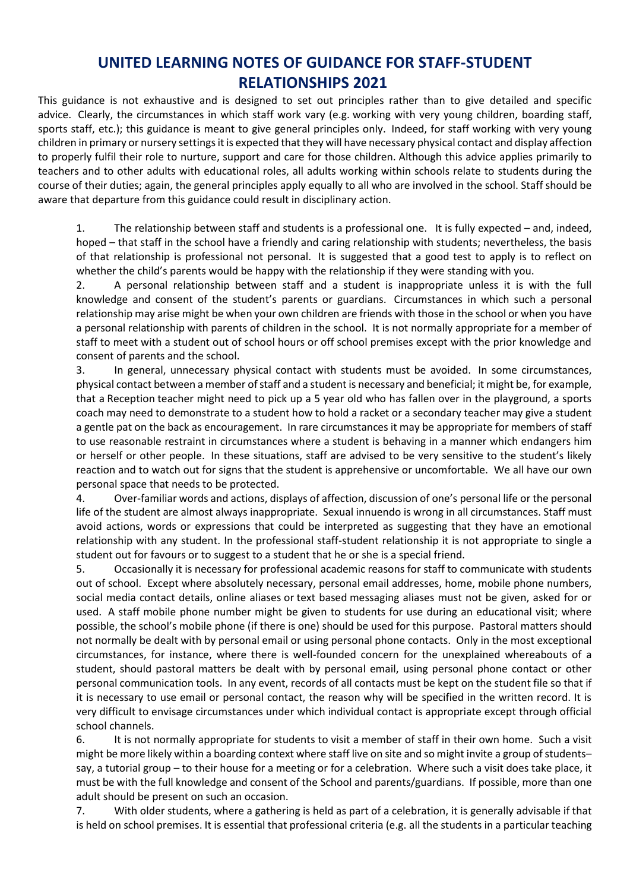# UNITED LEARNING NOTES OF GUIDANCE FOR STAFF-STUDENT RELATIONSHIPS 2021

This guidance is not exhaustive and is designed to set out principles rather than to give detailed and specific advice. Clearly, the circumstances in which staff work vary (e.g. working with very young children, boarding staff, sports staff, etc.); this guidance is meant to give general principles only. Indeed, for staff working with very young children in primary or nursery settings it is expected that they will have necessary physical contact and display affection to properly fulfil their role to nurture, support and care for those children. Although this advice applies primarily to teachers and to other adults with educational roles, all adults working within schools relate to students during the course of their duties; again, the general principles apply equally to all who are involved in the school. Staff should be aware that departure from this guidance could result in disciplinary action.

1. The relationship between staff and students is a professional one. It is fully expected – and, indeed, hoped – that staff in the school have a friendly and caring relationship with students; nevertheless, the basis of that relationship is professional not personal. It is suggested that a good test to apply is to reflect on whether the child's parents would be happy with the relationship if they were standing with you.
2. A personal relationship between staff and a student is inappropriate unless it is with the full knowledge and consent of the student's parents or guardians. Circumstances in which such a personal relationship may arise might be when your own children are friends with those in the school or when you have a personal relationship with parents of children in the school. It is not normally appropriate for a member of staff to meet with a student out of school hours or off school premises except with the prior knowledge and consent of parents and the school.
3. In general, unnecessary physical contact with students must be avoided. In some circumstances, physical contact between a member of staff and a student is necessary and beneficial; it might be, for example, that a Reception teacher might need to pick up a 5 year old who has fallen over in the playground, a sports coach may need to demonstrate to a student how to hold a racket or a secondary teacher may give a student a gentle pat on the back as encouragement. In rare circumstances it may be appropriate for members of staff to use reasonable restraint in circumstances where a student is behaving in a manner which endangers him or herself or other people. In these situations, staff are advised to be very sensitive to the student's likely reaction and to watch out for signs that the student is apprehensive or uncomfortable. We all have our own personal space that needs to be protected.
4. Over-familiar words and actions, displays of affection, discussion of one's personal life or the personal life of the student are almost always inappropriate. Sexual innuendo is wrong in all circumstances. Staff must avoid actions, words or expressions that could be interpreted as suggesting that they have an emotional relationship with any student. In the professional staff-student relationship it is not appropriate to single a student out for favours or to suggest to a student that he or she is a special friend.
5. Occasionally it is necessary for professional academic reasons for staff to communicate with students out of school. Except where absolutely necessary, personal email addresses, home, mobile phone numbers, social media contact details, online aliases or text based messaging aliases must not be given, asked for or used. A staff mobile phone number might be given to students for use during an educational visit; where possible, the school's mobile phone (if there is one) should be used for this purpose. Pastoral matters should not normally be dealt with by personal email or using personal phone contacts. Only in the most exceptional circumstances, for instance, where there is well-founded concern for the unexplained whereabouts of a student, should pastoral matters be dealt with by personal email, using personal phone contact or other personal communication tools. In any event, records of all contacts must be kept on the student file so that if it is necessary to use email or personal contact, the reason why will be specified in the written record. It is very difficult to envisage circumstances under which individual contact is appropriate except through official school channels.
6. It is not normally appropriate for students to visit a member of staff in their own home. Such a visit might be more likely within a boarding context where staff live on site and so might invite a group of students– say, a tutorial group – to their house for a meeting or for a celebration. Where such a visit does take place, it must be with the full knowledge and consent of the School and parents/guardians. If possible, more than one adult should be present on such an occasion.
7. With older students, where a gathering is held as part of a celebration, it is generally advisable if that is held on school premises. It is essential that professional criteria (e.g. all the students in a particular teaching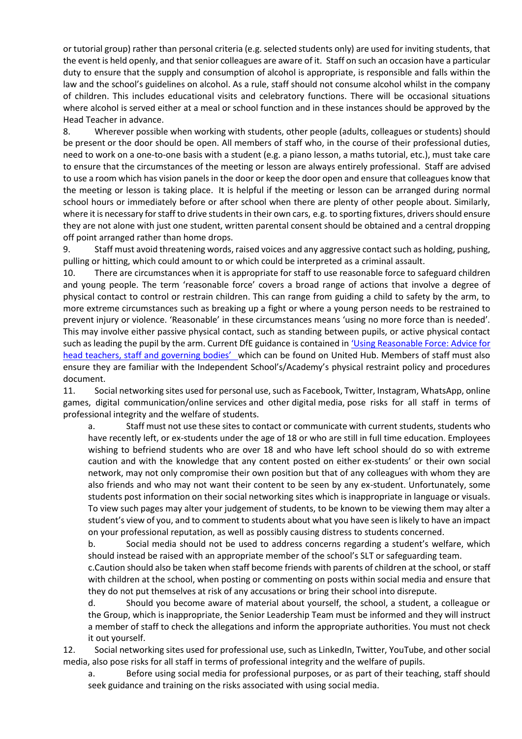or tutorial group) rather than personal criteria (e.g. selected students only) are used for inviting students, that the event is held openly, and that senior colleagues are aware of it. Staff on such an occasion have a particular duty to ensure that the supply and consumption of alcohol is appropriate, is responsible and falls within the law and the school's guidelines on alcohol. As a rule, staff should not consume alcohol whilst in the company of children. This includes educational visits and celebratory functions. There will be occasional situations where alcohol is served either at a meal or school function and in these instances should be approved by the Head Teacher in advance.

8. Wherever possible when working with students, other people (adults, colleagues or students) should be present or the door should be open. All members of staff who, in the course of their professional duties, need to work on a one-to-one basis with a student (e.g. a piano lesson, a maths tutorial, etc.), must take care to ensure that the circumstances of the meeting or lesson are always entirely professional. Staff are advised to use a room which has vision panels in the door or keep the door open and ensure that colleagues know that the meeting or lesson is taking place. It is helpful if the meeting or lesson can be arranged during normal school hours or immediately before or after school when there are plenty of other people about. Similarly, where it is necessary for staff to drive students in their own cars, e.g. to sporting fixtures, drivers should ensure they are not alone with just one student, written parental consent should be obtained and a central dropping off point arranged rather than home drops.

9. Staff must avoid threatening words, raised voices and any aggressive contact such as holding, pushing, pulling or hitting, which could amount to or which could be interpreted as a criminal assault.

10. There are circumstances when it is appropriate for staff to use reasonable force to safeguard children and young people. The term 'reasonable force' covers a broad range of actions that involve a degree of physical contact to control or restrain children. This can range from guiding a child to safety by the arm, to more extreme circumstances such as breaking up a fight or where a young person needs to be restrained to prevent injury or violence. 'Reasonable' in these circumstances means 'using no more force than is needed'. This may involve either passive physical contact, such as standing between pupils, or active physical contact such as leading the pupil by the arm. Current DfE guidance is contained in 'Using Reasonable Force: Advice for head teachers, staff and governing bodies' which can be found on United Hub. Members of staff must also ensure they are familiar with the Independent School's/Academy's physical restraint policy and procedures document.

11. Social networking sites used for personal use, such as Facebook, Twitter, Instagram, WhatsApp, online games, digital communication/online services and other digital media, pose risks for all staff in terms of professional integrity and the welfare of students.

   a. Staff must not use these sites to contact or communicate with current students, students who have recently left, or ex-students under the age of 18 or who are still in full time education. Employees wishing to befriend students who are over 18 and who have left school should do so with extreme caution and with the knowledge that any content posted on either ex-students' or their own social network, may not only compromise their own position but that of any colleagues with whom they are also friends and who may not want their content to be seen by any ex-student. Unfortunately, some students post information on their social networking sites which is inappropriate in language or visuals. To view such pages may alter your judgement of students, to be known to be viewing them may alter a student's view of you, and to comment to students about what you have seen is likely to have an impact on your professional reputation, as well as possibly causing distress to students concerned.

   b. Social media should not be used to address concerns regarding a student's welfare, which should instead be raised with an appropriate member of the school's SLT or safeguarding team.

   c. Caution should also be taken when staff become friends with parents of children at the school, or staff with children at the school, when posting or commenting on posts within social media and ensure that they do not put themselves at risk of any accusations or bring their school into disrepute.

   d. Should you become aware of material about yourself, the school, a student, a colleague or the Group, which is inappropriate, the Senior Leadership Team must be informed and they will instruct a member of staff to check the allegations and inform the appropriate authorities. You must not check it out yourself.

12. Social networking sites used for professional use, such as LinkedIn, Twitter, YouTube, and other social media, also pose risks for all staff in terms of professional integrity and the welfare of pupils.

   a. Before using social media for professional purposes, or as part of their teaching, staff should seek guidance and training on the risks associated with using social media.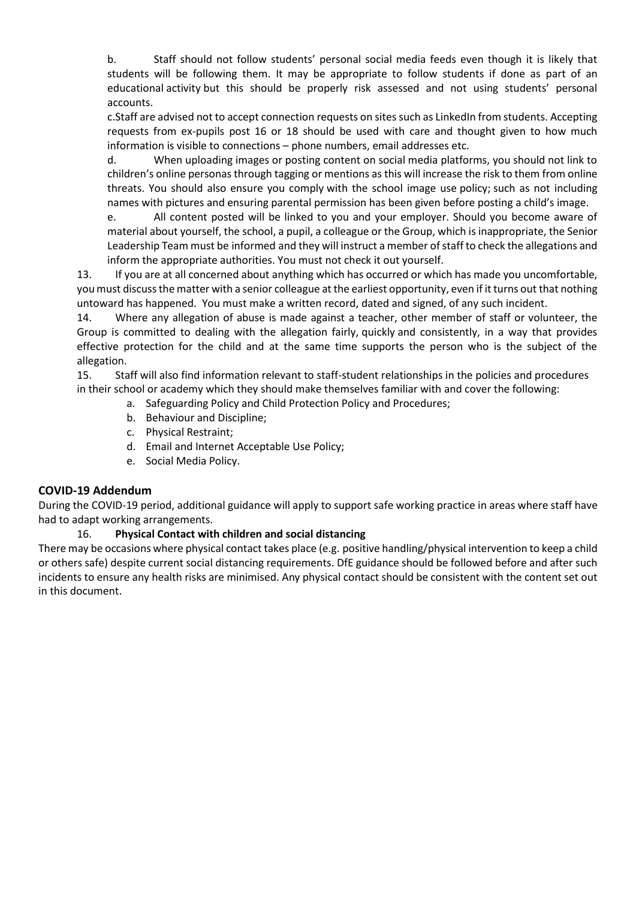b. Staff should not follow students' personal social media feeds even though it is likely that students will be following them. It may be appropriate to follow students if done as part of an educational activity but this should be properly risk assessed and not using students' personal accounts.

c. Staff are advised not to accept connection requests on sites such as LinkedIn from students. Accepting requests from ex-pupils post 16 or 18 should be used with care and thought given to how much information is visible to connections – phone numbers, email addresses etc.

d. When uploading images or posting content on social media platforms, you should not link to children's online personas through tagging or mentions as this will increase the risk to them from online threats. You should also ensure you comply with the school image use policy; such as not including names with pictures and ensuring parental permission has been given before posting a child's image.

e. All content posted will be linked to you and your employer. Should you become aware of material about yourself, the school, a pupil, a colleague or the Group, which is inappropriate, the Senior Leadership Team must be informed and they will instruct a member of staff to check the allegations and inform the appropriate authorities. You must not check it out yourself.

13. If you are at all concerned about anything which has occurred or which has made you uncomfortable, you must discuss the matter with a senior colleague at the earliest opportunity, even if it turns out that nothing untoward has happened. You must make a written record, dated and signed, of any such incident.

14. Where any allegation of abuse is made against a teacher, other member of staff or volunteer, the Group is committed to dealing with the allegation fairly, quickly and consistently, in a way that provides effective protection for the child and at the same time supports the person who is the subject of the allegation.

15. Staff will also find information relevant to staff-student relationships in the policies and procedures in their school or academy which they should make themselves familiar with and cover the following:

a. Safeguarding Policy and Child Protection Policy and Procedures;
b. Behaviour and Discipline;
c. Physical Restraint;
d. Email and Internet Acceptable Use Policy;
e. Social Media Policy.

## COVID-19 Addendum

During the COVID-19 period, additional guidance will apply to support safe working practice in areas where staff have had to adapt working arrangements.

16. **Physical Contact with children and social distancing**

There may be occasions where physical contact takes place (e.g. positive handling/physical intervention to keep a child or others safe) despite current social distancing requirements. DfE guidance should be followed before and after such incidents to ensure any health risks are minimised. Any physical contact should be consistent with the content set out in this document.